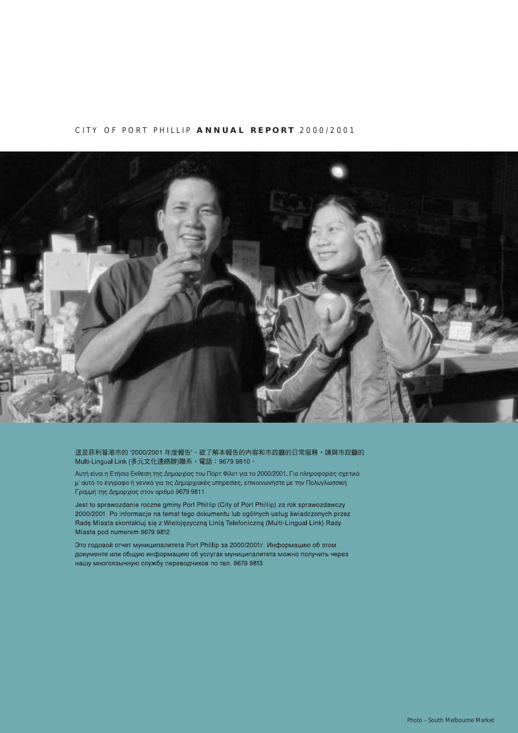# CITY OF PORT PHILLIP **ANNUAL REPORT** 2000/2001

這是菲利普港市的 '2000/2001 年度報告'。欲了解本報告的內容和市政廳的日常服務，請與市政廳的 Multi-Lingual Link (多元文化連絡辦)聯系，電話：9679 9810。

Αυτή είναι η Ετήσια Εκθεση της Δημαρχίας του Πόρτ Φίλιπ για το 2000/2001. Για πληροφορίες σχετικά μ' αυτό το έγγραφο ή γενικά για τις Δημαρχιακές υπηρεσίες, επικοινωνήστε με την Πολυγλωσσική Γραμμή της Δημαρχίας στον αριθμό 9679 9811.

Jest to sprawozdanie roczne gminy Port Phillip (City of Port Phillip) za rok sprawozdawczy 2000/2001. Po informacje na temat tego dokumentu lub ogólnych usług świadczonych przez Radę Miasta skontaktuj się z Wielojęzyczną Linią Telefoniczną (Multi-Lingual Link) Rady Miasta pod numerem 9679 9812.

Это годовой отчет муниципалитета Port Phillip за 2000/2001г. Информацию об этом документе или общую информацию об услугах муниципалитета можно получить через нашу многоязычную службу переводчиков по тел. 9679 9813.

Photo - South Melbourne Market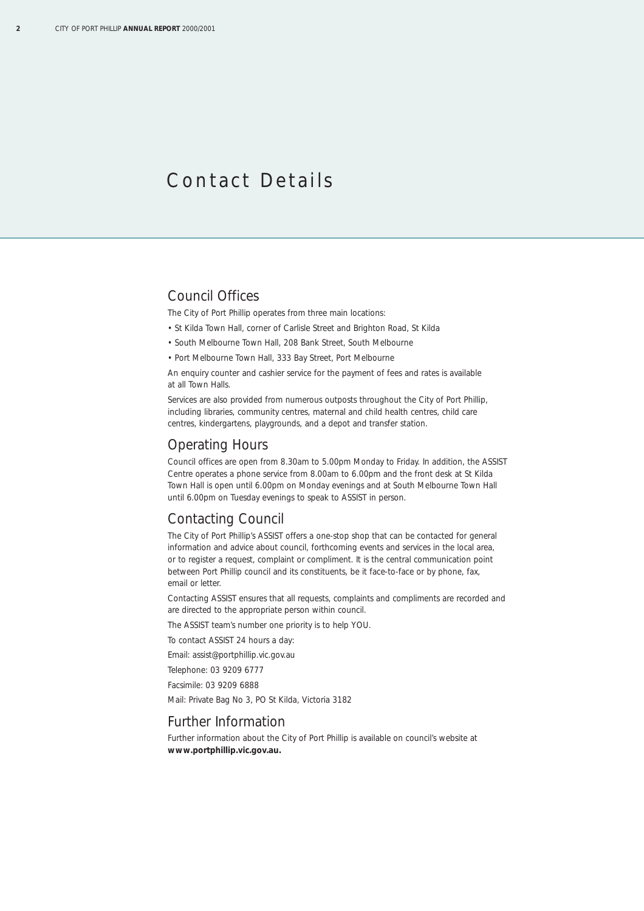# Contact Details

## Council Offices

The City of Port Phillip operates from three main locations:

- St Kilda Town Hall, corner of Carlisle Street and Brighton Road, St Kilda
- South Melbourne Town Hall, 208 Bank Street, South Melbourne
- Port Melbourne Town Hall, 333 Bay Street, Port Melbourne

An enquiry counter and cashier service for the payment of fees and rates is available at all Town Halls.

Services are also provided from numerous outposts throughout the City of Port Phillip, including libraries, community centres, maternal and child health centres, child care centres, kindergartens, playgrounds, and a depot and transfer station.

## Operating Hours

Council offices are open from 8.30am to 5.00pm Monday to Friday. In addition, the ASSIST Centre operates a phone service from 8.00am to 6.00pm and the front desk at St Kilda Town Hall is open until 6.00pm on Monday evenings and at South Melbourne Town Hall until 6.00pm on Tuesday evenings to speak to ASSIST in person.

## Contacting Council

The City of Port Phillip's ASSIST offers a one-stop shop that can be contacted for general information and advice about council, forthcoming events and services in the local area, or to register a request, complaint or compliment. It is the central communication point between Port Phillip council and its constituents, be it face-to-face or by phone, fax, email or letter.

Contacting ASSIST ensures that all requests, complaints and compliments are recorded and are directed to the appropriate person within council.

The ASSIST team's number one priority is to help YOU.

To contact ASSIST 24 hours a day:

Email: assist@portphillip.vic.gov.au

Telephone: 03 9209 6777

Facsimile: 03 9209 6888

Mail: Private Bag No 3, PO St Kilda, Victoria 3182

## Further Information

Further information about the City of Port Phillip is available on council's website at **www.portphillip.vic.gov.au.**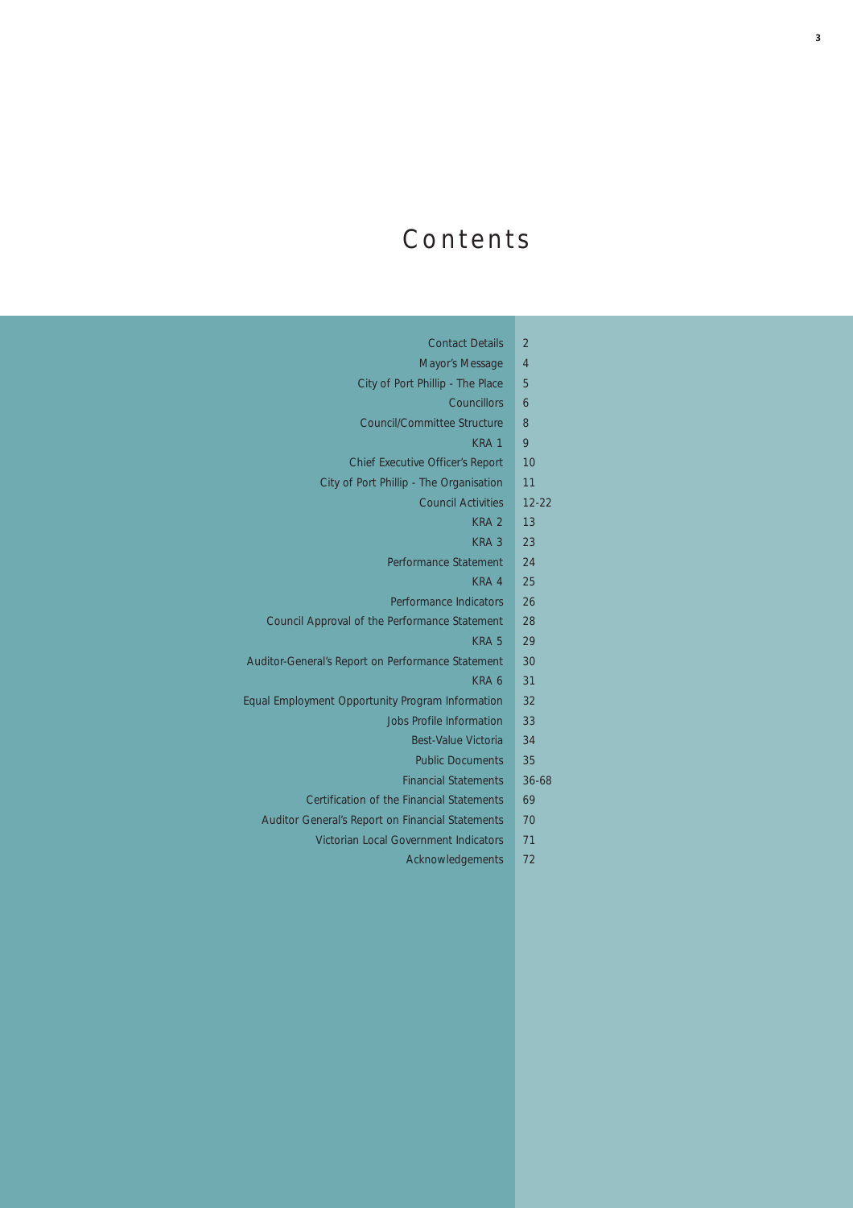# Contents

| | |
|---|---|
| Contact Details | 2 |
| Mayor's Message | 4 |
| City of Port Phillip - The Place | 5 |
| Councillors | 6 |
| Council/Committee Structure | 8 |
| KRA 1 | 9 |
| Chief Executive Officer's Report | 10 |
| City of Port Phillip - The Organisation | 11 |
| Council Activities | 12-22 |
| KRA 2 | 13 |
| KRA 3 | 23 |
| Performance Statement | 24 |
| KRA 4 | 25 |
| Performance Indicators | 26 |
| Council Approval of the Performance Statement | 28 |
| KRA 5 | 29 |
| Auditor-General's Report on Performance Statement | 30 |
| KRA 6 | 31 |
| Equal Employment Opportunity Program Information | 32 |
| Jobs Profile Information | 33 |
| Best-Value Victoria | 34 |
| Public Documents | 35 |
| Financial Statements | 36-68 |
| Certification of the Financial Statements | 69 |
| Auditor General's Report on Financial Statements | 70 |
| Victorian Local Government Indicators | 71 |
| Acknowledgements | 72 |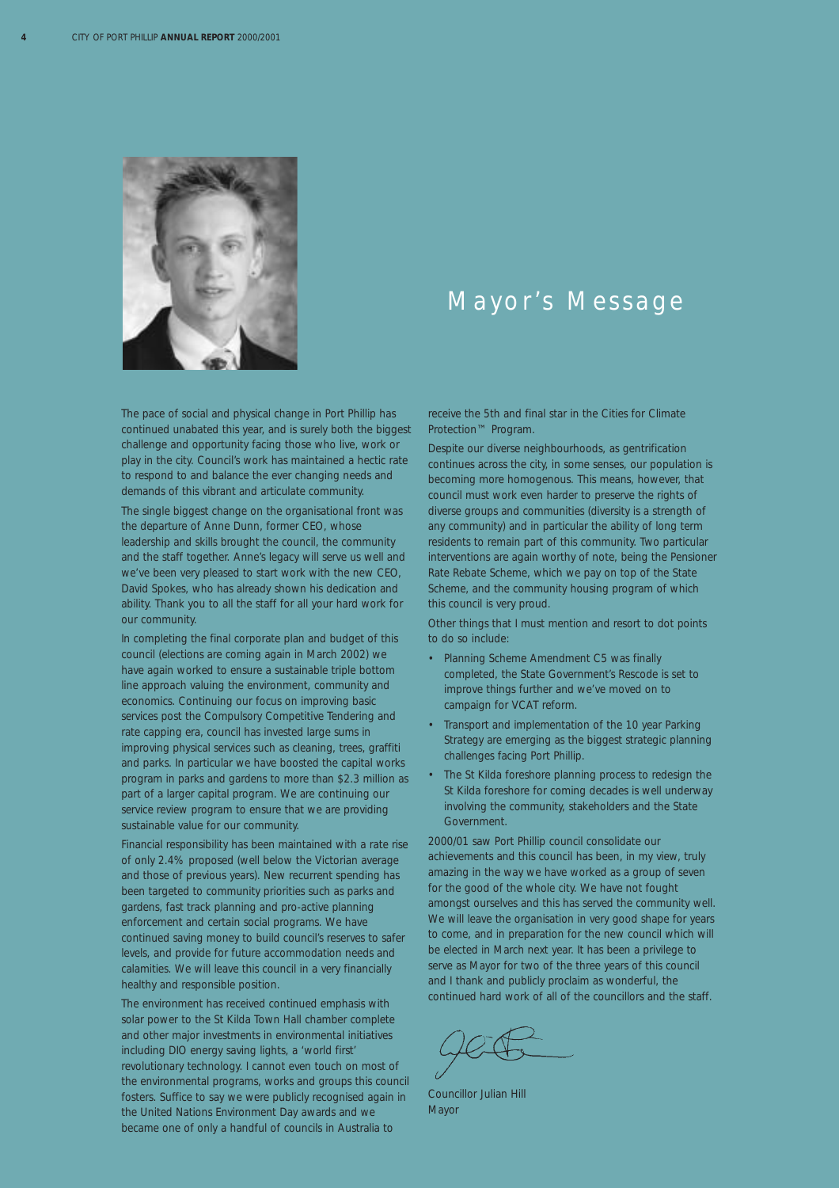# Mayor's Message

The pace of social and physical change in Port Phillip has continued unabated this year, and is surely both the biggest challenge and opportunity facing those who live, work or play in the city. Council's work has maintained a hectic rate to respond to and balance the ever changing needs and demands of this vibrant and articulate community.

The single biggest change on the organisational front was the departure of Anne Dunn, former CEO, whose leadership and skills brought the council, the community and the staff together. Anne's legacy will serve us well and we've been very pleased to start work with the new CEO, David Spokes, who has already shown his dedication and ability. Thank you to all the staff for all your hard work for our community.

In completing the final corporate plan and budget of this council (elections are coming again in March 2002) we have again worked to ensure a sustainable triple bottom line approach valuing the environment, community and economics. Continuing our focus on improving basic services post the Compulsory Competitive Tendering and rate capping era, council has invested large sums in improving physical services such as cleaning, trees, graffiti and parks. In particular we have boosted the capital works program in parks and gardens to more than $2.3 million as part of a larger capital program. We are continuing our service review program to ensure that we are providing sustainable value for our community.

Financial responsibility has been maintained with a rate rise of only 2.4% proposed (well below the Victorian average and those of previous years). New recurrent spending has been targeted to community priorities such as parks and gardens, fast track planning and pro-active planning enforcement and certain social programs. We have continued saving money to build council's reserves to safer levels, and provide for future accommodation needs and calamities. We will leave this council in a very financially healthy and responsible position.

The environment has received continued emphasis with solar power to the St Kilda Town Hall chamber complete and other major investments in environmental initiatives including DIO energy saving lights, a 'world first' revolutionary technology. I cannot even touch on most of the environmental programs, works and groups this council fosters. Suffice to say we were publicly recognised again in the United Nations Environment Day awards and we became one of only a handful of councils in Australia to receive the 5th and final star in the Cities for Climate Protection™ Program.

Despite our diverse neighbourhoods, as gentrification continues across the city, in some senses, our population is becoming more homogenous. This means, however, that council must work even harder to preserve the rights of diverse groups and communities (diversity is a strength of any community) and in particular the ability of long term residents to remain part of this community. Two particular interventions are again worthy of note, being the Pensioner Rate Rebate Scheme, which we pay on top of the State Scheme, and the community housing program of which this council is very proud.

Other things that I must mention and resort to dot points to do so include:

- Planning Scheme Amendment C5 was finally completed, the State Government's Rescode is set to improve things further and we've moved on to campaign for VCAT reform.
- Transport and implementation of the 10 year Parking Strategy are emerging as the biggest strategic planning challenges facing Port Phillip.
- The St Kilda foreshore planning process to redesign the St Kilda foreshore for coming decades is well underway involving the community, stakeholders and the State Government.

2000/01 saw Port Phillip council consolidate our achievements and this council has been, in my view, truly amazing in the way we have worked as a group of seven for the good of the whole city. We have not fought amongst ourselves and this has served the community well. We will leave the organisation in very good shape for years to come, and in preparation for the new council which will be elected in March next year. It has been a privilege to serve as Mayor for two of the three years of this council and I thank and publicly proclaim as wonderful, the continued hard work of all of the councillors and the staff.

Councillor Julian Hill
Mayor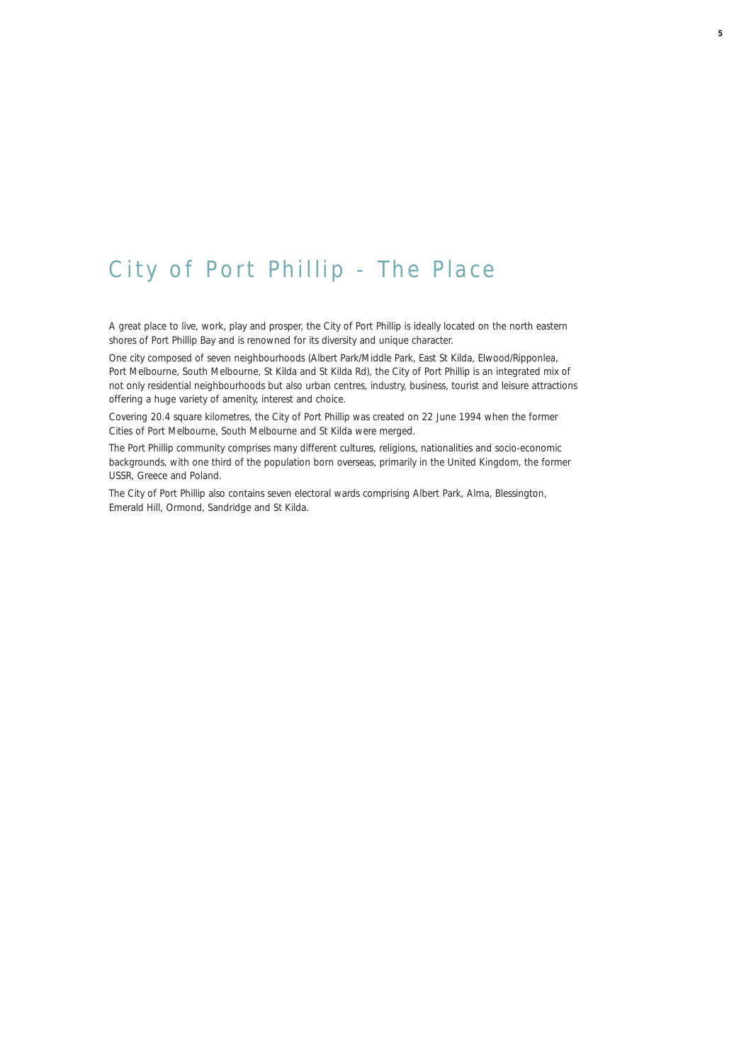# City of Port Phillip - The Place

A great place to live, work, play and prosper, the City of Port Phillip is ideally located on the north eastern shores of Port Phillip Bay and is renowned for its diversity and unique character.

One city composed of seven neighbourhoods (Albert Park/Middle Park, East St Kilda, Elwood/Ripponlea, Port Melbourne, South Melbourne, St Kilda and St Kilda Rd), the City of Port Phillip is an integrated mix of not only residential neighbourhoods but also urban centres, industry, business, tourist and leisure attractions offering a huge variety of amenity, interest and choice.

Covering 20.4 square kilometres, the City of Port Phillip was created on 22 June 1994 when the former Cities of Port Melbourne, South Melbourne and St Kilda were merged.

The Port Phillip community comprises many different cultures, religions, nationalities and socio-economic backgrounds, with one third of the population born overseas, primarily in the United Kingdom, the former USSR, Greece and Poland.

The City of Port Phillip also contains seven electoral wards comprising Albert Park, Alma, Blessington, Emerald Hill, Ormond, Sandridge and St Kilda.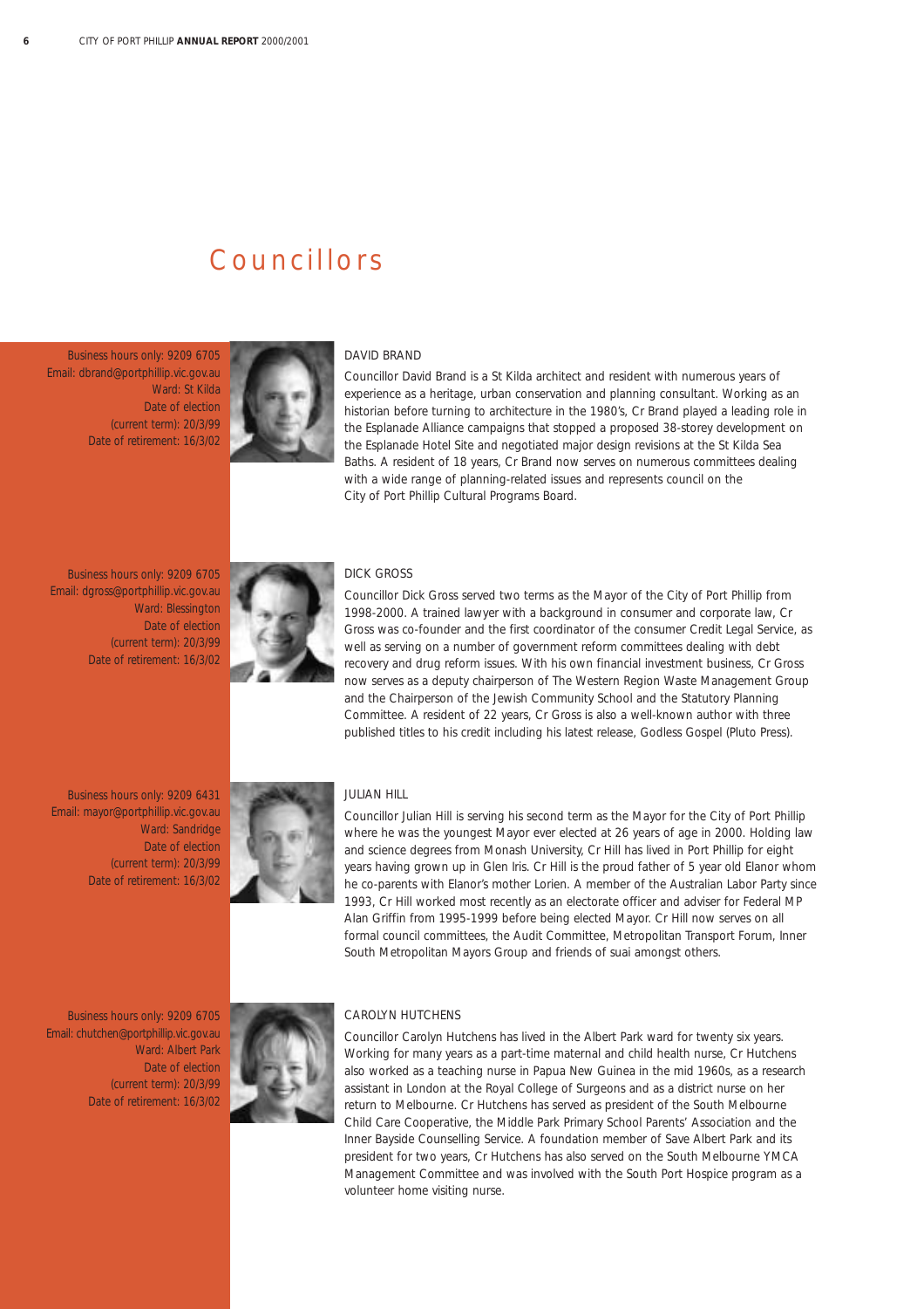# Councillors

Business hours only: 9209 6705
Email: dbrand@portphillip.vic.gov.au
Ward: St Kilda
Date of election
(current term): 20/3/99
Date of retirement: 16/3/02

### DAVID BRAND

Councillor David Brand is a St Kilda architect and resident with numerous years of experience as a heritage, urban conservation and planning consultant. Working as an historian before turning to architecture in the 1980's, Cr Brand played a leading role in the Esplanade Alliance campaigns that stopped a proposed 38-storey development on the Esplanade Hotel Site and negotiated major design revisions at the St Kilda Sea Baths. A resident of 18 years, Cr Brand now serves on numerous committees dealing with a wide range of planning-related issues and represents council on the City of Port Phillip Cultural Programs Board.

Business hours only: 9209 6705
Email: dgross@portphillip.vic.gov.au
Ward: Blessington
Date of election
(current term): 20/3/99
Date of retirement: 16/3/02

### DICK GROSS

Councillor Dick Gross served two terms as the Mayor of the City of Port Phillip from 1998-2000. A trained lawyer with a background in consumer and corporate law, Cr Gross was co-founder and the first coordinator of the consumer Credit Legal Service, as well as serving on a number of government reform committees dealing with debt recovery and drug reform issues. With his own financial investment business, Cr Gross now serves as a deputy chairperson of The Western Region Waste Management Group and the Chairperson of the Jewish Community School and the Statutory Planning Committee. A resident of 22 years, Cr Gross is also a well-known author with three published titles to his credit including his latest release, Godless Gospel (Pluto Press).

Business hours only: 9209 6431
Email: mayor@portphillip.vic.gov.au
Ward: Sandridge
Date of election
(current term): 20/3/99
Date of retirement: 16/3/02

### JULIAN HILL

Councillor Julian Hill is serving his second term as the Mayor for the City of Port Phillip where he was the youngest Mayor ever elected at 26 years of age in 2000. Holding law and science degrees from Monash University, Cr Hill has lived in Port Phillip for eight years having grown up in Glen Iris. Cr Hill is the proud father of 5 year old Elanor whom he co-parents with Elanor's mother Lorien. A member of the Australian Labor Party since 1993, Cr Hill worked most recently as an electorate officer and adviser for Federal MP Alan Griffin from 1995-1999 before being elected Mayor. Cr Hill now serves on all formal council committees, the Audit Committee, Metropolitan Transport Forum, Inner South Metropolitan Mayors Group and friends of suai amongst others.

Business hours only: 9209 6705
Email: chutchen@portphillip.vic.gov.au
Ward: Albert Park
Date of election
(current term): 20/3/99
Date of retirement: 16/3/02

### CAROLYN HUTCHENS

Councillor Carolyn Hutchens has lived in the Albert Park ward for twenty six years. Working for many years as a part-time maternal and child health nurse, Cr Hutchens also worked as a teaching nurse in Papua New Guinea in the mid 1960s, as a research assistant in London at the Royal College of Surgeons and as a district nurse on her return to Melbourne. Cr Hutchens has served as president of the South Melbourne Child Care Cooperative, the Middle Park Primary School Parents' Association and the Inner Bayside Counselling Service. A foundation member of Save Albert Park and its president for two years, Cr Hutchens has also served on the South Melbourne YMCA Management Committee and was involved with the South Port Hospice program as a volunteer home visiting nurse.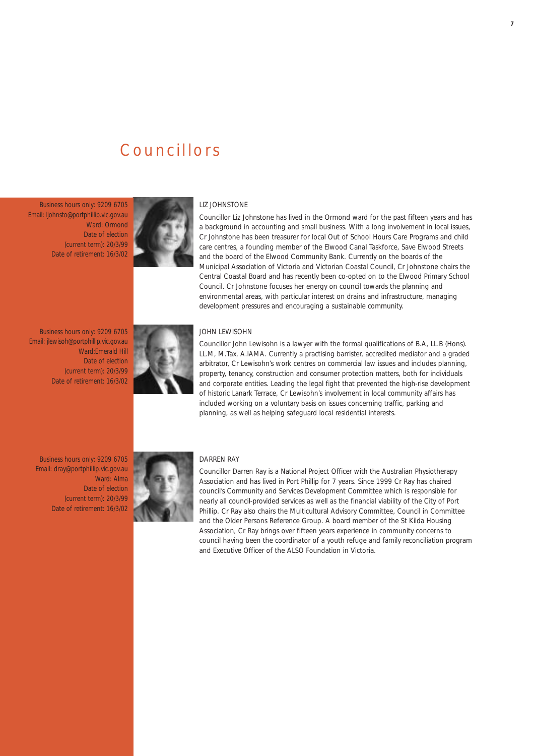# Councillors

Business hours only: 9209 6705
Email: ljohnsto@portphillip.vic.gov.au
Ward: Ormond
Date of election
(current term): 20/3/99
Date of retirement: 16/3/02

## LIZ JOHNSTONE

Councillor Liz Johnstone has lived in the Ormond ward for the past fifteen years and has a background in accounting and small business. With a long involvement in local issues, Cr Johnstone has been treasurer for local Out of School Hours Care Programs and child care centres, a founding member of the Elwood Canal Taskforce, Save Elwood Streets and the board of the Elwood Community Bank. Currently on the boards of the Municipal Association of Victoria and Victorian Coastal Council, Cr Johnstone chairs the Central Coastal Board and has recently been co-opted on to the Elwood Primary School Council. Cr Johnstone focuses her energy on council towards the planning and environmental areas, with particular interest on drains and infrastructure, managing development pressures and encouraging a sustainable community.

Business hours only: 9209 6705
Email: jlewisoh@portphillip.vic.gov.au
Ward:Emerald Hill
Date of election
(current term): 20/3/99
Date of retirement: 16/3/02

## JOHN LEWISOHN

Councillor John Lewisohn is a lawyer with the formal qualifications of B.A, LL.B (Hons). LL.M, M.Tax, A.IAMA. Currently a practising barrister, accredited mediator and a graded arbitrator, Cr Lewisohn's work centres on commercial law issues and includes planning, property, tenancy, construction and consumer protection matters, both for individuals and corporate entities. Leading the legal fight that prevented the high-rise development of historic Lanark Terrace, Cr Lewisohn's involvement in local community affairs has included working on a voluntary basis on issues concerning traffic, parking and planning, as well as helping safeguard local residential interests.

Business hours only: 9209 6705
Email: dray@portphillip.vic.gov.au
Ward: Alma
Date of election
(current term): 20/3/99
Date of retirement: 16/3/02

## DARREN RAY

Councillor Darren Ray is a National Project Officer with the Australian Physiotherapy Association and has lived in Port Phillip for 7 years. Since 1999 Cr Ray has chaired council's Community and Services Development Committee which is responsible for nearly all council-provided services as well as the financial viability of the City of Port Phillip. Cr Ray also chairs the Multicultural Advisory Committee, Council in Committee and the Older Persons Reference Group. A board member of the St Kilda Housing Association, Cr Ray brings over fifteen years experience in community concerns to council having been the coordinator of a youth refuge and family reconciliation program and Executive Officer of the ALSO Foundation in Victoria.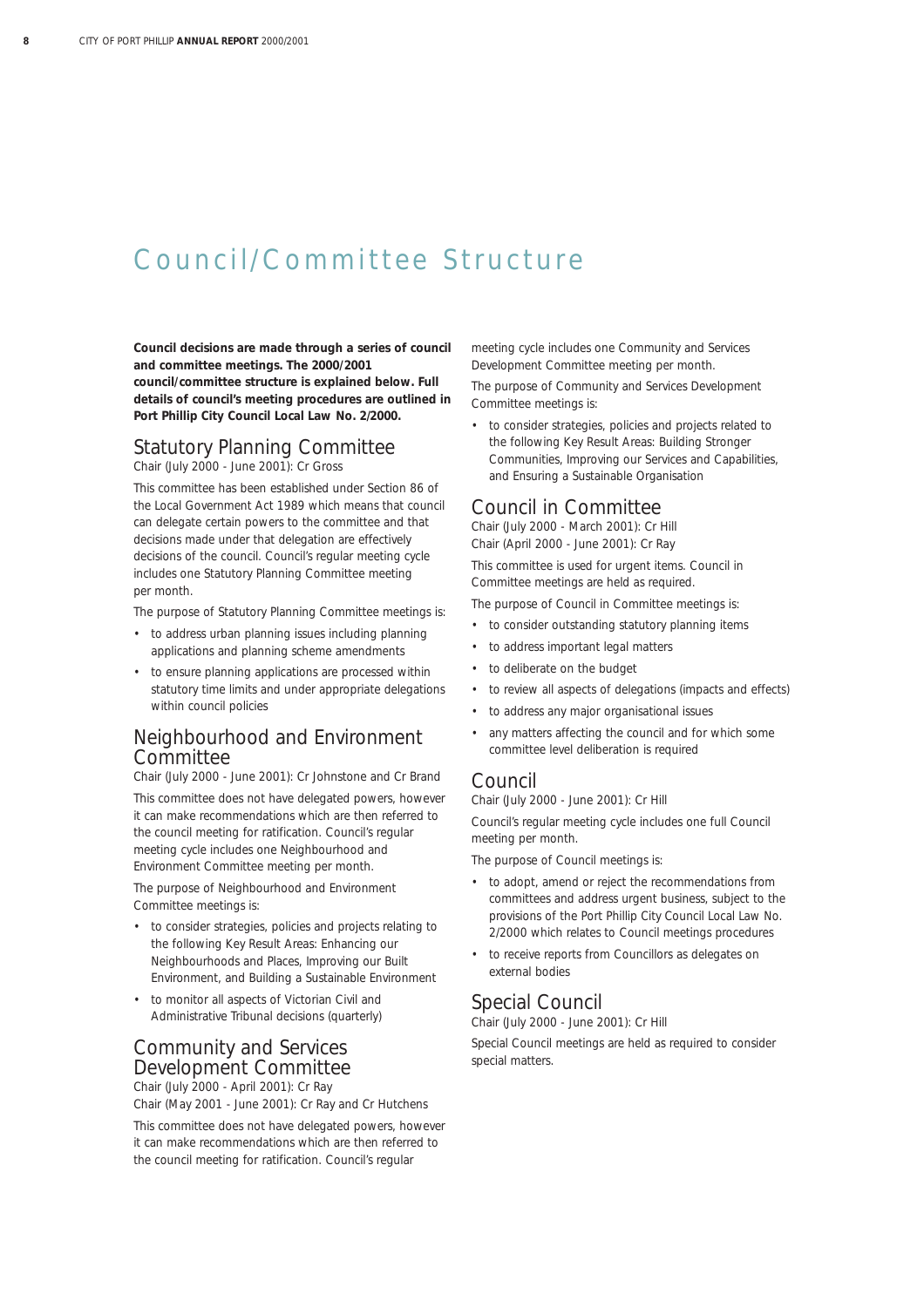# Council/Committee Structure

**Council decisions are made through a series of council and committee meetings. The 2000/2001 council/committee structure is explained below. Full details of council's meeting procedures are outlined in Port Phillip City Council Local Law No. 2/2000.**

## Statutory Planning Committee

Chair (July 2000 - June 2001): Cr Gross

This committee has been established under Section 86 of the Local Government Act 1989 which means that council can delegate certain powers to the committee and that decisions made under that delegation are effectively decisions of the council. Council's regular meeting cycle includes one Statutory Planning Committee meeting per month.

The purpose of Statutory Planning Committee meetings is:

- to address urban planning issues including planning applications and planning scheme amendments
- to ensure planning applications are processed within statutory time limits and under appropriate delegations within council policies

## Neighbourhood and Environment Committee

Chair (July 2000 - June 2001): Cr Johnstone and Cr Brand

This committee does not have delegated powers, however it can make recommendations which are then referred to the council meeting for ratification. Council's regular meeting cycle includes one Neighbourhood and Environment Committee meeting per month.

The purpose of Neighbourhood and Environment Committee meetings is:

- to consider strategies, policies and projects relating to the following Key Result Areas: Enhancing our Neighbourhoods and Places, Improving our Built Environment, and Building a Sustainable Environment
- to monitor all aspects of Victorian Civil and Administrative Tribunal decisions (quarterly)

## Community and Services Development Committee

Chair (July 2000 - April 2001): Cr Ray

Chair (May 2001 - June 2001): Cr Ray and Cr Hutchens

This committee does not have delegated powers, however it can make recommendations which are then referred to the council meeting for ratification. Council's regular meeting cycle includes one Community and Services Development Committee meeting per month.

The purpose of Community and Services Development Committee meetings is:

- to consider strategies, policies and projects related to the following Key Result Areas: Building Stronger Communities, Improving our Services and Capabilities, and Ensuring a Sustainable Organisation

## Council in Committee

Chair (July 2000 - March 2001): Cr Hill

Chair (April 2000 - June 2001): Cr Ray

This committee is used for urgent items. Council in Committee meetings are held as required.

The purpose of Council in Committee meetings is:

- to consider outstanding statutory planning items
- to address important legal matters
- to deliberate on the budget
- to review all aspects of delegations (impacts and effects)
- to address any major organisational issues
- any matters affecting the council and for which some committee level deliberation is required

## Council

Chair (July 2000 - June 2001): Cr Hill

Council's regular meeting cycle includes one full Council meeting per month.

The purpose of Council meetings is:

- to adopt, amend or reject the recommendations from committees and address urgent business, subject to the provisions of the Port Phillip City Council Local Law No. 2/2000 which relates to Council meetings procedures
- to receive reports from Councillors as delegates on external bodies

## Special Council

Chair (July 2000 - June 2001): Cr Hill

Special Council meetings are held as required to consider special matters.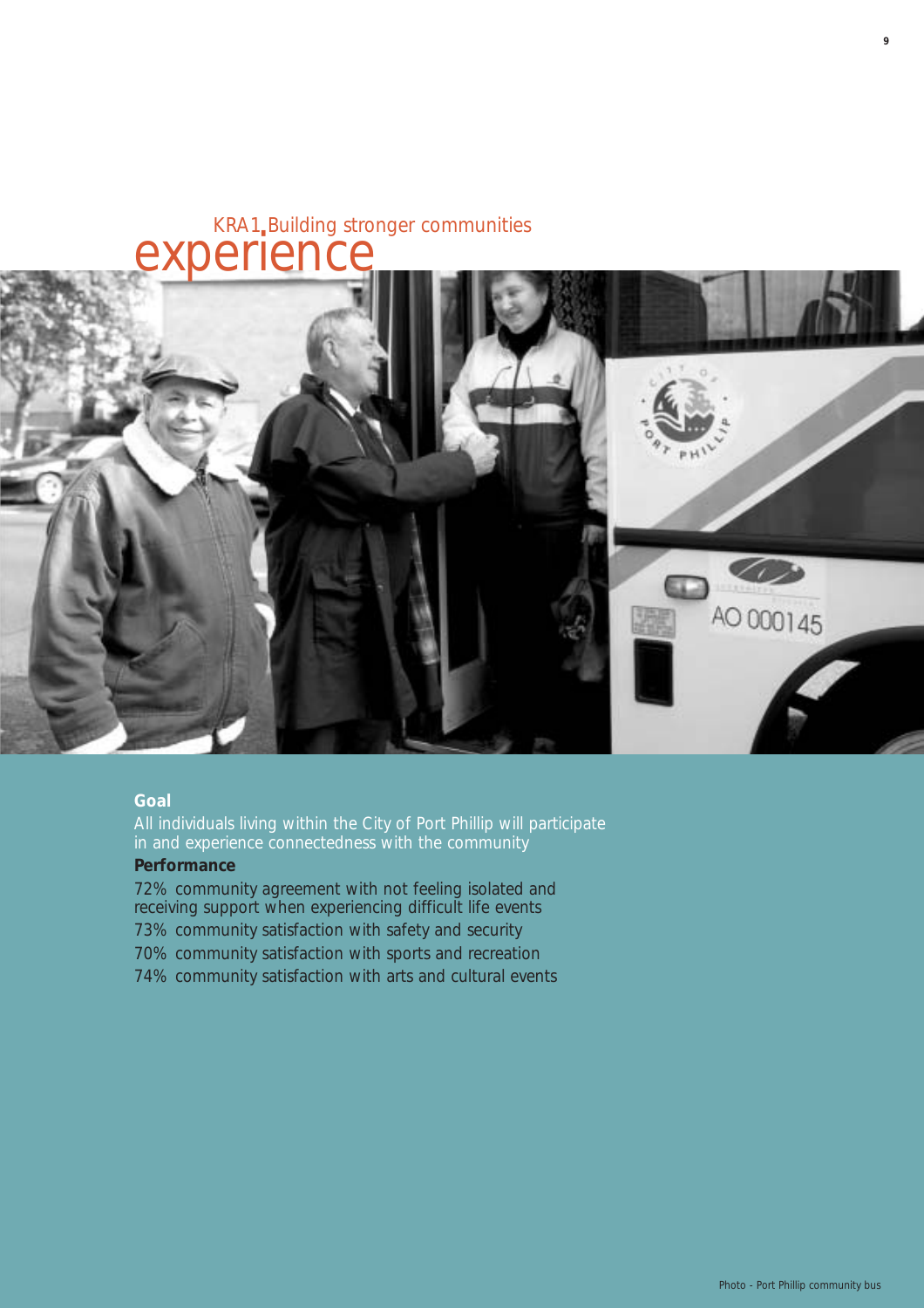# experience

## KRA1 Building stronger communities

**Goal**

All individuals living within the City of Port Phillip will participate in and experience connectedness with the community

**Performance**

72% community agreement with not feeling isolated and receiving support when experiencing difficult life events

73% community satisfaction with safety and security

70% community satisfaction with sports and recreation

74% community satisfaction with arts and cultural events

Photo - Port Phillip community bus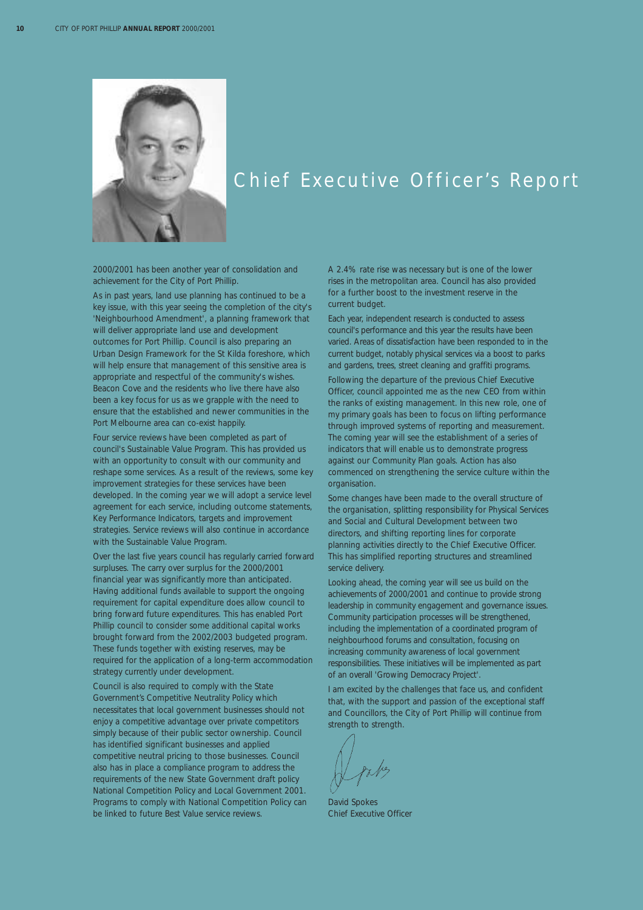# Chief Executive Officer's Report

2000/2001 has been another year of consolidation and achievement for the City of Port Phillip.

As in past years, land use planning has continued to be a key issue, with this year seeing the completion of the city's 'Neighbourhood Amendment', a planning framework that will deliver appropriate land use and development outcomes for Port Phillip. Council is also preparing an Urban Design Framework for the St Kilda foreshore, which will help ensure that management of this sensitive area is appropriate and respectful of the community's wishes. Beacon Cove and the residents who live there have also been a key focus for us as we grapple with the need to ensure that the established and newer communities in the Port Melbourne area can co-exist happily.

Four service reviews have been completed as part of council's Sustainable Value Program. This has provided us with an opportunity to consult with our community and reshape some services. As a result of the reviews, some key improvement strategies for these services have been developed. In the coming year we will adopt a service level agreement for each service, including outcome statements, Key Performance Indicators, targets and improvement strategies. Service reviews will also continue in accordance with the Sustainable Value Program.

Over the last five years council has regularly carried forward surpluses. The carry over surplus for the 2000/2001 financial year was significantly more than anticipated. Having additional funds available to support the ongoing requirement for capital expenditure does allow council to bring forward future expenditures. This has enabled Port Phillip council to consider some additional capital works brought forward from the 2002/2003 budgeted program. These funds together with existing reserves, may be required for the application of a long-term accommodation strategy currently under development.

Council is also required to comply with the State Government's Competitive Neutrality Policy which necessitates that local government businesses should not enjoy a competitive advantage over private competitors simply because of their public sector ownership. Council has identified significant businesses and applied competitive neutral pricing to those businesses. Council also has in place a compliance program to address the requirements of the new State Government draft policy National Competition Policy and Local Government 2001. Programs to comply with National Competition Policy can be linked to future Best Value service reviews.

A 2.4% rate rise was necessary but is one of the lower rises in the metropolitan area. Council has also provided for a further boost to the investment reserve in the current budget.

Each year, independent research is conducted to assess council's performance and this year the results have been varied. Areas of dissatisfaction have been responded to in the current budget, notably physical services via a boost to parks and gardens, trees, street cleaning and graffiti programs.

Following the departure of the previous Chief Executive Officer, council appointed me as the new CEO from within the ranks of existing management. In this new role, one of my primary goals has been to focus on lifting performance through improved systems of reporting and measurement. The coming year will see the establishment of a series of indicators that will enable us to demonstrate progress against our Community Plan goals. Action has also commenced on strengthening the service culture within the organisation.

Some changes have been made to the overall structure of the organisation, splitting responsibility for Physical Services and Social and Cultural Development between two directors, and shifting reporting lines for corporate planning activities directly to the Chief Executive Officer. This has simplified reporting structures and streamlined service delivery.

Looking ahead, the coming year will see us build on the achievements of 2000/2001 and continue to provide strong leadership in community engagement and governance issues. Community participation processes will be strengthened, including the implementation of a coordinated program of neighbourhood forums and consultation, focusing on increasing community awareness of local government responsibilities. These initiatives will be implemented as part of an overall 'Growing Democracy Project'.

I am excited by the challenges that face us, and confident that, with the support and passion of the exceptional staff and Councillors, the City of Port Phillip will continue from strength to strength.

David Spokes
Chief Executive Officer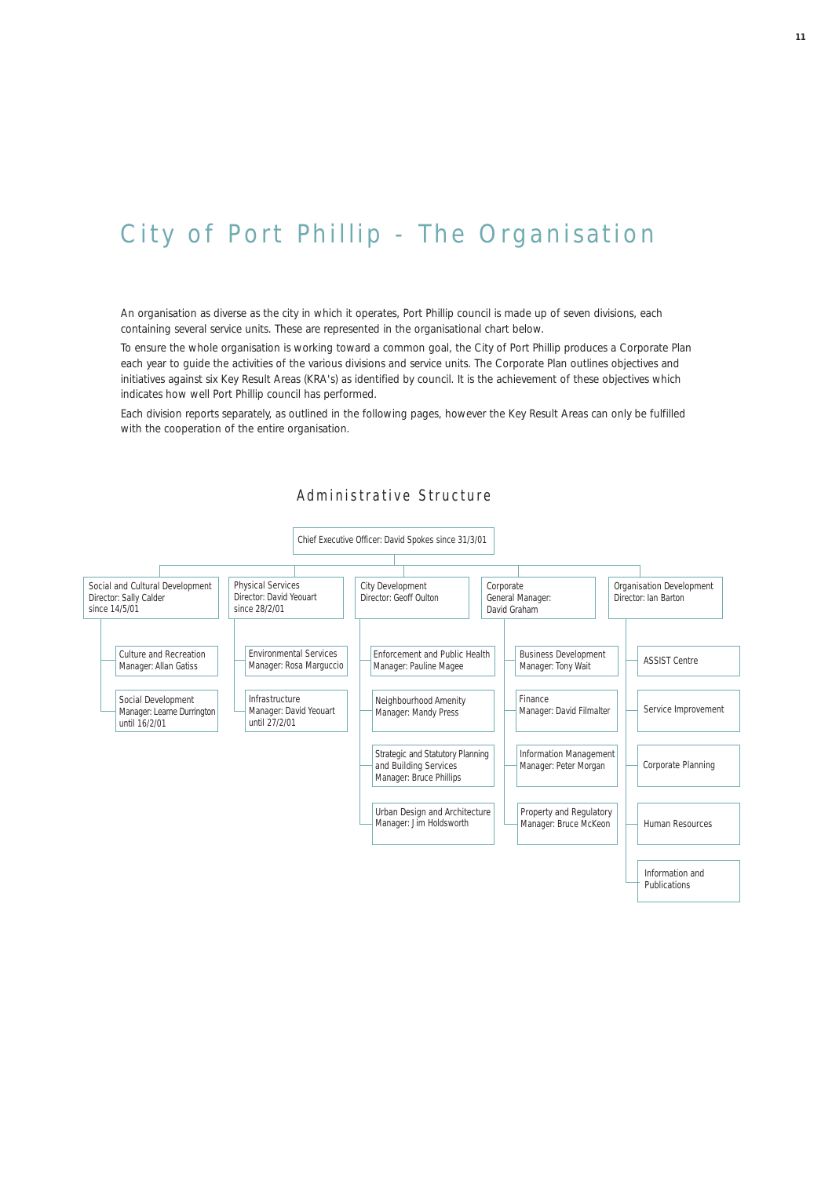# City of Port Phillip - The Organisation

An organisation as diverse as the city in which it operates, Port Phillip council is made up of seven divisions, each containing several service units. These are represented in the organisational chart below.

To ensure the whole organisation is working toward a common goal, the City of Port Phillip produces a Corporate Plan each year to guide the activities of the various divisions and service units. The Corporate Plan outlines objectives and initiatives against six Key Result Areas (KRA's) as identified by council. It is the achievement of these objectives which indicates how well Port Phillip council has performed.

Each division reports separately, as outlined in the following pages, however the Key Result Areas can only be fulfilled with the cooperation of the entire organisation.

## Administrative Structure

**Chief Executive Officer: David Spokes since 31/3/01**

- **Social and Cultural Development** – Director: Sally Calder since 14/5/01
  - Culture and Recreation – Manager: Allan Gatiss
  - Social Development – Manager: Learne Durrington until 16/2/01
- **Physical Services** – Director: David Yeouart since 28/2/01
  - Environmental Services – Manager: Rosa Marguccio
  - Infrastructure – Manager: David Yeouart until 27/2/01
- **City Development** – Director: Geoff Oulton
  - Enforcement and Public Health – Manager: Pauline Magee
  - Neighbourhood Amenity – Manager: Mandy Press
  - Strategic and Statutory Planning and Building Services – Manager: Bruce Phillips
  - Urban Design and Architecture – Manager: Jim Holdsworth
- **Corporate** – General Manager: David Graham
  - Business Development – Manager: Tony Wait
  - Finance – Manager: David Filmalter
  - Information Management – Manager: Peter Morgan
  - Property and Regulatory – Manager: Bruce McKeon
- **Organisation Development** – Director: Ian Barton
  - ASSIST Centre
  - Service Improvement
  - Corporate Planning
  - Human Resources
  - Information and Publications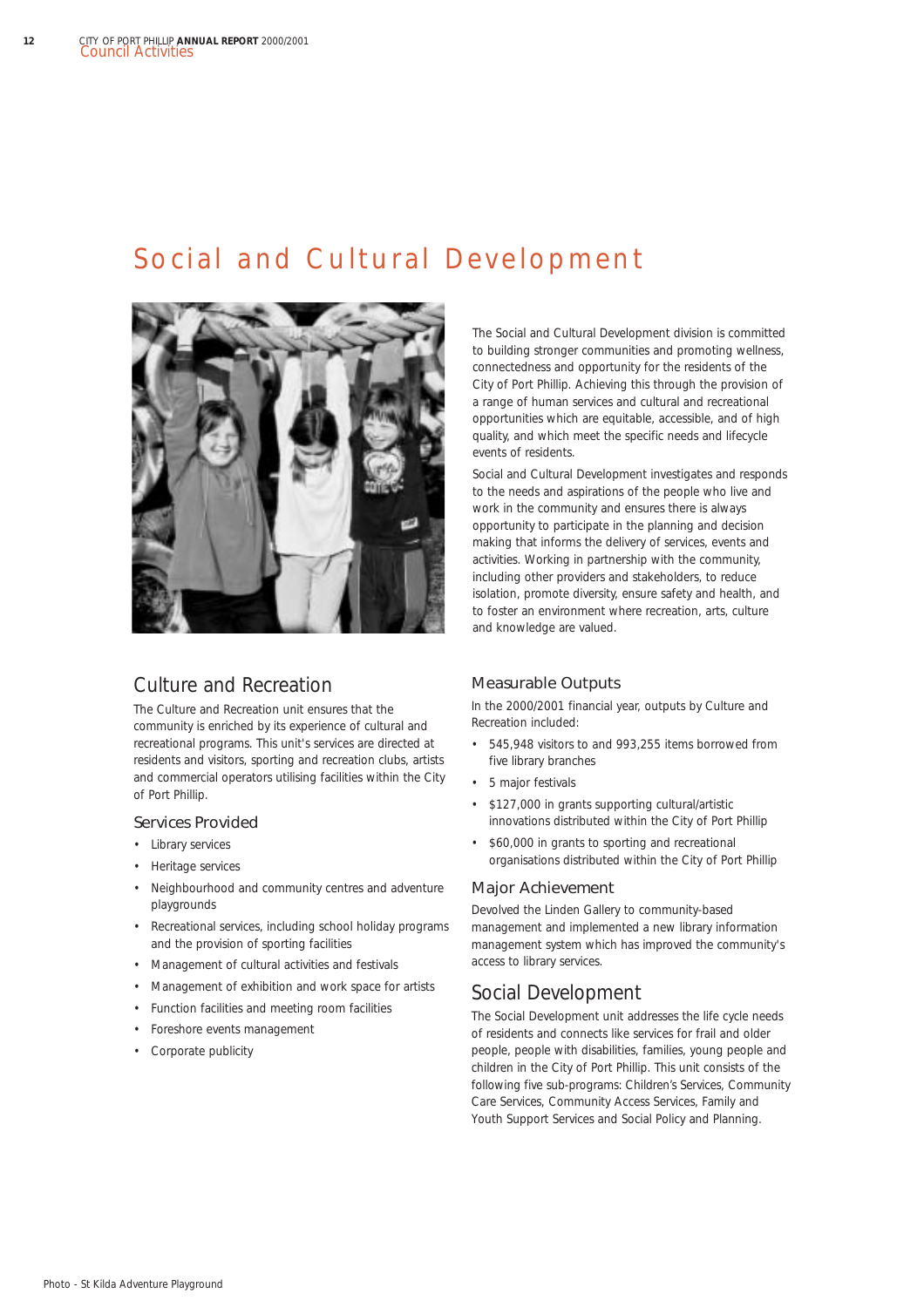# Social and Cultural Development

The Social and Cultural Development division is committed to building stronger communities and promoting wellness, connectedness and opportunity for the residents of the City of Port Phillip. Achieving this through the provision of a range of human services and cultural and recreational opportunities which are equitable, accessible, and of high quality, and which meet the specific needs and lifecycle events of residents.

Social and Cultural Development investigates and responds to the needs and aspirations of the people who live and work in the community and ensures there is always opportunity to participate in the planning and decision making that informs the delivery of services, events and activities. Working in partnership with the community, including other providers and stakeholders, to reduce isolation, promote diversity, ensure safety and health, and to foster an environment where recreation, arts, culture and knowledge are valued.

## Culture and Recreation

The Culture and Recreation unit ensures that the community is enriched by its experience of cultural and recreational programs. This unit's services are directed at residents and visitors, sporting and recreation clubs, artists and commercial operators utilising facilities within the City of Port Phillip.

### Services Provided

- Library services
- Heritage services
- Neighbourhood and community centres and adventure playgrounds
- Recreational services, including school holiday programs and the provision of sporting facilities
- Management of cultural activities and festivals
- Management of exhibition and work space for artists
- Function facilities and meeting room facilities
- Foreshore events management
- Corporate publicity

### Measurable Outputs

In the 2000/2001 financial year, outputs by Culture and Recreation included:

- 545,948 visitors to and 993,255 items borrowed from five library branches
- 5 major festivals
- $127,000 in grants supporting cultural/artistic innovations distributed within the City of Port Phillip
- $60,000 in grants to sporting and recreational organisations distributed within the City of Port Phillip

### Major Achievement

Devolved the Linden Gallery to community-based management and implemented a new library information management system which has improved the community's access to library services.

## Social Development

The Social Development unit addresses the life cycle needs of residents and connects like services for frail and older people, people with disabilities, families, young people and children in the City of Port Phillip. This unit consists of the following five sub-programs: Children's Services, Community Care Services, Community Access Services, Family and Youth Support Services and Social Policy and Planning.

Photo - St Kilda Adventure Playground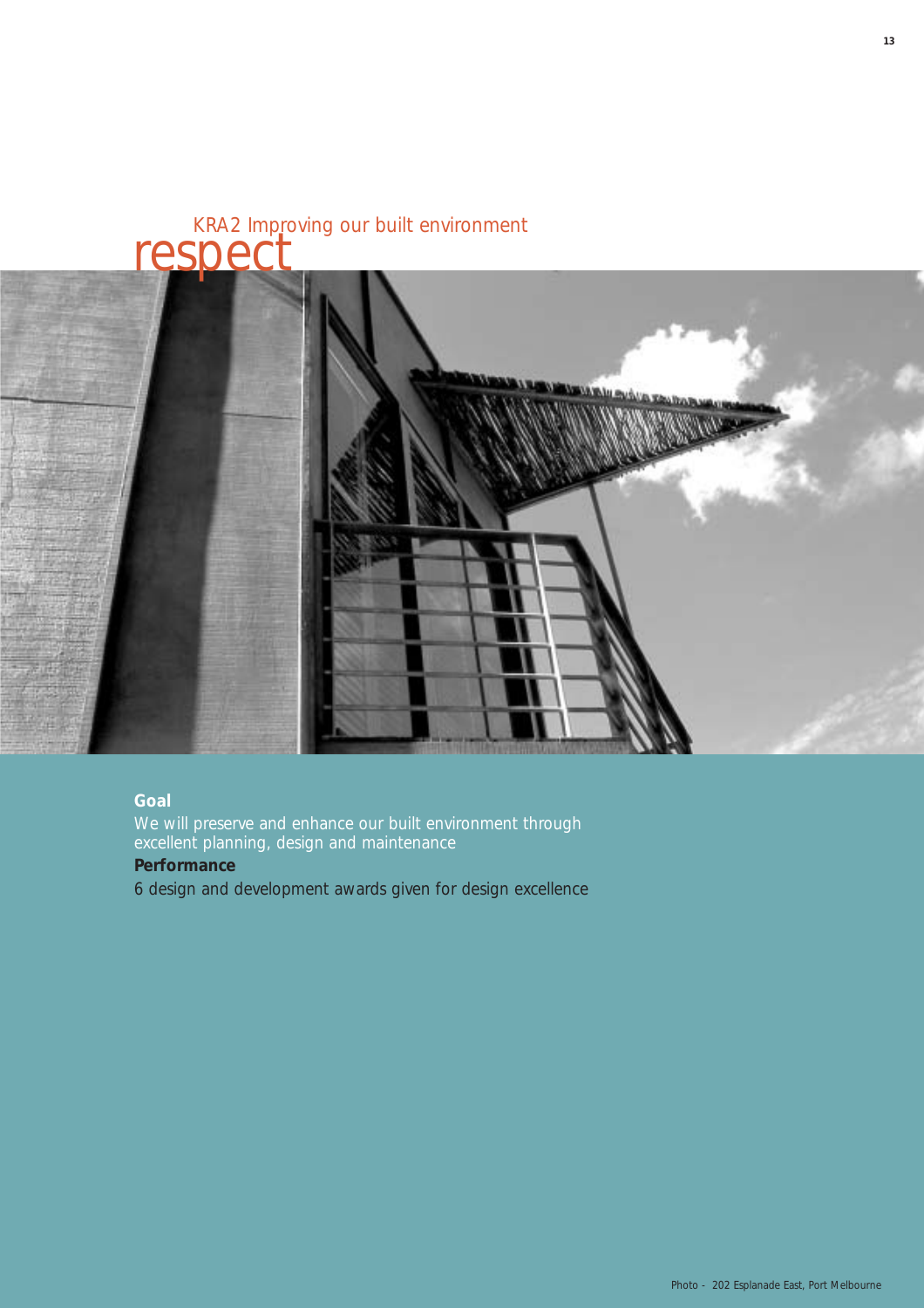# respect

## KRA2 Improving our built environment

**Goal**

We will preserve and enhance our built environment through excellent planning, design and maintenance

**Performance**

6 design and development awards given for design excellence

Photo - 202 Esplanade East, Port Melbourne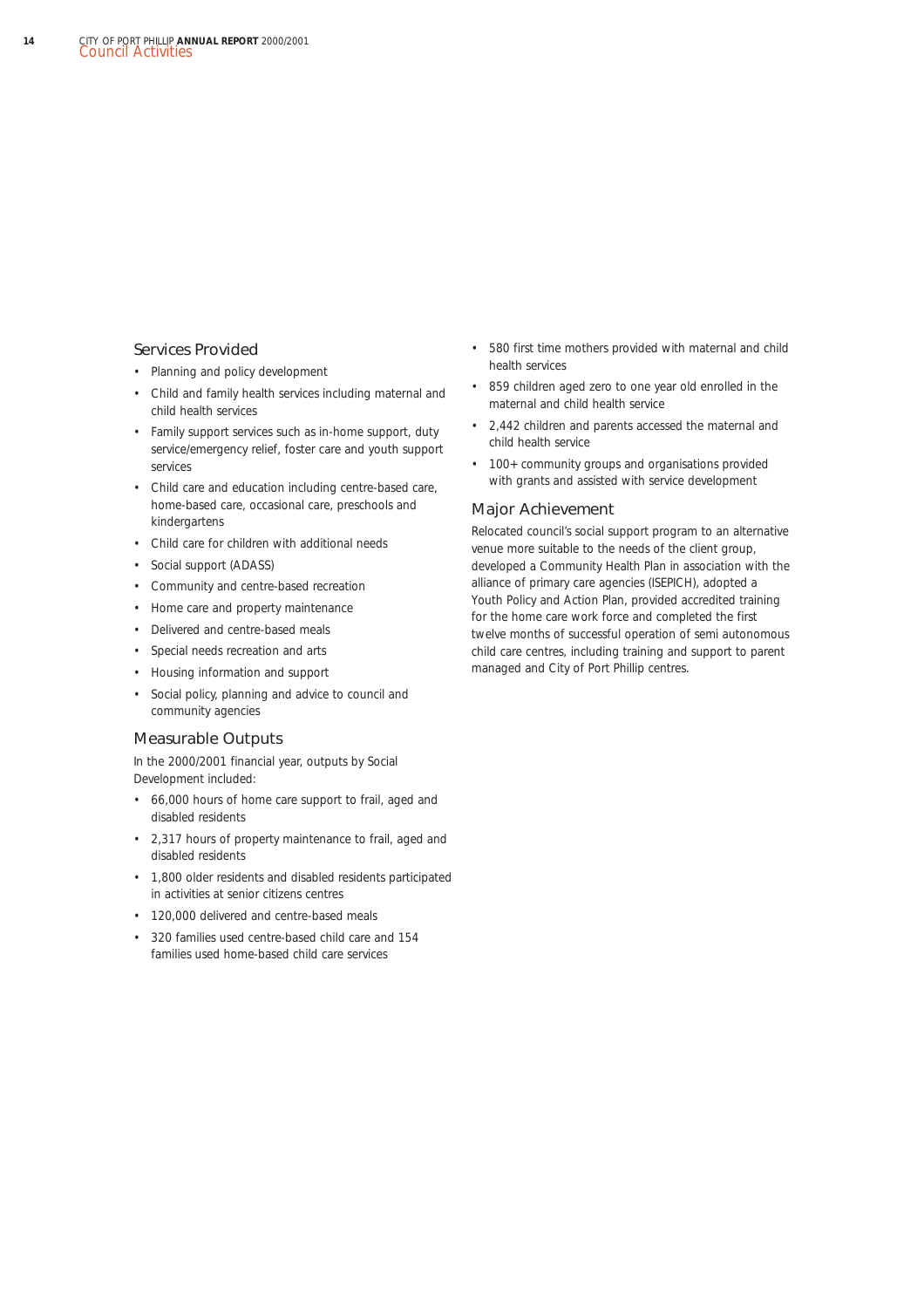## Services Provided

- Planning and policy development
- Child and family health services including maternal and child health services
- Family support services such as in-home support, duty service/emergency relief, foster care and youth support services
- Child care and education including centre-based care, home-based care, occasional care, preschools and kindergartens
- Child care for children with additional needs
- Social support (ADASS)
- Community and centre-based recreation
- Home care and property maintenance
- Delivered and centre-based meals
- Special needs recreation and arts
- Housing information and support
- Social policy, planning and advice to council and community agencies

## Measurable Outputs

In the 2000/2001 financial year, outputs by Social Development included:

- 66,000 hours of home care support to frail, aged and disabled residents
- 2,317 hours of property maintenance to frail, aged and disabled residents
- 1,800 older residents and disabled residents participated in activities at senior citizens centres
- 120,000 delivered and centre-based meals
- 320 families used centre-based child care and 154 families used home-based child care services
- 580 first time mothers provided with maternal and child health services
- 859 children aged zero to one year old enrolled in the maternal and child health service
- 2,442 children and parents accessed the maternal and child health service
- 100+ community groups and organisations provided with grants and assisted with service development

## Major Achievement

Relocated council's social support program to an alternative venue more suitable to the needs of the client group, developed a Community Health Plan in association with the alliance of primary care agencies (ISEPICH), adopted a Youth Policy and Action Plan, provided accredited training for the home care work force and completed the first twelve months of successful operation of semi autonomous child care centres, including training and support to parent managed and City of Port Phillip centres.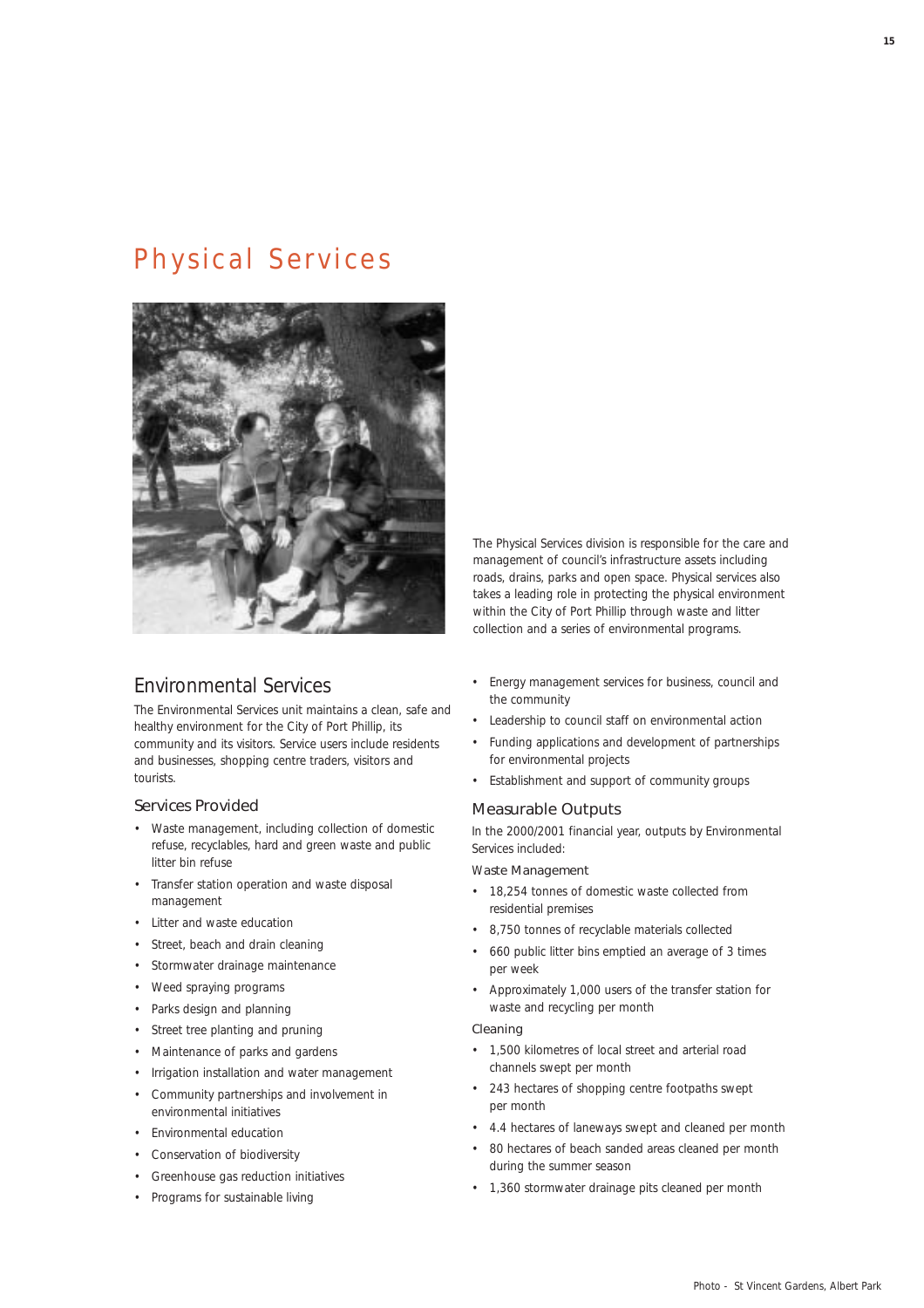# Physical Services

The Physical Services division is responsible for the care and management of council's infrastructure assets including roads, drains, parks and open space. Physical services also takes a leading role in protecting the physical environment within the City of Port Phillip through waste and litter collection and a series of environmental programs.

## Environmental Services

The Environmental Services unit maintains a clean, safe and healthy environment for the City of Port Phillip, its community and its visitors. Service users include residents and businesses, shopping centre traders, visitors and tourists.

### Services Provided

- Waste management, including collection of domestic refuse, recyclables, hard and green waste and public litter bin refuse
- Transfer station operation and waste disposal management
- Litter and waste education
- Street, beach and drain cleaning
- Stormwater drainage maintenance
- Weed spraying programs
- Parks design and planning
- Street tree planting and pruning
- Maintenance of parks and gardens
- Irrigation installation and water management
- Community partnerships and involvement in environmental initiatives
- Environmental education
- Conservation of biodiversity
- Greenhouse gas reduction initiatives
- Programs for sustainable living
- Energy management services for business, council and the community
- Leadership to council staff on environmental action
- Funding applications and development of partnerships for environmental projects
- Establishment and support of community groups

### Measurable Outputs

In the 2000/2001 financial year, outputs by Environmental Services included:

#### Waste Management

- 18,254 tonnes of domestic waste collected from residential premises
- 8,750 tonnes of recyclable materials collected
- 660 public litter bins emptied an average of 3 times per week
- Approximately 1,000 users of the transfer station for waste and recycling per month

#### Cleaning

- 1,500 kilometres of local street and arterial road channels swept per month
- 243 hectares of shopping centre footpaths swept per month
- 4.4 hectares of laneways swept and cleaned per month
- 80 hectares of beach sanded areas cleaned per month during the summer season
- 1,360 stormwater drainage pits cleaned per month

Photo - St Vincent Gardens, Albert Park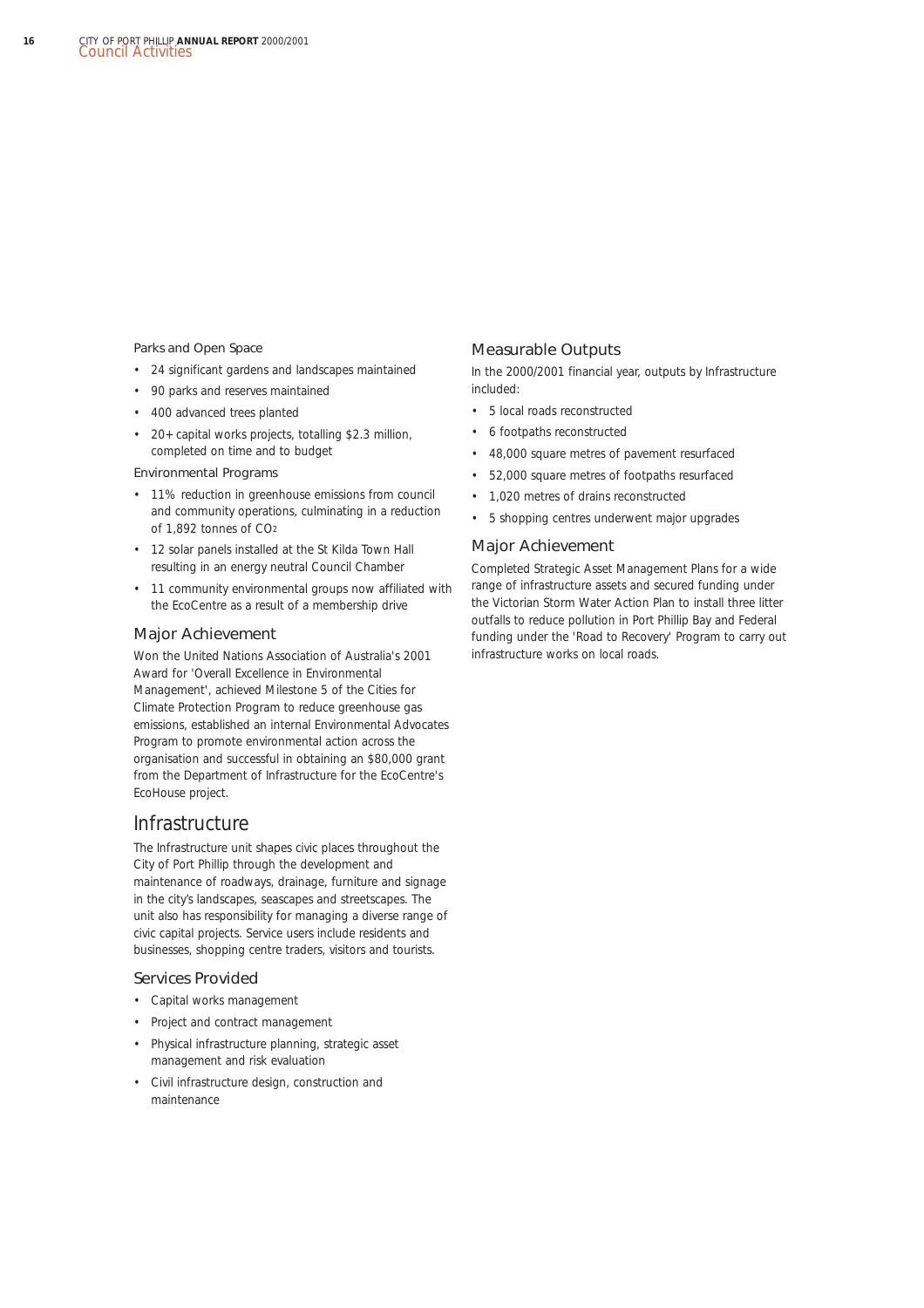### Parks and Open Space

- 24 significant gardens and landscapes maintained
- 90 parks and reserves maintained
- 400 advanced trees planted
- 20+ capital works projects, totalling $2.3 million, completed on time and to budget

### Environmental Programs

- 11% reduction in greenhouse emissions from council and community operations, culminating in a reduction of 1,892 tonnes of $CO_2$
- 12 solar panels installed at the St Kilda Town Hall resulting in an energy neutral Council Chamber
- 11 community environmental groups now affiliated with the EcoCentre as a result of a membership drive

## Major Achievement

Won the United Nations Association of Australia's 2001 Award for 'Overall Excellence in Environmental Management', achieved Milestone 5 of the Cities for Climate Protection Program to reduce greenhouse gas emissions, established an internal Environmental Advocates Program to promote environmental action across the organisation and successful in obtaining an $80,000 grant from the Department of Infrastructure for the EcoCentre's EcoHouse project.

# Infrastructure

The Infrastructure unit shapes civic places throughout the City of Port Phillip through the development and maintenance of roadways, drainage, furniture and signage in the city's landscapes, seascapes and streetscapes. The unit also has responsibility for managing a diverse range of civic capital projects. Service users include residents and businesses, shopping centre traders, visitors and tourists.

## Services Provided

- Capital works management
- Project and contract management
- Physical infrastructure planning, strategic asset management and risk evaluation
- Civil infrastructure design, construction and maintenance

## Measurable Outputs

In the 2000/2001 financial year, outputs by Infrastructure included:

- 5 local roads reconstructed
- 6 footpaths reconstructed
- 48,000 square metres of pavement resurfaced
- 52,000 square metres of footpaths resurfaced
- 1,020 metres of drains reconstructed
- 5 shopping centres underwent major upgrades

## Major Achievement

Completed Strategic Asset Management Plans for a wide range of infrastructure assets and secured funding under the Victorian Storm Water Action Plan to install three litter outfalls to reduce pollution in Port Phillip Bay and Federal funding under the 'Road to Recovery' Program to carry out infrastructure works on local roads.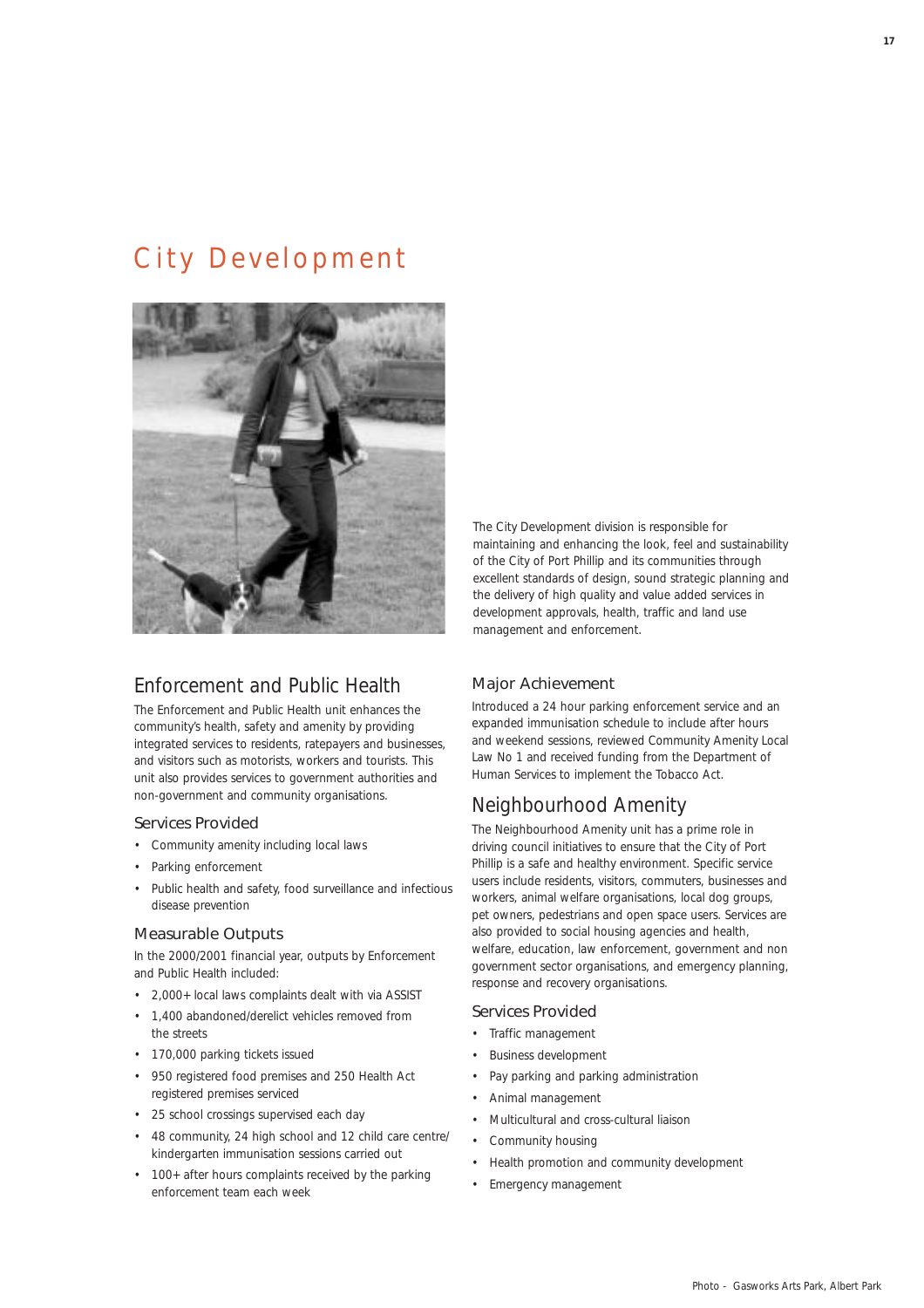# City Development

The City Development division is responsible for maintaining and enhancing the look, feel and sustainability of the City of Port Phillip and its communities through excellent standards of design, sound strategic planning and the delivery of high quality and value added services in development approvals, health, traffic and land use management and enforcement.

## Enforcement and Public Health

The Enforcement and Public Health unit enhances the community's health, safety and amenity by providing integrated services to residents, ratepayers and businesses, and visitors such as motorists, workers and tourists. This unit also provides services to government authorities and non-government and community organisations.

### Services Provided

- Community amenity including local laws
- Parking enforcement
- Public health and safety, food surveillance and infectious disease prevention

### Measurable Outputs

In the 2000/2001 financial year, outputs by Enforcement and Public Health included:

- 2,000+ local laws complaints dealt with via ASSIST
- 1,400 abandoned/derelict vehicles removed from the streets
- 170,000 parking tickets issued
- 950 registered food premises and 250 Health Act registered premises serviced
- 25 school crossings supervised each day
- 48 community, 24 high school and 12 child care centre/ kindergarten immunisation sessions carried out
- 100+ after hours complaints received by the parking enforcement team each week

### Major Achievement

Introduced a 24 hour parking enforcement service and an expanded immunisation schedule to include after hours and weekend sessions, reviewed Community Amenity Local Law No 1 and received funding from the Department of Human Services to implement the Tobacco Act.

## Neighbourhood Amenity

The Neighbourhood Amenity unit has a prime role in driving council initiatives to ensure that the City of Port Phillip is a safe and healthy environment. Specific service users include residents, visitors, commuters, businesses and workers, animal welfare organisations, local dog groups, pet owners, pedestrians and open space users. Services are also provided to social housing agencies and health, welfare, education, law enforcement, government and non government sector organisations, and emergency planning, response and recovery organisations.

### Services Provided

- Traffic management
- Business development
- Pay parking and parking administration
- Animal management
- Multicultural and cross-cultural liaison
- Community housing
- Health promotion and community development
- Emergency management

Photo - Gasworks Arts Park, Albert Park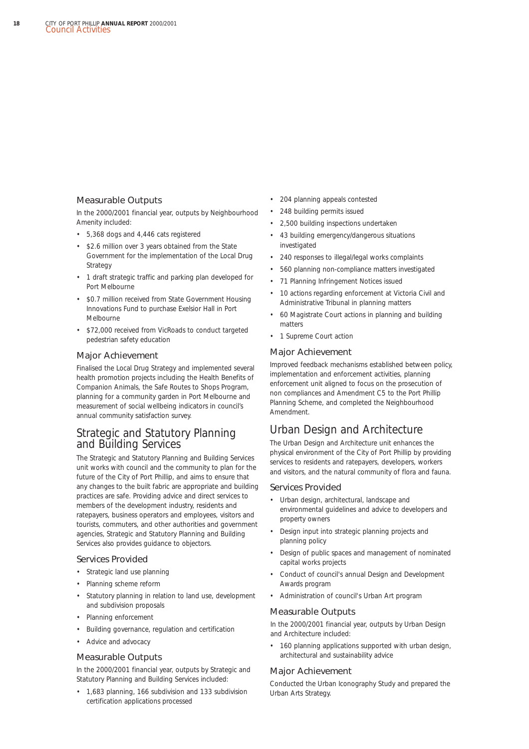### Measurable Outputs

In the 2000/2001 financial year, outputs by Neighbourhood Amenity included:

- 5,368 dogs and 4,446 cats registered
- $2.6 million over 3 years obtained from the State Government for the implementation of the Local Drug Strategy
- 1 draft strategic traffic and parking plan developed for Port Melbourne
- $0.7 million received from State Government Housing Innovations Fund to purchase Exelsior Hall in Port Melbourne
- $72,000 received from VicRoads to conduct targeted pedestrian safety education

### Major Achievement

Finalised the Local Drug Strategy and implemented several health promotion projects including the Health Benefits of Companion Animals, the Safe Routes to Shops Program, planning for a community garden in Port Melbourne and measurement of social wellbeing indicators in council's annual community satisfaction survey.

## Strategic and Statutory Planning and Building Services

The Strategic and Statutory Planning and Building Services unit works with council and the community to plan for the future of the City of Port Phillip, and aims to ensure that any changes to the built fabric are appropriate and building practices are safe. Providing advice and direct services to members of the development industry, residents and ratepayers, business operators and employees, visitors and tourists, commuters, and other authorities and government agencies, Strategic and Statutory Planning and Building Services also provides guidance to objectors.

### Services Provided

- Strategic land use planning
- Planning scheme reform
- Statutory planning in relation to land use, development and subdivision proposals
- Planning enforcement
- Building governance, regulation and certification
- Advice and advocacy

### Measurable Outputs

In the 2000/2001 financial year, outputs by Strategic and Statutory Planning and Building Services included:

- 1,683 planning, 166 subdivision and 133 subdivision certification applications processed
- 204 planning appeals contested
- 248 building permits issued
- 2,500 building inspections undertaken
- 43 building emergency/dangerous situations investigated
- 240 responses to illegal/legal works complaints
- 560 planning non-compliance matters investigated
- 71 Planning Infringement Notices issued
- 10 actions regarding enforcement at Victoria Civil and Administrative Tribunal in planning matters
- 60 Magistrate Court actions in planning and building matters
- 1 Supreme Court action

### Major Achievement

Improved feedback mechanisms established between policy, implementation and enforcement activities, planning enforcement unit aligned to focus on the prosecution of non compliances and Amendment C5 to the Port Phillip Planning Scheme, and completed the Neighbourhood Amendment.

## Urban Design and Architecture

The Urban Design and Architecture unit enhances the physical environment of the City of Port Phillip by providing services to residents and ratepayers, developers, workers and visitors, and the natural community of flora and fauna.

### Services Provided

- Urban design, architectural, landscape and environmental guidelines and advice to developers and property owners
- Design input into strategic planning projects and planning policy
- Design of public spaces and management of nominated capital works projects
- Conduct of council's annual Design and Development Awards program
- Administration of council's Urban Art program

### Measurable Outputs

In the 2000/2001 financial year, outputs by Urban Design and Architecture included:

- 160 planning applications supported with urban design, architectural and sustainability advice

### Major Achievement

Conducted the Urban Iconography Study and prepared the Urban Arts Strategy.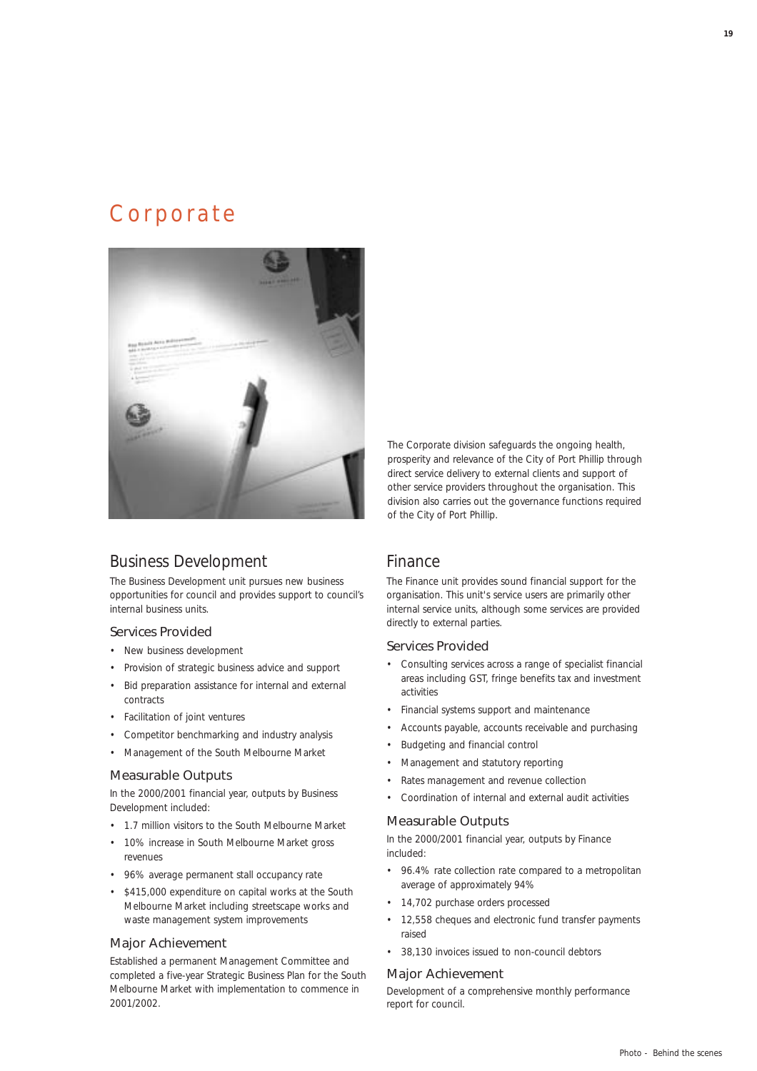# Corporate

The Corporate division safeguards the ongoing health, prosperity and relevance of the City of Port Phillip through direct service delivery to external clients and support of other service providers throughout the organisation. This division also carries out the governance functions required of the City of Port Phillip.

## Business Development

The Business Development unit pursues new business opportunities for council and provides support to council's internal business units.

### Services Provided

- New business development
- Provision of strategic business advice and support
- Bid preparation assistance for internal and external contracts
- Facilitation of joint ventures
- Competitor benchmarking and industry analysis
- Management of the South Melbourne Market

### Measurable Outputs

In the 2000/2001 financial year, outputs by Business Development included:

- 1.7 million visitors to the South Melbourne Market
- 10% increase in South Melbourne Market gross revenues
- 96% average permanent stall occupancy rate
- $415,000 expenditure on capital works at the South Melbourne Market including streetscape works and waste management system improvements

### Major Achievement

Established a permanent Management Committee and completed a five-year Strategic Business Plan for the South Melbourne Market with implementation to commence in 2001/2002.

## Finance

The Finance unit provides sound financial support for the organisation. This unit's service users are primarily other internal service units, although some services are provided directly to external parties.

### Services Provided

- Consulting services across a range of specialist financial areas including GST, fringe benefits tax and investment activities
- Financial systems support and maintenance
- Accounts payable, accounts receivable and purchasing
- Budgeting and financial control
- Management and statutory reporting
- Rates management and revenue collection
- Coordination of internal and external audit activities

### Measurable Outputs

In the 2000/2001 financial year, outputs by Finance included:

- 96.4% rate collection rate compared to a metropolitan average of approximately 94%
- 14,702 purchase orders processed
- 12,558 cheques and electronic fund transfer payments raised
- 38,130 invoices issued to non-council debtors

### Major Achievement

Development of a comprehensive monthly performance report for council.

Photo - Behind the scenes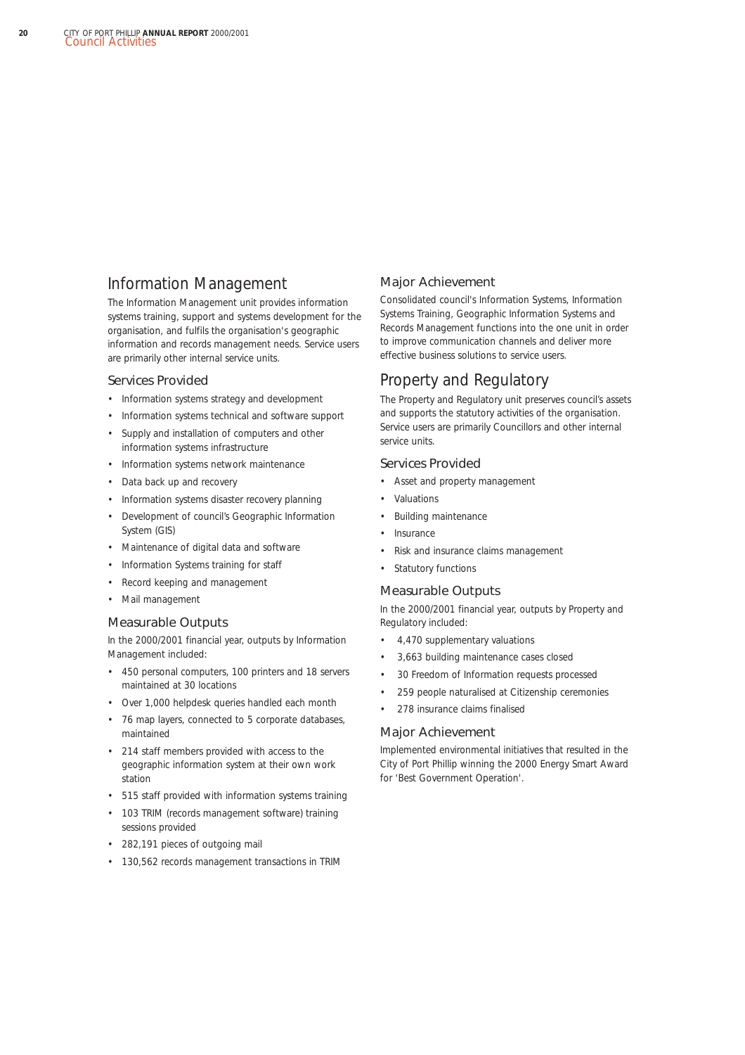## Information Management

The Information Management unit provides information systems training, support and systems development for the organisation, and fulfils the organisation's geographic information and records management needs. Service users are primarily other internal service units.

### Services Provided

- Information systems strategy and development
- Information systems technical and software support
- Supply and installation of computers and other information systems infrastructure
- Information systems network maintenance
- Data back up and recovery
- Information systems disaster recovery planning
- Development of council's Geographic Information System (GIS)
- Maintenance of digital data and software
- Information Systems training for staff
- Record keeping and management
- Mail management

### Measurable Outputs

In the 2000/2001 financial year, outputs by Information Management included:

- 450 personal computers, 100 printers and 18 servers maintained at 30 locations
- Over 1,000 helpdesk queries handled each month
- 76 map layers, connected to 5 corporate databases, maintained
- 214 staff members provided with access to the geographic information system at their own work station
- 515 staff provided with information systems training
- 103 TRIM (records management software) training sessions provided
- 282,191 pieces of outgoing mail
- 130,562 records management transactions in TRIM

### Major Achievement

Consolidated council's Information Systems, Information Systems Training, Geographic Information Systems and Records Management functions into the one unit in order to improve communication channels and deliver more effective business solutions to service users.

## Property and Regulatory

The Property and Regulatory unit preserves council's assets and supports the statutory activities of the organisation. Service users are primarily Councillors and other internal service units.

### Services Provided

- Asset and property management
- Valuations
- Building maintenance
- Insurance
- Risk and insurance claims management
- Statutory functions

### Measurable Outputs

In the 2000/2001 financial year, outputs by Property and Regulatory included:

- 4,470 supplementary valuations
- 3,663 building maintenance cases closed
- 30 Freedom of Information requests processed
- 259 people naturalised at Citizenship ceremonies
- 278 insurance claims finalised

### Major Achievement

Implemented environmental initiatives that resulted in the City of Port Phillip winning the 2000 Energy Smart Award for 'Best Government Operation'.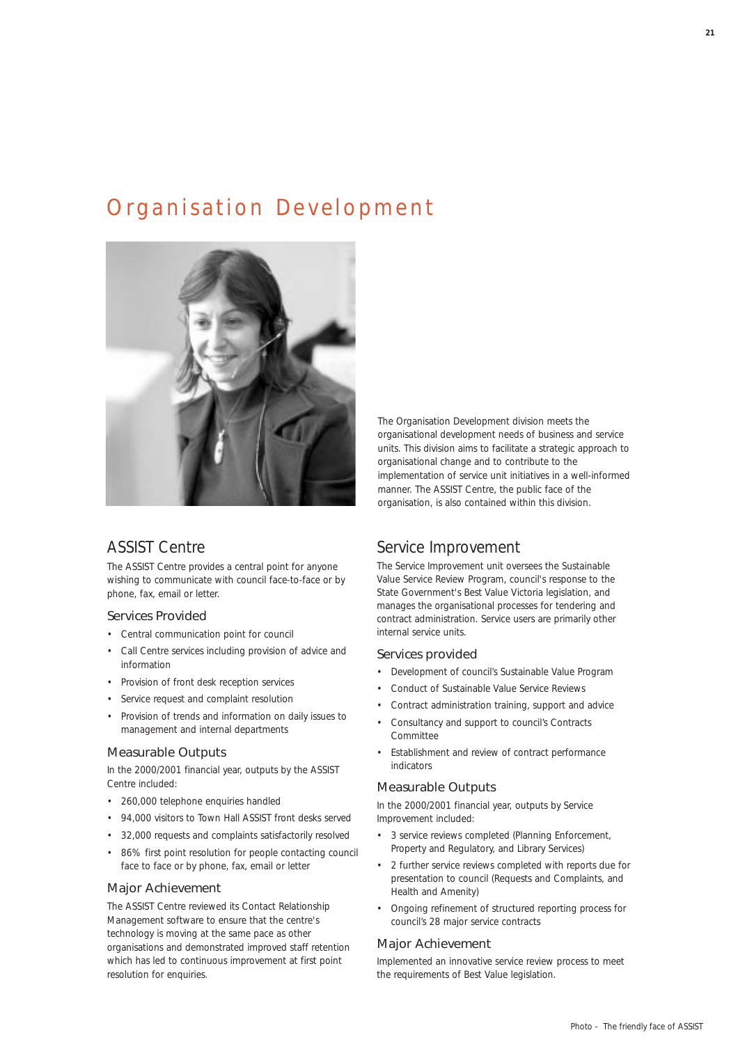# Organisation Development

The Organisation Development division meets the organisational development needs of business and service units. This division aims to facilitate a strategic approach to organisational change and to contribute to the implementation of service unit initiatives in a well-informed manner. The ASSIST Centre, the public face of the organisation, is also contained within this division.

## ASSIST Centre

The ASSIST Centre provides a central point for anyone wishing to communicate with council face-to-face or by phone, fax, email or letter.

### Services Provided

- Central communication point for council
- Call Centre services including provision of advice and information
- Provision of front desk reception services
- Service request and complaint resolution
- Provision of trends and information on daily issues to management and internal departments

### Measurable Outputs

In the 2000/2001 financial year, outputs by the ASSIST Centre included:

- 260,000 telephone enquiries handled
- 94,000 visitors to Town Hall ASSIST front desks served
- 32,000 requests and complaints satisfactorily resolved
- 86% first point resolution for people contacting council face to face or by phone, fax, email or letter

### Major Achievement

The ASSIST Centre reviewed its Contact Relationship Management software to ensure that the centre's technology is moving at the same pace as other organisations and demonstrated improved staff retention which has led to continuous improvement at first point resolution for enquiries.

## Service Improvement

The Service Improvement unit oversees the Sustainable Value Service Review Program, council's response to the State Government's Best Value Victoria legislation, and manages the organisational processes for tendering and contract administration. Service users are primarily other internal service units.

### Services provided

- Development of council's Sustainable Value Program
- Conduct of Sustainable Value Service Reviews
- Contract administration training, support and advice
- Consultancy and support to council's Contracts Committee
- Establishment and review of contract performance indicators

### Measurable Outputs

In the 2000/2001 financial year, outputs by Service Improvement included:

- 3 service reviews completed (Planning Enforcement, Property and Regulatory, and Library Services)
- 2 further service reviews completed with reports due for presentation to council (Requests and Complaints, and Health and Amenity)
- Ongoing refinement of structured reporting process for council's 28 major service contracts

### Major Achievement

Implemented an innovative service review process to meet the requirements of Best Value legislation.

Photo - The friendly face of ASSIST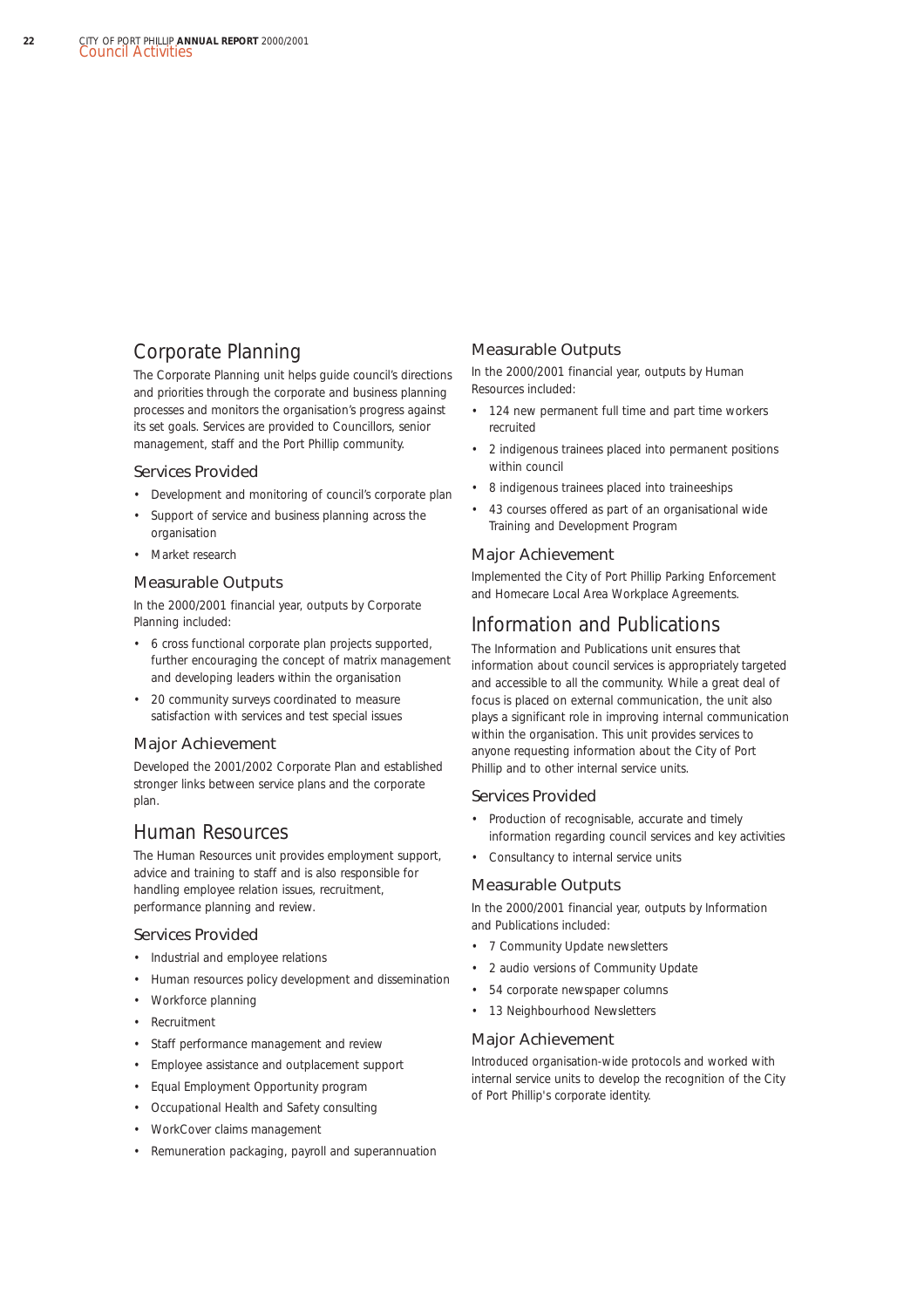## Council Activities

## Corporate Planning

The Corporate Planning unit helps guide council's directions and priorities through the corporate and business planning processes and monitors the organisation's progress against its set goals. Services are provided to Councillors, senior management, staff and the Port Phillip community.

### Services Provided

- Development and monitoring of council's corporate plan
- Support of service and business planning across the organisation
- Market research

### Measurable Outputs

In the 2000/2001 financial year, outputs by Corporate Planning included:

- 6 cross functional corporate plan projects supported, further encouraging the concept of matrix management and developing leaders within the organisation
- 20 community surveys coordinated to measure satisfaction with services and test special issues

### Major Achievement

Developed the 2001/2002 Corporate Plan and established stronger links between service plans and the corporate plan.

## Human Resources

The Human Resources unit provides employment support, advice and training to staff and is also responsible for handling employee relation issues, recruitment, performance planning and review.

### Services Provided

- Industrial and employee relations
- Human resources policy development and dissemination
- Workforce planning
- Recruitment
- Staff performance management and review
- Employee assistance and outplacement support
- Equal Employment Opportunity program
- Occupational Health and Safety consulting
- WorkCover claims management
- Remuneration packaging, payroll and superannuation

### Measurable Outputs

In the 2000/2001 financial year, outputs by Human Resources included:

- 124 new permanent full time and part time workers recruited
- 2 indigenous trainees placed into permanent positions within council
- 8 indigenous trainees placed into traineeships
- 43 courses offered as part of an organisational wide Training and Development Program

### Major Achievement

Implemented the City of Port Phillip Parking Enforcement and Homecare Local Area Workplace Agreements.

## Information and Publications

The Information and Publications unit ensures that information about council services is appropriately targeted and accessible to all the community. While a great deal of focus is placed on external communication, the unit also plays a significant role in improving internal communication within the organisation. This unit provides services to anyone requesting information about the City of Port Phillip and to other internal service units.

### Services Provided

- Production of recognisable, accurate and timely information regarding council services and key activities
- Consultancy to internal service units

### Measurable Outputs

In the 2000/2001 financial year, outputs by Information and Publications included:

- 7 Community Update newsletters
- 2 audio versions of Community Update
- 54 corporate newspaper columns
- 13 Neighbourhood Newsletters

### Major Achievement

Introduced organisation-wide protocols and worked with internal service units to develop the recognition of the City of Port Phillip's corporate identity.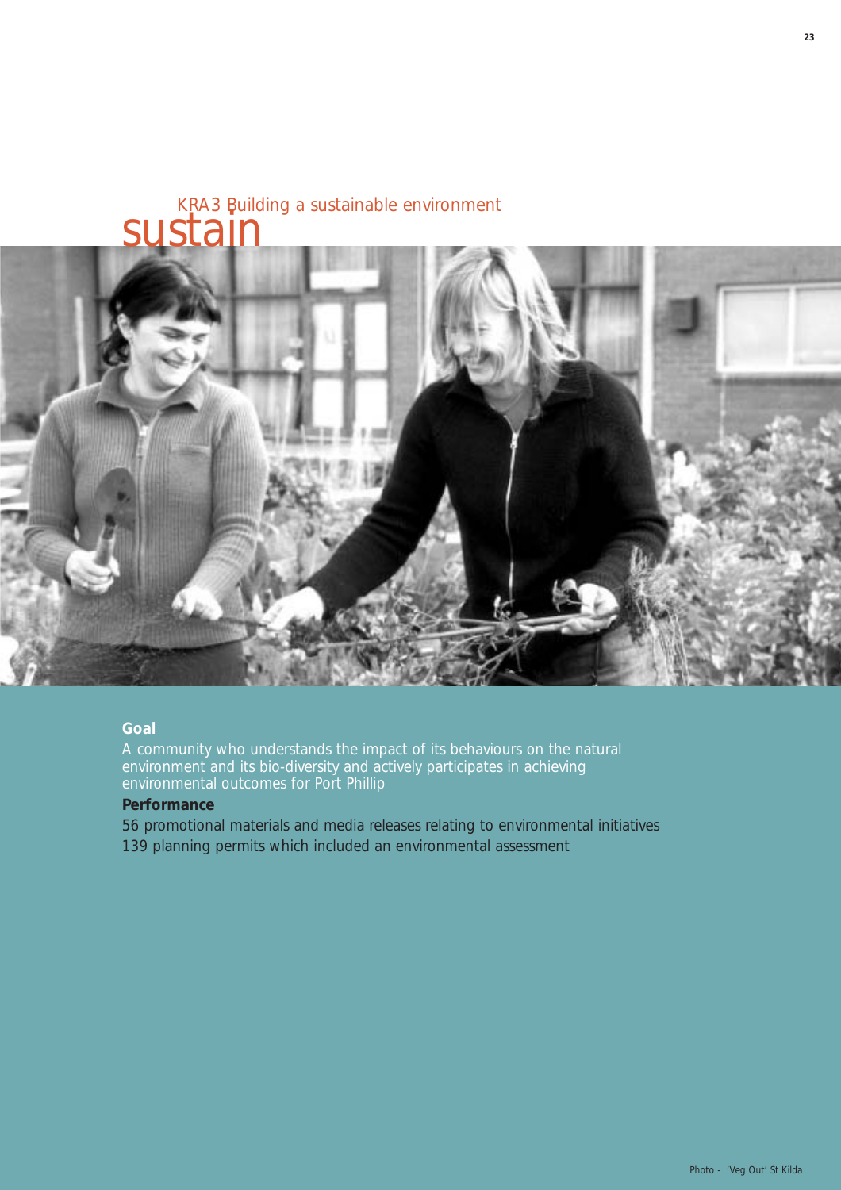# sustain

## KRA3 Building a sustainable environment

**Goal**

A community who understands the impact of its behaviours on the natural environment and its bio-diversity and actively participates in achieving environmental outcomes for Port Phillip

**Performance**

56 promotional materials and media releases relating to environmental initiatives

139 planning permits which included an environmental assessment

Photo - 'Veg Out' St Kilda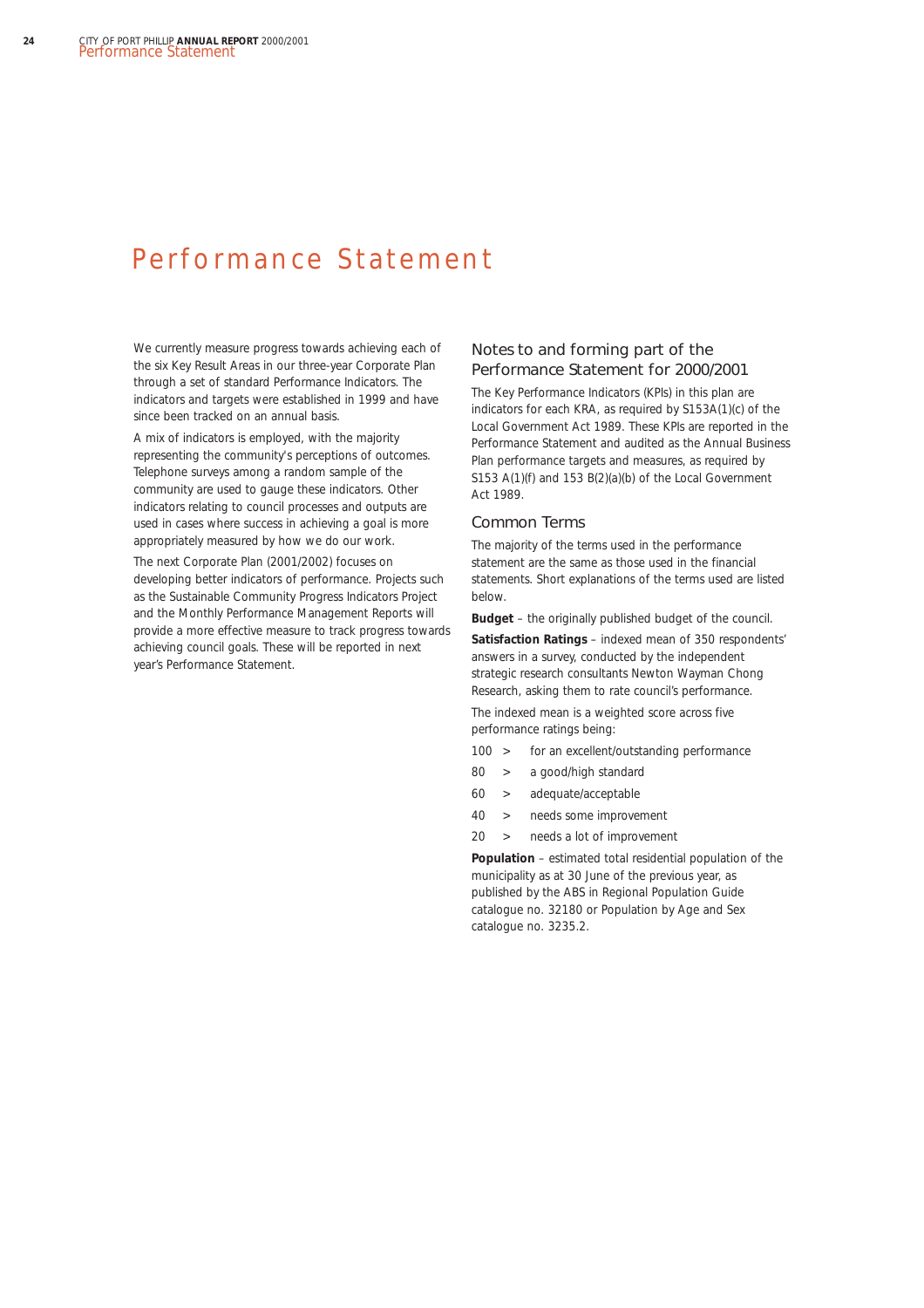# Performance Statement

We currently measure progress towards achieving each of the six Key Result Areas in our three-year Corporate Plan through a set of standard Performance Indicators. The indicators and targets were established in 1999 and have since been tracked on an annual basis.

A mix of indicators is employed, with the majority representing the community's perceptions of outcomes. Telephone surveys among a random sample of the community are used to gauge these indicators. Other indicators relating to council processes and outputs are used in cases where success in achieving a goal is more appropriately measured by how we do our work.

The next Corporate Plan (2001/2002) focuses on developing better indicators of performance. Projects such as the Sustainable Community Progress Indicators Project and the Monthly Performance Management Reports will provide a more effective measure to track progress towards achieving council goals. These will be reported in next year's Performance Statement.

## Notes to and forming part of the Performance Statement for 2000/2001

The Key Performance Indicators (KPIs) in this plan are indicators for each KRA, as required by S153A(1)(c) of the Local Government Act 1989. These KPIs are reported in the Performance Statement and audited as the Annual Business Plan performance targets and measures, as required by S153 A(1)(f) and 153 B(2)(a)(b) of the Local Government Act 1989.

## Common Terms

The majority of the terms used in the performance statement are the same as those used in the financial statements. Short explanations of the terms used are listed below.

**Budget** – the originally published budget of the council.

**Satisfaction Ratings** – indexed mean of 350 respondents' answers in a survey, conducted by the independent strategic research consultants Newton Wayman Chong Research, asking them to rate council's performance.

The indexed mean is a weighted score across five performance ratings being:

- 100 > for an excellent/outstanding performance
- 80 > a good/high standard
- 60 > adequate/acceptable
- 40 > needs some improvement
- 20 > needs a lot of improvement

**Population** – estimated total residential population of the municipality as at 30 June of the previous year, as published by the ABS in Regional Population Guide catalogue no. 32180 or Population by Age and Sex catalogue no. 3235.2.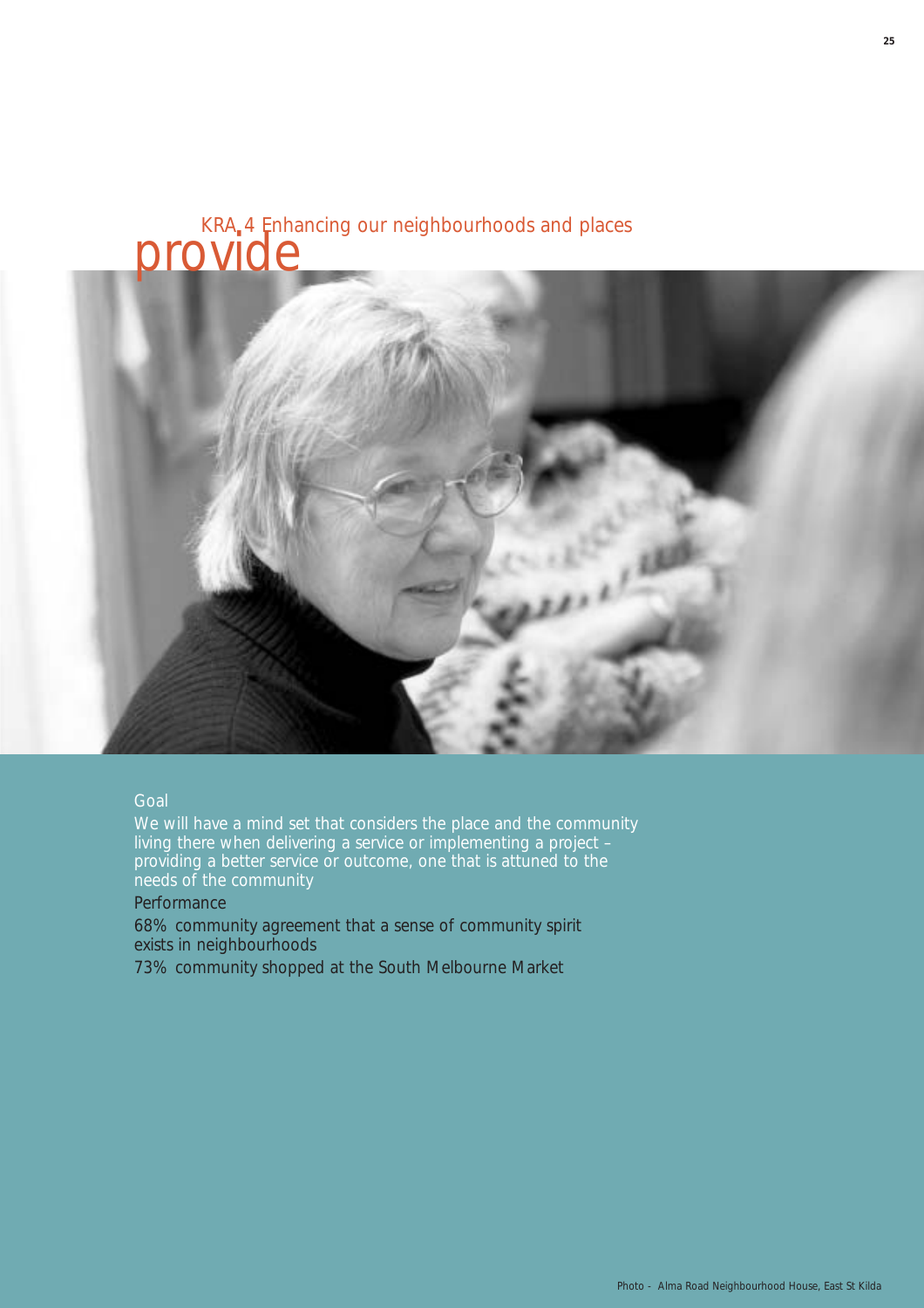# provide

## KRA 4 Enhancing our neighbourhoods and places

### Goal

We will have a mind set that considers the place and the community living there when delivering a service or implementing a project – providing a better service or outcome, one that is attuned to the needs of the community

### Performance

68% community agreement that a sense of community spirit exists in neighbourhoods

73% community shopped at the South Melbourne Market

Photo - Alma Road Neighbourhood House, East St Kilda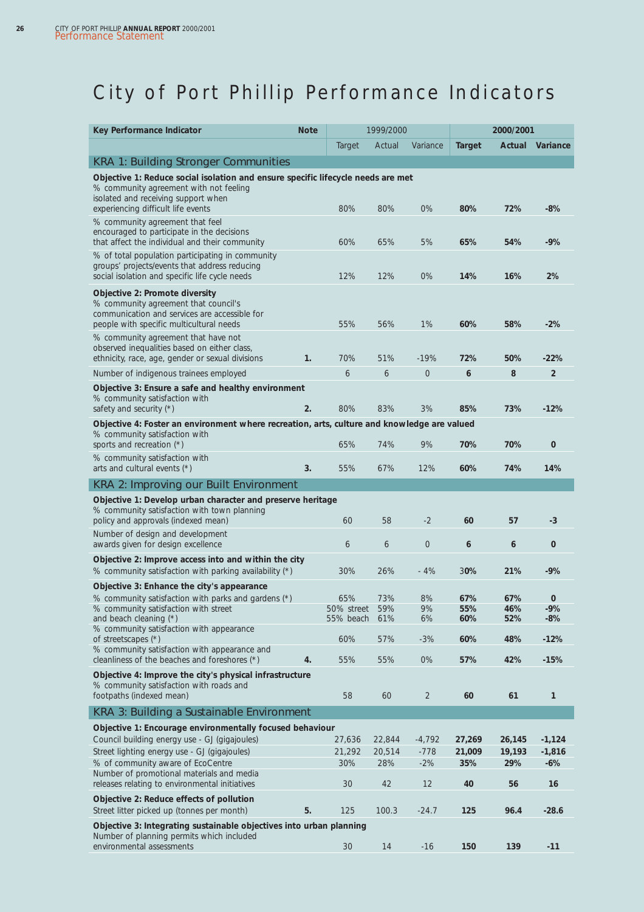# City of Port Phillip Performance Indicators

| Key Performance Indicator | Note | 1999/2000 | | | **2000/2001** | | |
|---|---|---|---|---|---|---|---|
| | | Target | Actual | Variance | **Target** | **Actual** | **Variance** |
| **KRA 1: Building Stronger Communities** | | | | | | | |
| **Objective 1: Reduce social isolation and ensure specific lifecycle needs are met** | | | | | | | |
| % community agreement with not feeling isolated and receiving support when experiencing difficult life events | | 80% | 80% | 0% | **80%** | **72%** | **-8%** |
| % community agreement that feel encouraged to participate in the decisions that affect the individual and their community | | 60% | 65% | 5% | **65%** | **54%** | **-9%** |
| % of total population participating in community groups' projects/events that address reducing social isolation and specific life cycle needs | | 12% | 12% | 0% | **14%** | **16%** | **2%** |
| **Objective 2: Promote diversity** | | | | | | | |
| % community agreement that council's communication and services are accessible for people with specific multicultural needs | | 55% | 56% | 1% | **60%** | **58%** | **-2%** |
| % community agreement that have not observed inequalities based on either class, ethnicity, race, age, gender or sexual divisions | 1. | 70% | 51% | -19% | **72%** | **50%** | **-22%** |
| Number of indigenous trainees employed | | 6 | 6 | 0 | **6** | **8** | **2** |
| **Objective 3: Ensure a safe and healthy environment** | | | | | | | |
| % community satisfaction with safety and security (*) | 2. | 80% | 83% | 3% | **85%** | **73%** | **-12%** |
| **Objective 4: Foster an environment where recreation, arts, culture and knowledge are valued** | | | | | | | |
| % community satisfaction with sports and recreation (*) | | 65% | 74% | 9% | **70%** | **70%** | **0** |
| % community satisfaction with arts and cultural events (*) | 3. | 55% | 67% | 12% | **60%** | **74%** | **14%** |
| **KRA 2: Improving our Built Environment** | | | | | | | |
| **Objective 1: Develop urban character and preserve heritage** | | | | | | | |
| % community satisfaction with town planning policy and approvals (indexed mean) | | 60 | 58 | -2 | **60** | **57** | **-3** |
| Number of design and development awards given for design excellence | | 6 | 6 | 0 | **6** | **6** | **0** |
| **Objective 2: Improve access into and within the city** | | | | | | | |
| % community satisfaction with parking availability (*) | | 30% | 26% | - 4% | **30%** | **21%** | **-9%** |
| **Objective 3: Enhance the city's appearance** | | | | | | | |
| % community satisfaction with parks and gardens (*) | | 65% | 73% | 8% | **67%** | **67%** | **0** |
| % community satisfaction with street and beach cleaning (*) | | 50% street<br>55% beach | 59%<br>61% | 9%<br>6% | **55%**<br>**60%** | **46%**<br>**52%** | **-9%**<br>**-8%** |
| % community satisfaction with appearance of streetscapes (*) | | 60% | 57% | -3% | **60%** | **48%** | **-12%** |
| % community satisfaction with appearance and cleanliness of the beaches and foreshores (*) | 4. | 55% | 55% | 0% | **57%** | **42%** | **-15%** |
| **Objective 4: Improve the city's physical infrastructure** | | | | | | | |
| % community satisfaction with roads and footpaths (indexed mean) | | 58 | 60 | 2 | **60** | **61** | **1** |
| **KRA 3: Building a Sustainable Environment** | | | | | | | |
| **Objective 1: Encourage environmentally focused behaviour** | | | | | | | |
| Council building energy use - GJ (gigajoules) | | 27,636 | 22,844 | -4,792 | **27,269** | **26,145** | **-1,124** |
| Street lighting energy use - GJ (gigajoules) | | 21,292 | 20,514 | -778 | **21,009** | **19,193** | **-1,816** |
| % of community aware of EcoCentre | | 30% | 28% | -2% | **35%** | **29%** | **-6%** |
| Number of promotional materials and media releases relating to environmental initiatives | | 30 | 42 | 12 | **40** | **56** | **16** |
| **Objective 2: Reduce effects of pollution** | | | | | | | |
| Street litter picked up (tonnes per month) | 5. | 125 | 100.3 | -24.7 | **125** | **96.4** | **-28.6** |
| **Objective 3: Integrating sustainable objectives into urban planning** | | | | | | | |
| Number of planning permits which included environmental assessments | | 30 | 14 | -16 | **150** | **139** | **-11** |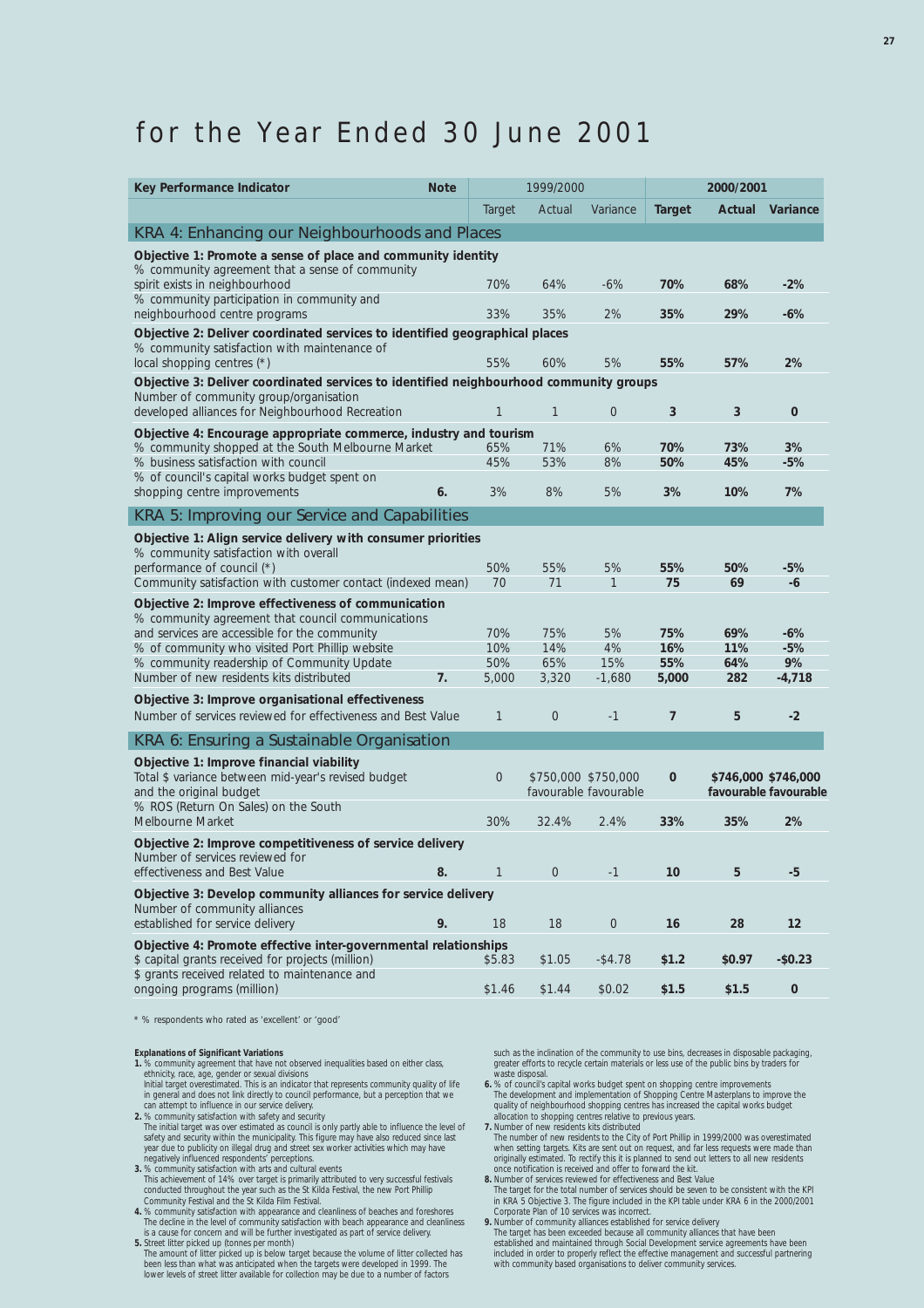# for the Year Ended 30 June 2001

| Key Performance Indicator | Note | 1999/2000 | | | 2000/2001 | | |
|---|---|---|---|---|---|---|---|
| | | Target | Actual | Variance | **Target** | **Actual** | **Variance** |
| **KRA 4: Enhancing our Neighbourhoods and Places** | | | | | | | |
| **Objective 1: Promote a sense of place and community identity** | | | | | | | |
| % community agreement that a sense of community spirit exists in neighbourhood | | 70% | 64% | -6% | **70%** | **68%** | **-2%** |
| % community participation in community and neighbourhood centre programs | | 33% | 35% | 2% | **35%** | **29%** | **-6%** |
| **Objective 2: Deliver coordinated services to identified geographical places** | | | | | | | |
| % community satisfaction with maintenance of local shopping centres (*) | | 55% | 60% | 5% | **55%** | **57%** | **2%** |
| **Objective 3: Deliver coordinated services to identified neighbourhood community groups** | | | | | | | |
| Number of community group/organisation developed alliances for Neighbourhood Recreation | | 1 | 1 | 0 | **3** | **3** | **0** |
| **Objective 4: Encourage appropriate commerce, industry and tourism** | | | | | | | |
| % community shopped at the South Melbourne Market | | 65% | 71% | 6% | **70%** | **73%** | **3%** |
| % business satisfaction with council | | 45% | 53% | 8% | **50%** | **45%** | **-5%** |
| % of council's capital works budget spent on shopping centre improvements | 6. | 3% | 8% | 5% | **3%** | **10%** | **7%** |
| **KRA 5: Improving our Service and Capabilities** | | | | | | | |
| **Objective 1: Align service delivery with consumer priorities** | | | | | | | |
| % community satisfaction with overall performance of council (*) | | 50% | 55% | 5% | **55%** | **50%** | **-5%** |
| Community satisfaction with customer contact (indexed mean) | | 70 | 71 | 1 | **75** | **69** | **-6** |
| **Objective 2: Improve effectiveness of communication** | | | | | | | |
| % community agreement that council communications and services are accessible for the community | | 70% | 75% | 5% | **75%** | **69%** | **-6%** |
| % of community who visited Port Phillip website | | 10% | 14% | 4% | **16%** | **11%** | **-5%** |
| % community readership of Community Update | | 50% | 65% | 15% | **55%** | **64%** | **9%** |
| Number of new residents kits distributed | 7. | 5,000 | 3,320 | -1,680 | **5,000** | **282** | **-4,718** |
| **Objective 3: Improve organisational effectiveness** | | | | | | | |
| Number of services reviewed for effectiveness and Best Value | | 1 | 0 | -1 | **7** | **5** | **-2** |
| **KRA 6: Ensuring a Sustainable Organisation** | | | | | | | |
| **Objective 1: Improve financial viability** | | | | | | | |
| Total $ variance between mid-year's revised budget and the original budget | | 0 | $750,000 favourable | $750,000 favourable | **0** | **$746,000 favourable** | **$746,000 favourable** |
| % ROS (Return On Sales) on the South Melbourne Market | | 30% | 32.4% | 2.4% | **33%** | **35%** | **2%** |
| **Objective 2: Improve competitiveness of service delivery** | | | | | | | |
| Number of services reviewed for effectiveness and Best Value | 8. | 1 | 0 | -1 | **10** | **5** | **-5** |
| **Objective 3: Develop community alliances for service delivery** | | | | | | | |
| Number of community alliances established for service delivery | 9. | 18 | 18 | 0 | **16** | **28** | **12** |
| **Objective 4: Promote effective inter-governmental relationships** | | | | | | | |
| $ capital grants received for projects (million) | | $5.83 | $1.05 | -$4.78 | **$1.2** | **$0.97** | **-$0.23** |
| $ grants received related to maintenance and ongoing programs (million) | | $1.46 | $1.44 | $0.02 | **$1.5** | **$1.5** | **0** |

* % respondents who rated as 'excellent' or 'good'

**Explanations of Significant Variations**

1. % community agreement that have not observed inequalities based on either class, ethnicity, race, age, gender or sexual divisions
   Initial target overestimated. This is an indicator that represents community quality of life in general and does not link directly to council performance, but a perception that we can attempt to influence in our service delivery.
2. % community satisfaction with safety and security
   The initial target was over estimated as council is only partly able to influence the level of safety and security within the municipality. This figure may have also reduced since last year due to publicity on illegal drug and street sex worker activities which may have negatively influenced respondents' perceptions.
3. % community satisfaction with arts and cultural events
   This achievement of 14% over target is primarily attributed to very successful festivals conducted throughout the year such as the St Kilda Festival, the new Port Phillip Community Festival and the St Kilda Film Festival.
4. % community satisfaction with appearance and cleanliness of beaches and foreshores
   The decline in the level of community satisfaction with beach appearance and cleanliness is a cause for concern and will be further investigated as part of service delivery.
5. Street litter picked up (tonnes per month)
   The amount of litter picked up is below target because the volume of litter collected has been less than what was anticipated when the targets were developed in 1999. The lower levels of street litter available for collection may be due to a number of factors such as the inclination of the community to use bins, decreases in disposable packaging, greater efforts to recycle certain materials or less use of the public bins by traders for waste disposal.
6. % of council's capital works budget spent on shopping centre improvements
   The development and implementation of Shopping Centre Masterplans to improve the quality of neighbourhood shopping centres has increased the capital works budget allocation to shopping centres relative to previous years.
7. Number of new residents kits distributed
   The number of new residents to the City of Port Phillip in 1999/2000 was overestimated when setting targets. Kits are sent out on request, and far less requests were made than originally estimated. To rectify this it is planned to send out letters to all new residents once notification is received and offer to forward the kit.
8. Number of services reviewed for effectiveness and Best Value
   The target for the total number of services should be seven to be consistent with the KPI in KRA 5 Objective 3. The figure included in the KPI table under KRA 6 in the 2000/2001 Corporate Plan of 10 services was incorrect.
9. Number of community alliances established for service delivery
   The target has been exceeded because all community alliances that have been established and maintained through Social Development service agreements have been included in order to properly reflect the effective management and successful partnering with community based organisations to deliver community services.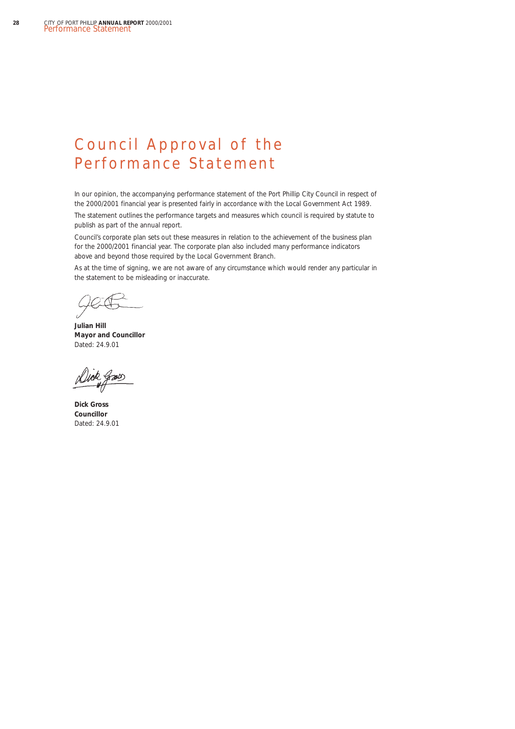# Council Approval of the Performance Statement

In our opinion, the accompanying performance statement of the Port Phillip City Council in respect of the 2000/2001 financial year is presented fairly in accordance with the Local Government Act 1989.

The statement outlines the performance targets and measures which council is required by statute to publish as part of the annual report.

Council's corporate plan sets out these measures in relation to the achievement of the business plan for the 2000/2001 financial year. The corporate plan also included many performance indicators above and beyond those required by the Local Government Branch.

As at the time of signing, we are not aware of any circumstance which would render any particular in the statement to be misleading or inaccurate.

**Julian Hill**
**Mayor and Councillor**
Dated: 24.9.01

**Dick Gross**
**Councillor**
Dated: 24.9.01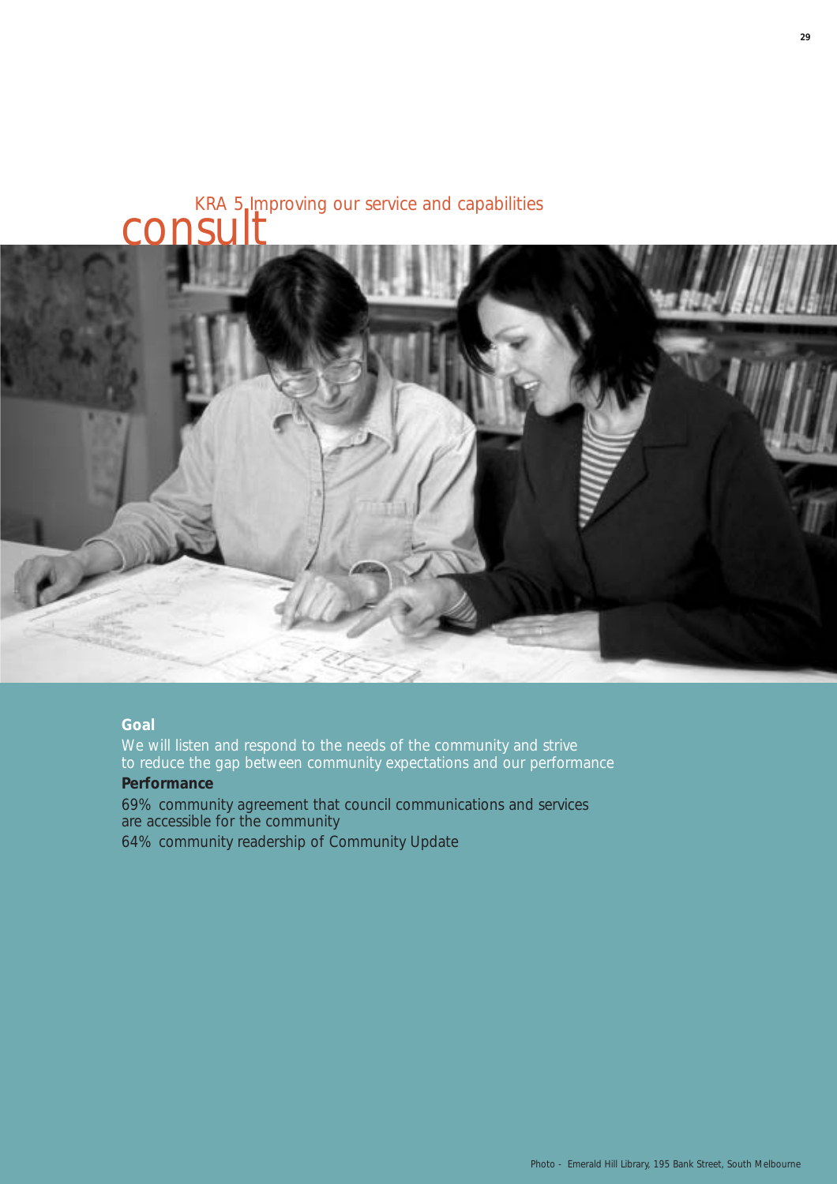# consult

## KRA 5 Improving our service and capabilities

**Goal**

We will listen and respond to the needs of the community and strive to reduce the gap between community expectations and our performance

**Performance**

69% community agreement that council communications and services are accessible for the community

64% community readership of Community Update

Photo - Emerald Hill Library, 195 Bank Street, South Melbourne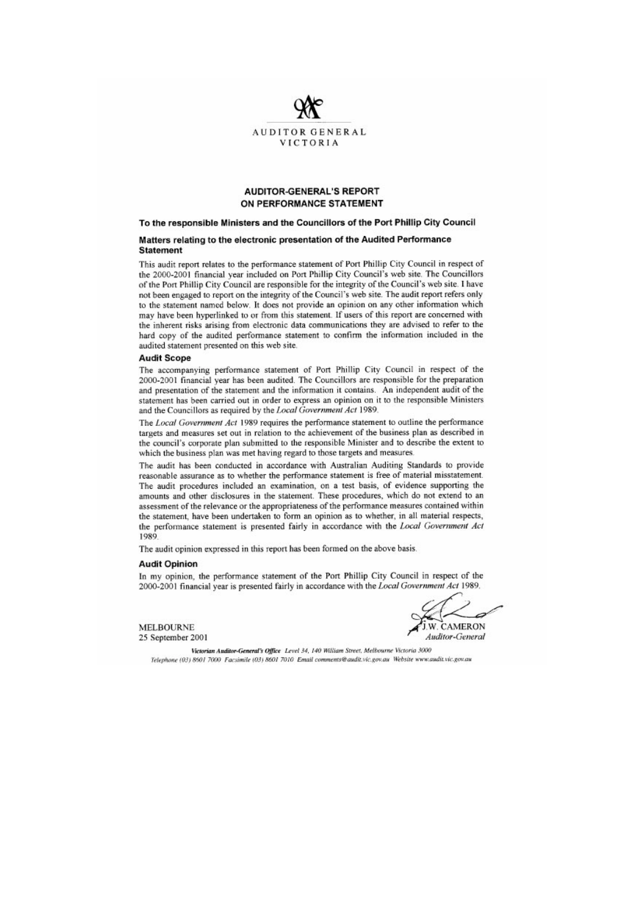AUDITOR GENERAL
VICTORIA

## AUDITOR-GENERAL'S REPORT ON PERFORMANCE STATEMENT

### To the responsible Ministers and the Councillors of the Port Phillip City Council

### Matters relating to the electronic presentation of the Audited Performance Statement

This audit report relates to the performance statement of Port Phillip City Council in respect of the 2000-2001 financial year included on Port Phillip City Council's web site. The Councillors of the Port Phillip City Council are responsible for the integrity of the Council's web site. I have not been engaged to report on the integrity of the Council's web site. The audit report refers only to the statement named below. It does not provide an opinion on any other information which may have been hyperlinked to or from this statement. If users of this report are concerned with the inherent risks arising from electronic data communications they are advised to refer to the hard copy of the audited performance statement to confirm the information included in the audited statement presented on this web site.

### Audit Scope

The accompanying performance statement of Port Phillip City Council in respect of the 2000-2001 financial year has been audited. The Councillors are responsible for the preparation and presentation of the statement and the information it contains. An independent audit of the statement has been carried out in order to express an opinion on it to the responsible Ministers and the Councillors as required by the *Local Government Act* 1989.

The *Local Government Act* 1989 requires the performance statement to outline the performance targets and measures set out in relation to the achievement of the business plan as described in the council's corporate plan submitted to the responsible Minister and to describe the extent to which the business plan was met having regard to those targets and measures.

The audit has been conducted in accordance with Australian Auditing Standards to provide reasonable assurance as to whether the performance statement is free of material misstatement. The audit procedures included an examination, on a test basis, of evidence supporting the amounts and other disclosures in the statement. These procedures, which do not extend to an assessment of the relevance or the appropriateness of the performance measures contained within the statement, have been undertaken to form an opinion as to whether, in all material respects, the performance statement is presented fairly in accordance with the *Local Government Act* 1989.

The audit opinion expressed in this report has been formed on the above basis.

### Audit Opinion

In my opinion, the performance statement of the Port Phillip City Council in respect of the 2000-2001 financial year is presented fairly in accordance with the *Local Government Act* 1989.

MELBOURNE
25 September 2001

J.W. CAMERON
*Auditor-General*

***Victorian Auditor-General's Office*** *Level 34, 140 William Street, Melbourne Victoria 3000*
*Telephone (03) 8601 7000 Facsimile (03) 8601 7010 Email comments@audit.vic.gov.au Website www.audit.vic.gov.au*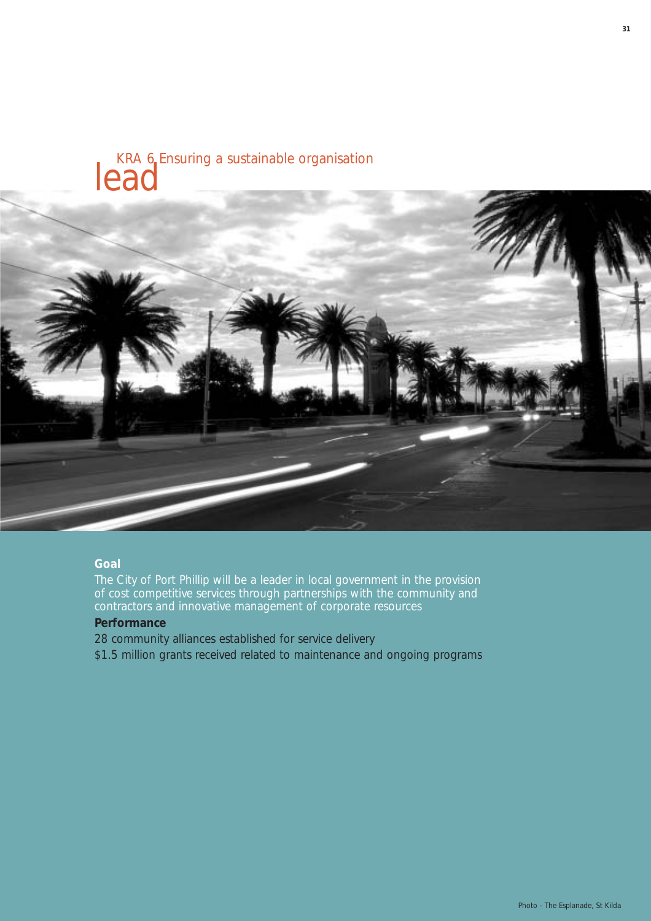# lead

## KRA 6 Ensuring a sustainable organisation

**Goal**

The City of Port Phillip will be a leader in local government in the provision of cost competitive services through partnerships with the community and contractors and innovative management of corporate resources

**Performance**

28 community alliances established for service delivery

$1.5 million grants received related to maintenance and ongoing programs

Photo - The Esplanade, St Kilda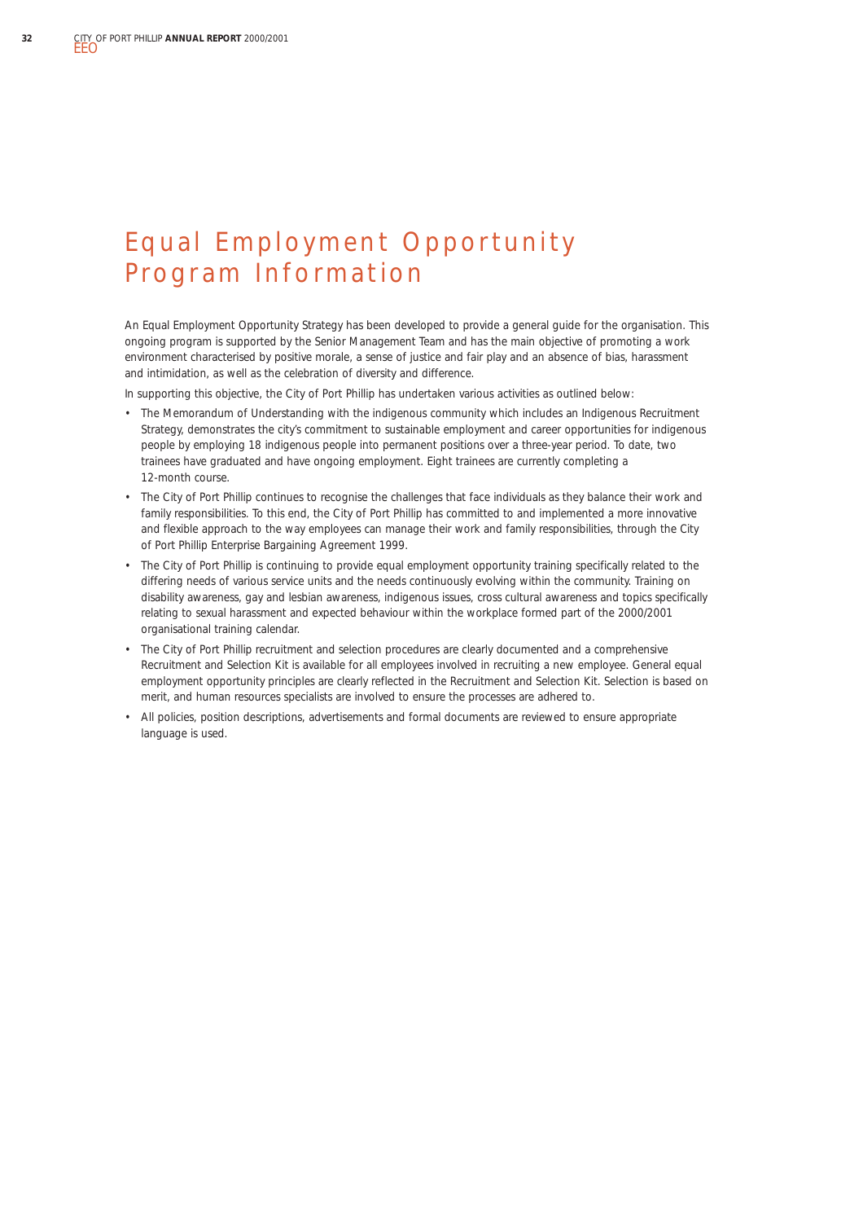# Equal Employment Opportunity Program Information

An Equal Employment Opportunity Strategy has been developed to provide a general guide for the organisation. This ongoing program is supported by the Senior Management Team and has the main objective of promoting a work environment characterised by positive morale, a sense of justice and fair play and an absence of bias, harassment and intimidation, as well as the celebration of diversity and difference.

In supporting this objective, the City of Port Phillip has undertaken various activities as outlined below:

- The Memorandum of Understanding with the indigenous community which includes an Indigenous Recruitment Strategy, demonstrates the city's commitment to sustainable employment and career opportunities for indigenous people by employing 18 indigenous people into permanent positions over a three-year period. To date, two trainees have graduated and have ongoing employment. Eight trainees are currently completing a 12-month course.
- The City of Port Phillip continues to recognise the challenges that face individuals as they balance their work and family responsibilities. To this end, the City of Port Phillip has committed to and implemented a more innovative and flexible approach to the way employees can manage their work and family responsibilities, through the City of Port Phillip Enterprise Bargaining Agreement 1999.
- The City of Port Phillip is continuing to provide equal employment opportunity training specifically related to the differing needs of various service units and the needs continuously evolving within the community. Training on disability awareness, gay and lesbian awareness, indigenous issues, cross cultural awareness and topics specifically relating to sexual harassment and expected behaviour within the workplace formed part of the 2000/2001 organisational training calendar.
- The City of Port Phillip recruitment and selection procedures are clearly documented and a comprehensive Recruitment and Selection Kit is available for all employees involved in recruiting a new employee. General equal employment opportunity principles are clearly reflected in the Recruitment and Selection Kit. Selection is based on merit, and human resources specialists are involved to ensure the processes are adhered to.
- All policies, position descriptions, advertisements and formal documents are reviewed to ensure appropriate language is used.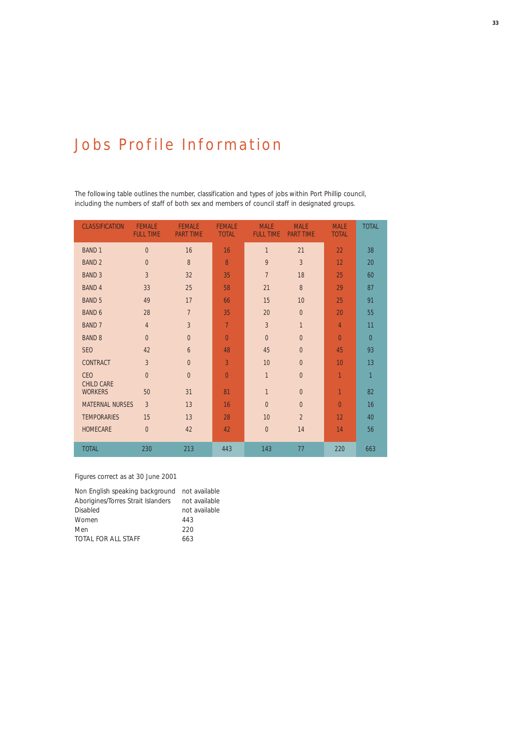# Jobs Profile Information

The following table outlines the number, classification and types of jobs within Port Phillip council, including the numbers of staff of both sex and members of council staff in designated groups.

| CLASSIFICATION | FEMALE FULL TIME | FEMALE PART TIME | FEMALE TOTAL | MALE FULL TIME | MALE PART TIME | MALE TOTAL | TOTAL |
|---|---|---|---|---|---|---|---|
| BAND 1 | 0 | 16 | 16 | 1 | 21 | 22 | 38 |
| BAND 2 | 0 | 8 | 8 | 9 | 3 | 12 | 20 |
| BAND 3 | 3 | 32 | 35 | 7 | 18 | 25 | 60 |
| BAND 4 | 33 | 25 | 58 | 21 | 8 | 29 | 87 |
| BAND 5 | 49 | 17 | 66 | 15 | 10 | 25 | 91 |
| BAND 6 | 28 | 7 | 35 | 20 | 0 | 20 | 55 |
| BAND 7 | 4 | 3 | 7 | 3 | 1 | 4 | 11 |
| BAND 8 | 0 | 0 | 0 | 0 | 0 | 0 | 0 |
| SEO | 42 | 6 | 48 | 45 | 0 | 45 | 93 |
| CONTRACT | 3 | 0 | 3 | 10 | 0 | 10 | 13 |
| CEO | 0 | 0 | 0 | 1 | 0 | 1 | 1 |
| CHILD CARE WORKERS | 50 | 31 | 81 | 1 | 0 | 1 | 82 |
| MATERNAL NURSES | 3 | 13 | 16 | 0 | 0 | 0 | 16 |
| TEMPORARIES | 15 | 13 | 28 | 10 | 2 | 12 | 40 |
| HOMECARE | 0 | 42 | 42 | 0 | 14 | 14 | 56 |
| TOTAL | 230 | 213 | 443 | 143 | 77 | 220 | 663 |

Figures correct as at 30 June 2001

| | |
|---|---|
| Non English speaking background | not available |
| Aborigines/Torres Strait Islanders | not available |
| Disabled | not available |
| Women | 443 |
| Men | 220 |
| TOTAL FOR ALL STAFF | 663 |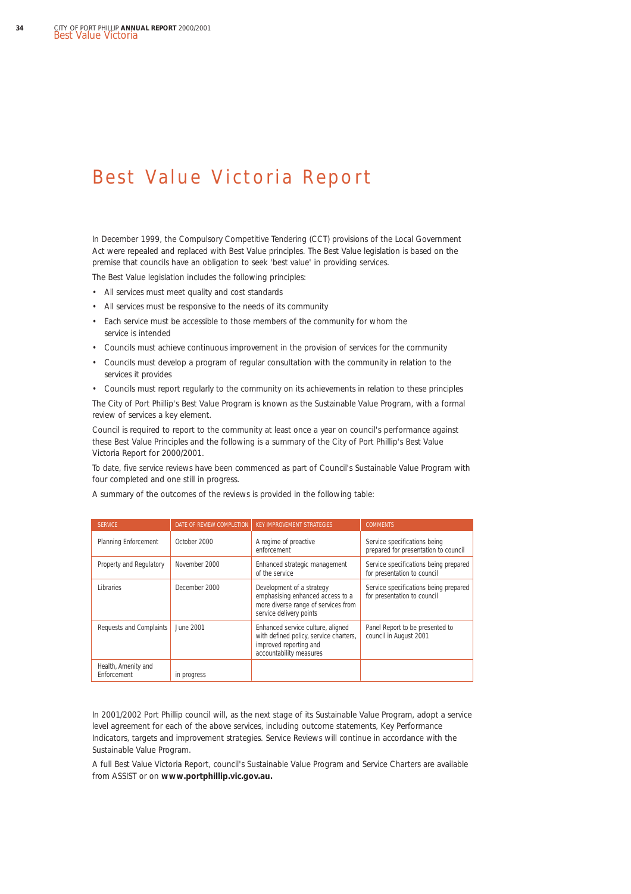# Best Value Victoria Report

In December 1999, the Compulsory Competitive Tendering (CCT) provisions of the Local Government Act were repealed and replaced with Best Value principles. The Best Value legislation is based on the premise that councils have an obligation to seek 'best value' in providing services.

The Best Value legislation includes the following principles:

- All services must meet quality and cost standards
- All services must be responsive to the needs of its community
- Each service must be accessible to those members of the community for whom the service is intended
- Councils must achieve continuous improvement in the provision of services for the community
- Councils must develop a program of regular consultation with the community in relation to the services it provides
- Councils must report regularly to the community on its achievements in relation to these principles

The City of Port Phillip's Best Value Program is known as the Sustainable Value Program, with a formal review of services a key element.

Council is required to report to the community at least once a year on council's performance against these Best Value Principles and the following is a summary of the City of Port Phillip's Best Value Victoria Report for 2000/2001.

To date, five service reviews have been commenced as part of Council's Sustainable Value Program with four completed and one still in progress.

A summary of the outcomes of the reviews is provided in the following table:

| SERVICE | DATE OF REVIEW COMPLETION | KEY IMPROVEMENT STRATEGIES | COMMENTS |
|---|---|---|---|
| Planning Enforcement | October 2000 | A regime of proactive enforcement | Service specifications being prepared for presentation to council |
| Property and Regulatory | November 2000 | Enhanced strategic management of the service | Service specifications being prepared for presentation to council |
| Libraries | December 2000 | Development of a strategy emphasising enhanced access to a more diverse range of services from service delivery points | Service specifications being prepared for presentation to council |
| Requests and Complaints | June 2001 | Enhanced service culture, aligned with defined policy, service charters, improved reporting and accountability measures | Panel Report to be presented to council in August 2001 |
| Health, Amenity and Enforcement | in progress | | |

In 2001/2002 Port Phillip council will, as the next stage of its Sustainable Value Program, adopt a service level agreement for each of the above services, including outcome statements, Key Performance Indicators, targets and improvement strategies. Service Reviews will continue in accordance with the Sustainable Value Program.

A full Best Value Victoria Report, council's Sustainable Value Program and Service Charters are available from ASSIST or on **www.portphillip.vic.gov.au.**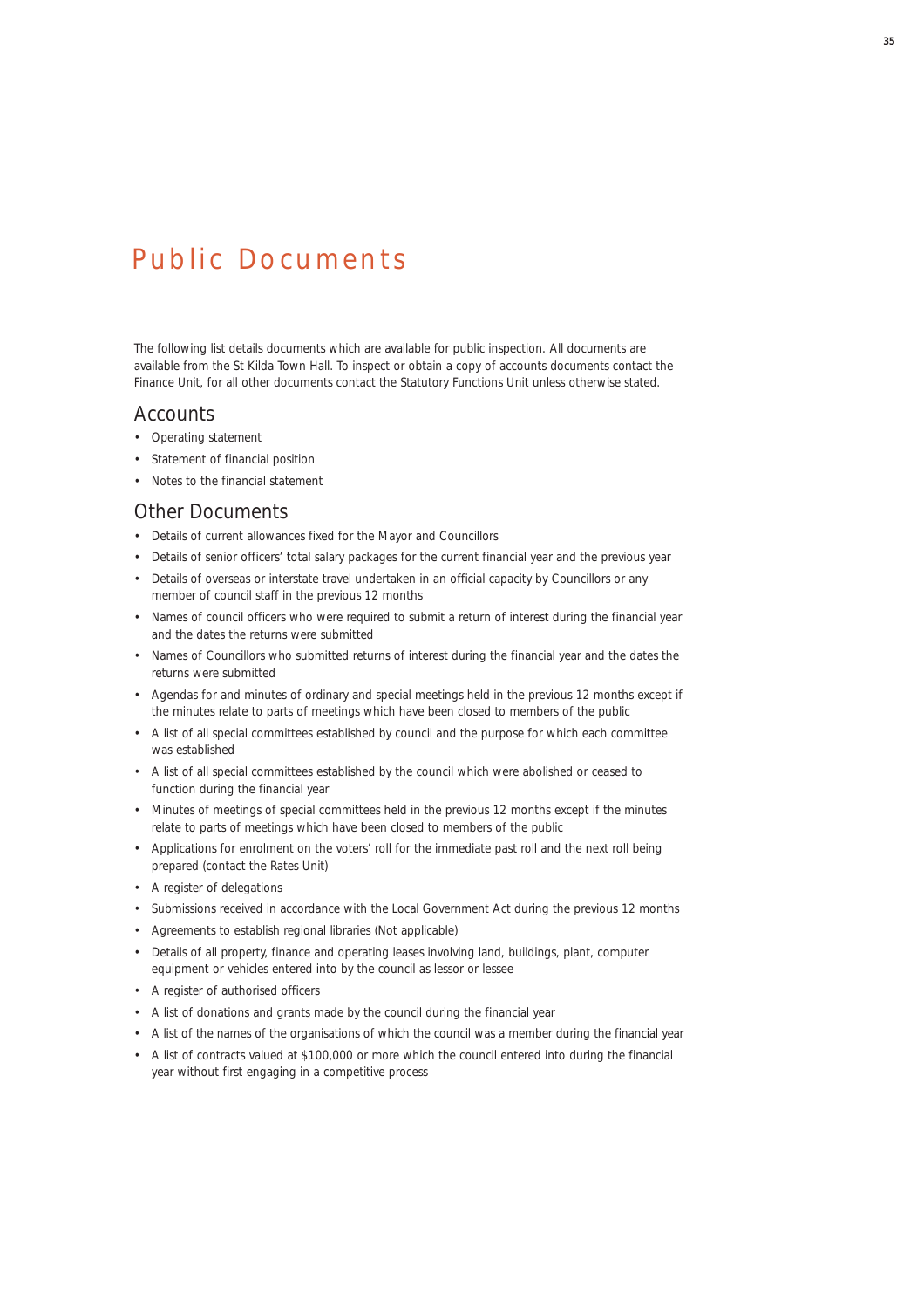# Public Documents

The following list details documents which are available for public inspection. All documents are available from the St Kilda Town Hall. To inspect or obtain a copy of accounts documents contact the Finance Unit, for all other documents contact the Statutory Functions Unit unless otherwise stated.

## Accounts

- Operating statement
- Statement of financial position
- Notes to the financial statement

## Other Documents

- Details of current allowances fixed for the Mayor and Councillors
- Details of senior officers' total salary packages for the current financial year and the previous year
- Details of overseas or interstate travel undertaken in an official capacity by Councillors or any member of council staff in the previous 12 months
- Names of council officers who were required to submit a return of interest during the financial year and the dates the returns were submitted
- Names of Councillors who submitted returns of interest during the financial year and the dates the returns were submitted
- Agendas for and minutes of ordinary and special meetings held in the previous 12 months except if the minutes relate to parts of meetings which have been closed to members of the public
- A list of all special committees established by council and the purpose for which each committee was established
- A list of all special committees established by the council which were abolished or ceased to function during the financial year
- Minutes of meetings of special committees held in the previous 12 months except if the minutes relate to parts of meetings which have been closed to members of the public
- Applications for enrolment on the voters' roll for the immediate past roll and the next roll being prepared (contact the Rates Unit)
- A register of delegations
- Submissions received in accordance with the Local Government Act during the previous 12 months
- Agreements to establish regional libraries (Not applicable)
- Details of all property, finance and operating leases involving land, buildings, plant, computer equipment or vehicles entered into by the council as lessor or lessee
- A register of authorised officers
- A list of donations and grants made by the council during the financial year
- A list of the names of the organisations of which the council was a member during the financial year
- A list of contracts valued at $100,000 or more which the council entered into during the financial year without first engaging in a competitive process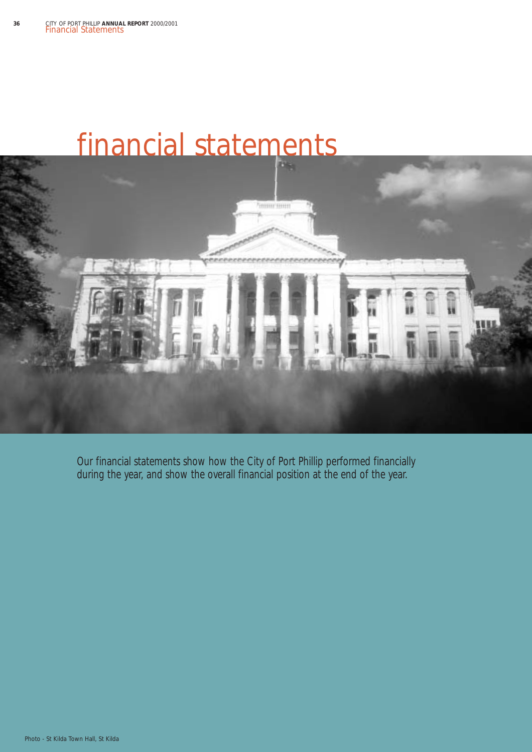# financial statements

Our financial statements show how the City of Port Phillip performed financially during the year, and show the overall financial position at the end of the year.

Photo - St Kilda Town Hall, St Kilda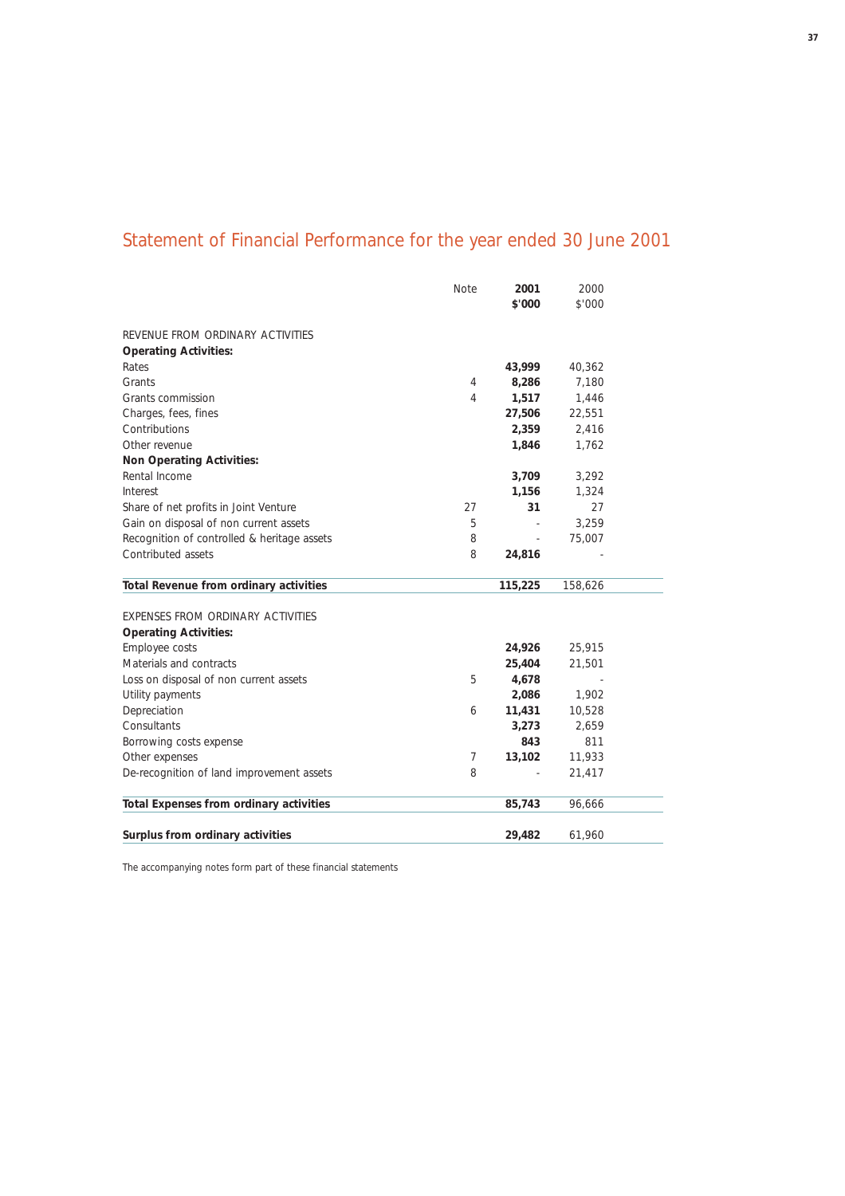# Statement of Financial Performance for the year ended 30 June 2001

| | Note | **2001 $'000** | 2000 $'000 |
|---|---|---|---|
| REVENUE FROM ORDINARY ACTIVITIES | | | |
| **Operating Activities:** | | | |
| Rates | | **43,999** | 40,362 |
| Grants | 4 | **8,286** | 7,180 |
| Grants commission | 4 | **1,517** | 1,446 |
| Charges, fees, fines | | **27,506** | 22,551 |
| Contributions | | **2,359** | 2,416 |
| Other revenue | | **1,846** | 1,762 |
| **Non Operating Activities:** | | | |
| Rental Income | | **3,709** | 3,292 |
| Interest | | **1,156** | 1,324 |
| Share of net profits in Joint Venture | 27 | **31** | 27 |
| Gain on disposal of non current assets | 5 | - | 3,259 |
| Recognition of controlled & heritage assets | 8 | - | 75,007 |
| Contributed assets | 8 | **24,816** | - |
| **Total Revenue from ordinary activities** | | **115,225** | 158,626 |
| EXPENSES FROM ORDINARY ACTIVITIES | | | |
| **Operating Activities:** | | | |
| Employee costs | | **24,926** | 25,915 |
| Materials and contracts | | **25,404** | 21,501 |
| Loss on disposal of non current assets | 5 | **4,678** | - |
| Utility payments | | **2,086** | 1,902 |
| Depreciation | 6 | **11,431** | 10,528 |
| Consultants | | **3,273** | 2,659 |
| Borrowing costs expense | | **843** | 811 |
| Other expenses | 7 | **13,102** | 11,933 |
| De-recognition of land improvement assets | 8 | - | 21,417 |
| **Total Expenses from ordinary activities** | | **85,743** | 96,666 |
| **Surplus from ordinary activities** | | **29,482** | 61,960 |

The accompanying notes form part of these financial statements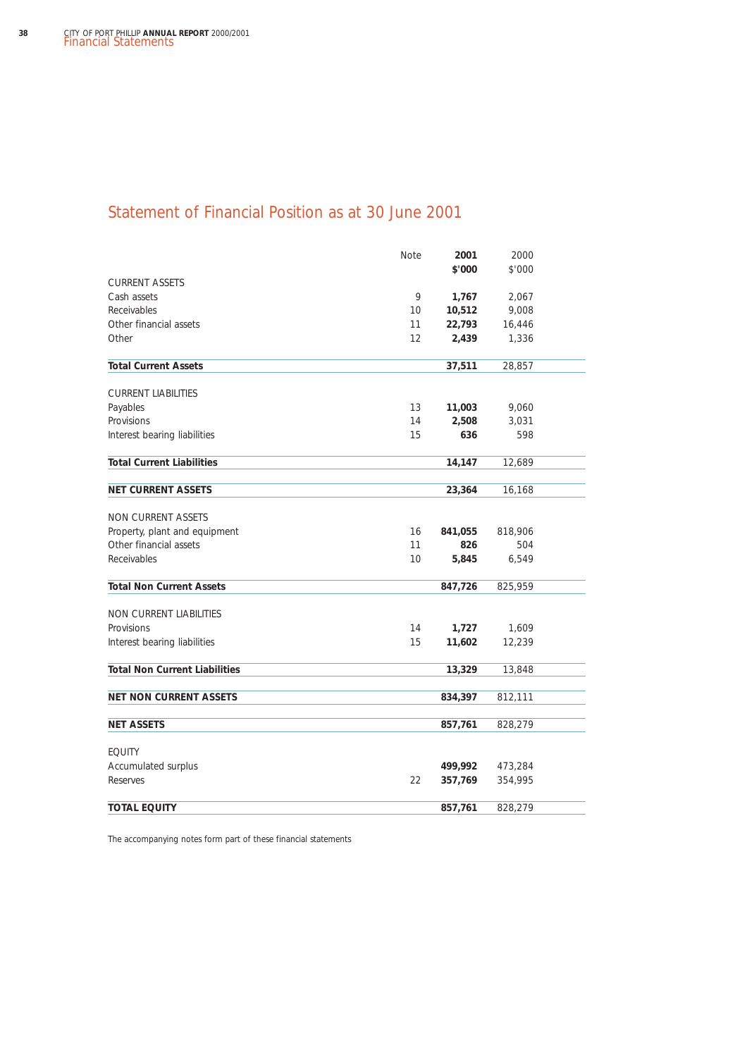# Statement of Financial Position as at 30 June 2001

| | Note | 2001 $'000 | 2000 $'000 |
|---|---|---|---|
| CURRENT ASSETS | | | |
| Cash assets | 9 | **1,767** | 2,067 |
| Receivables | 10 | **10,512** | 9,008 |
| Other financial assets | 11 | **22,793** | 16,446 |
| Other | 12 | **2,439** | 1,336 |
| **Total Current Assets** | | **37,511** | 28,857 |
| CURRENT LIABILITIES | | | |
| Payables | 13 | **11,003** | 9,060 |
| Provisions | 14 | **2,508** | 3,031 |
| Interest bearing liabilities | 15 | **636** | 598 |
| **Total Current Liabilities** | | **14,147** | 12,689 |
| **NET CURRENT ASSETS** | | **23,364** | 16,168 |
| NON CURRENT ASSETS | | | |
| Property, plant and equipment | 16 | **841,055** | 818,906 |
| Other financial assets | 11 | **826** | 504 |
| Receivables | 10 | **5,845** | 6,549 |
| **Total Non Current Assets** | | **847,726** | 825,959 |
| NON CURRENT LIABILITIES | | | |
| Provisions | 14 | **1,727** | 1,609 |
| Interest bearing liabilities | 15 | **11,602** | 12,239 |
| **Total Non Current Liabilities** | | **13,329** | 13,848 |
| **NET NON CURRENT ASSETS** | | **834,397** | 812,111 |
| **NET ASSETS** | | **857,761** | 828,279 |
| EQUITY | | | |
| Accumulated surplus | | **499,992** | 473,284 |
| Reserves | 22 | **357,769** | 354,995 |
| **TOTAL EQUITY** | | **857,761** | 828,279 |

The accompanying notes form part of these financial statements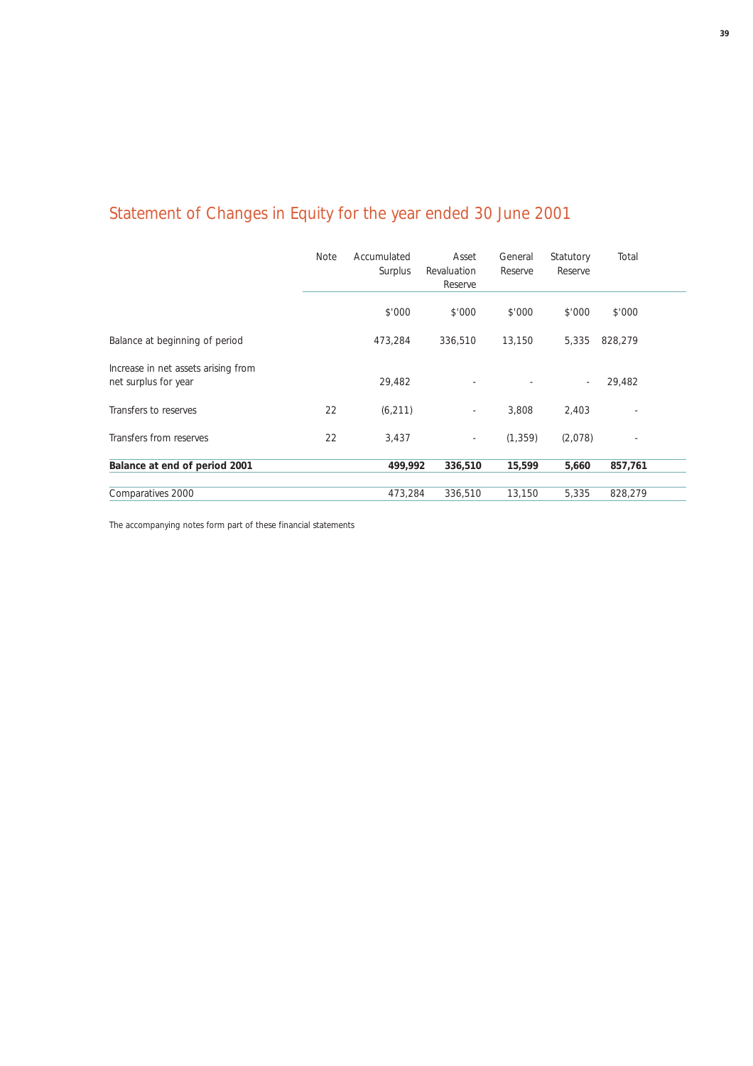# Statement of Changes in Equity for the year ended 30 June 2001

| | Note | Accumulated Surplus | Asset Revaluation Reserve | General Reserve | Statutory Reserve | Total |
|---|---|---|---|---|---|---|
| | | $'000 | $'000 | $'000 | $'000 | $'000 |
| Balance at beginning of period | | 473,284 | 336,510 | 13,150 | 5,335 | 828,279 |
| Increase in net assets arising from net surplus for year | | 29,482 | - | - | - | 29,482 |
| Transfers to reserves | 22 | (6,211) | - | 3,808 | 2,403 | - |
| Transfers from reserves | 22 | 3,437 | - | (1,359) | (2,078) | - |
| **Balance at end of period 2001** | | **499,992** | **336,510** | **15,599** | **5,660** | **857,761** |
| Comparatives 2000 | | 473,284 | 336,510 | 13,150 | 5,335 | 828,279 |

The accompanying notes form part of these financial statements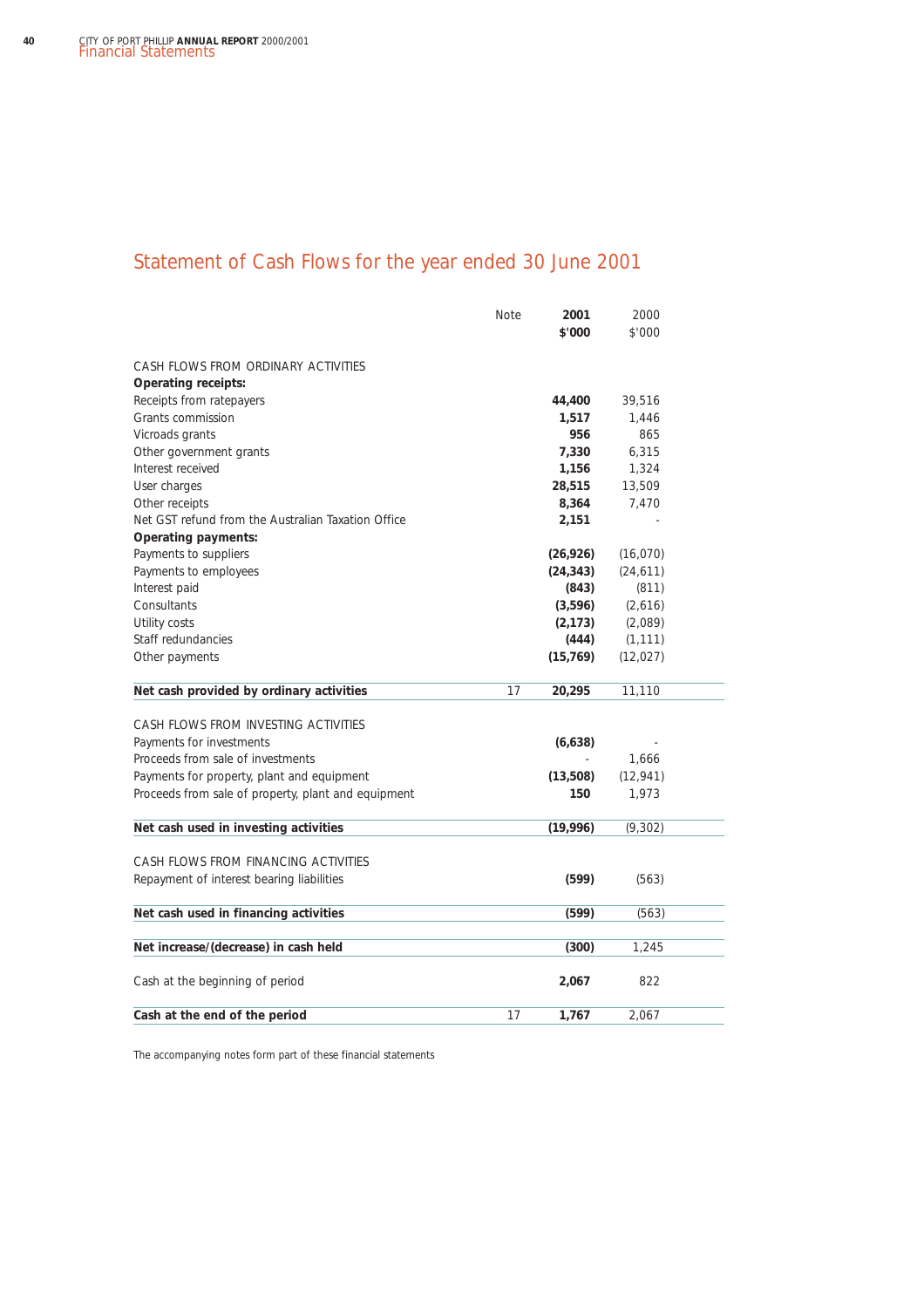## Statement of Cash Flows for the year ended 30 June 2001

| | Note | 2001 $'000 | 2000 $'000 |
|---|---|---|---|
| CASH FLOWS FROM ORDINARY ACTIVITIES | | | |
| **Operating receipts:** | | | |
| Receipts from ratepayers | | **44,400** | 39,516 |
| Grants commission | | **1,517** | 1,446 |
| Vicroads grants | | **956** | 865 |
| Other government grants | | **7,330** | 6,315 |
| Interest received | | **1,156** | 1,324 |
| User charges | | **28,515** | 13,509 |
| Other receipts | | **8,364** | 7,470 |
| Net GST refund from the Australian Taxation Office | | **2,151** | - |
| **Operating payments:** | | | |
| Payments to suppliers | | **(26,926)** | (16,070) |
| Payments to employees | | **(24,343)** | (24,611) |
| Interest paid | | **(843)** | (811) |
| Consultants | | **(3,596)** | (2,616) |
| Utility costs | | **(2,173)** | (2,089) |
| Staff redundancies | | **(444)** | (1,111) |
| Other payments | | **(15,769)** | (12,027) |
| **Net cash provided by ordinary activities** | 17 | **20,295** | 11,110 |
| CASH FLOWS FROM INVESTING ACTIVITIES | | | |
| Payments for investments | | **(6,638)** | - |
| Proceeds from sale of investments | | - | 1,666 |
| Payments for property, plant and equipment | | **(13,508)** | (12,941) |
| Proceeds from sale of property, plant and equipment | | **150** | 1,973 |
| **Net cash used in investing activities** | | **(19,996)** | (9,302) |
| CASH FLOWS FROM FINANCING ACTIVITIES | | | |
| Repayment of interest bearing liabilities | | **(599)** | (563) |
| **Net cash used in financing activities** | | **(599)** | (563) |
| **Net increase/(decrease) in cash held** | | **(300)** | 1,245 |
| Cash at the beginning of period | | **2,067** | 822 |
| **Cash at the end of the period** | 17 | **1,767** | 2,067 |

The accompanying notes form part of these financial statements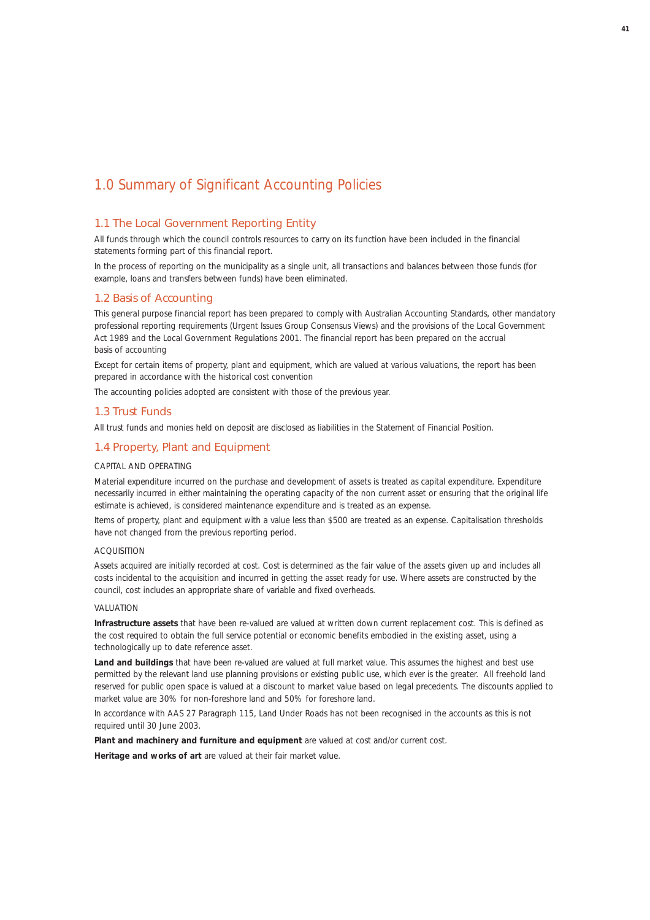# 1.0 Summary of Significant Accounting Policies

## 1.1 The Local Government Reporting Entity

All funds through which the council controls resources to carry on its function have been included in the financial statements forming part of this financial report.

In the process of reporting on the municipality as a single unit, all transactions and balances between those funds (for example, loans and transfers between funds) have been eliminated.

## 1.2 Basis of Accounting

This general purpose financial report has been prepared to comply with Australian Accounting Standards, other mandatory professional reporting requirements (Urgent Issues Group Consensus Views) and the provisions of the Local Government Act 1989 and the Local Government Regulations 2001. The financial report has been prepared on the accrual basis of accounting

Except for certain items of property, plant and equipment, which are valued at various valuations, the report has been prepared in accordance with the historical cost convention

The accounting policies adopted are consistent with those of the previous year.

## 1.3 Trust Funds

All trust funds and monies held on deposit are disclosed as liabilities in the Statement of Financial Position.

## 1.4 Property, Plant and Equipment

CAPITAL AND OPERATING

Material expenditure incurred on the purchase and development of assets is treated as capital expenditure. Expenditure necessarily incurred in either maintaining the operating capacity of the non current asset or ensuring that the original life estimate is achieved, is considered maintenance expenditure and is treated as an expense.

Items of property, plant and equipment with a value less than $500 are treated as an expense. Capitalisation thresholds have not changed from the previous reporting period.

ACQUISITION

Assets acquired are initially recorded at cost. Cost is determined as the fair value of the assets given up and includes all costs incidental to the acquisition and incurred in getting the asset ready for use. Where assets are constructed by the council, cost includes an appropriate share of variable and fixed overheads.

VALUATION

**Infrastructure assets** that have been re-valued are valued at written down current replacement cost. This is defined as the cost required to obtain the full service potential or economic benefits embodied in the existing asset, using a technologically up to date reference asset.

**Land and buildings** that have been re-valued are valued at full market value. This assumes the highest and best use permitted by the relevant land use planning provisions or existing public use, which ever is the greater. All freehold land reserved for public open space is valued at a discount to market value based on legal precedents. The discounts applied to market value are 30% for non-foreshore land and 50% for foreshore land.

In accordance with AAS 27 Paragraph 115, Land Under Roads has not been recognised in the accounts as this is not required until 30 June 2003.

**Plant and machinery and furniture and equipment** are valued at cost and/or current cost.

**Heritage and works of art** are valued at their fair market value.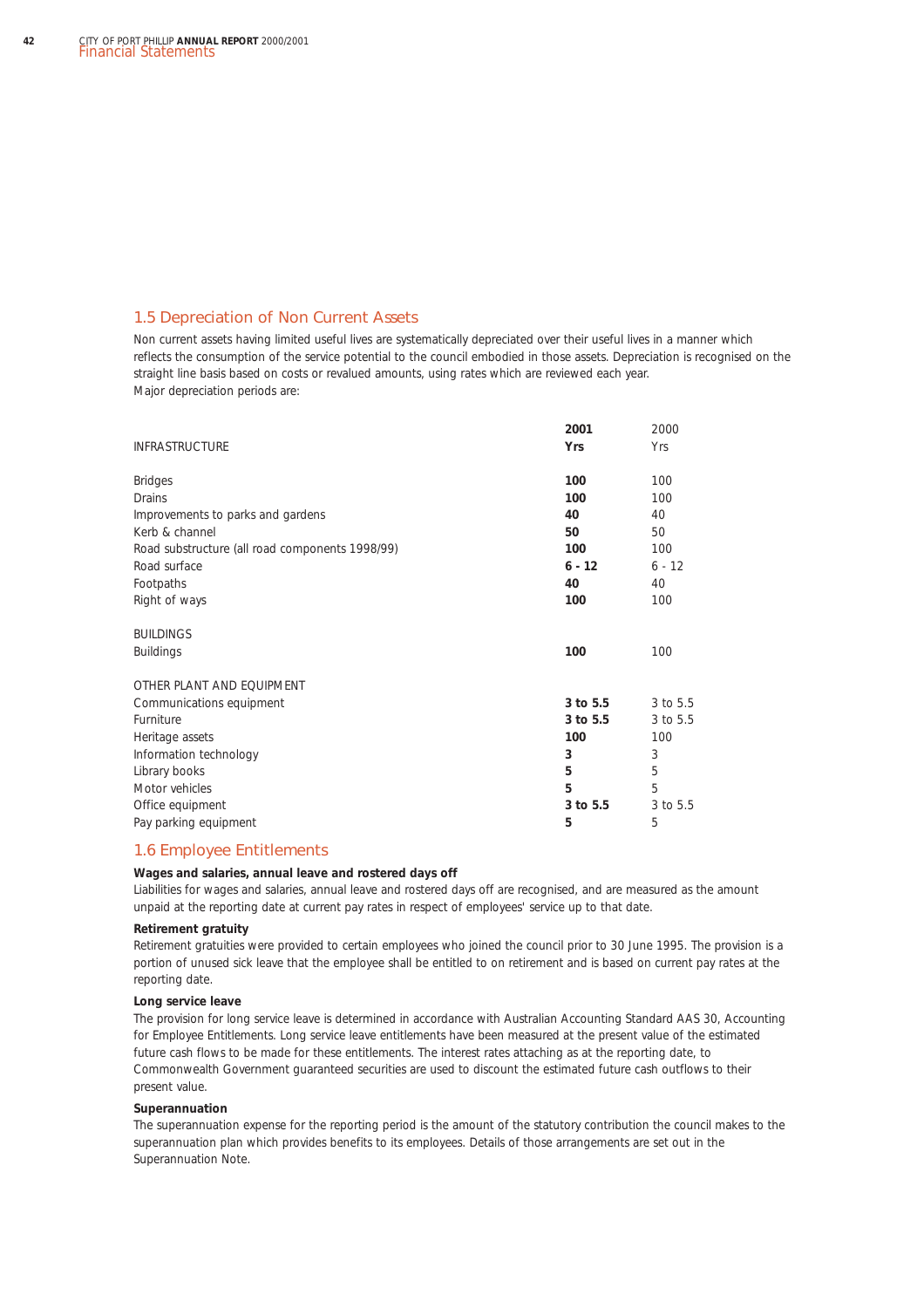## 1.5 Depreciation of Non Current Assets

Non current assets having limited useful lives are systematically depreciated over their useful lives in a manner which reflects the consumption of the service potential to the council embodied in those assets. Depreciation is recognised on the straight line basis based on costs or revalued amounts, using rates which are reviewed each year.
Major depreciation periods are:

| | **2001** | 2000 |
|---|---|---|
| INFRASTRUCTURE | **Yrs** | Yrs |
| Bridges | **100** | 100 |
| Drains | **100** | 100 |
| Improvements to parks and gardens | **40** | 40 |
| Kerb & channel | **50** | 50 |
| Road substructure (all road components 1998/99) | **100** | 100 |
| Road surface | **6 - 12** | 6 - 12 |
| Footpaths | **40** | 40 |
| Right of ways | **100** | 100 |
| BUILDINGS | | |
| Buildings | **100** | 100 |
| OTHER PLANT AND EQUIPMENT | | |
| Communications equipment | **3 to 5.5** | 3 to 5.5 |
| Furniture | **3 to 5.5** | 3 to 5.5 |
| Heritage assets | **100** | 100 |
| Information technology | **3** | 3 |
| Library books | **5** | 5 |
| Motor vehicles | **5** | 5 |
| Office equipment | **3 to 5.5** | 3 to 5.5 |
| Pay parking equipment | **5** | 5 |

## 1.6 Employee Entitlements

**Wages and salaries, annual leave and rostered days off**

Liabilities for wages and salaries, annual leave and rostered days off are recognised, and are measured as the amount unpaid at the reporting date at current pay rates in respect of employees' service up to that date.

**Retirement gratuity**

Retirement gratuities were provided to certain employees who joined the council prior to 30 June 1995. The provision is a portion of unused sick leave that the employee shall be entitled to on retirement and is based on current pay rates at the reporting date.

**Long service leave**

The provision for long service leave is determined in accordance with Australian Accounting Standard AAS 30, Accounting for Employee Entitlements. Long service leave entitlements have been measured at the present value of the estimated future cash flows to be made for these entitlements. The interest rates attaching as at the reporting date, to Commonwealth Government guaranteed securities are used to discount the estimated future cash outflows to their present value.

**Superannuation**

The superannuation expense for the reporting period is the amount of the statutory contribution the council makes to the superannuation plan which provides benefits to its employees. Details of those arrangements are set out in the Superannuation Note.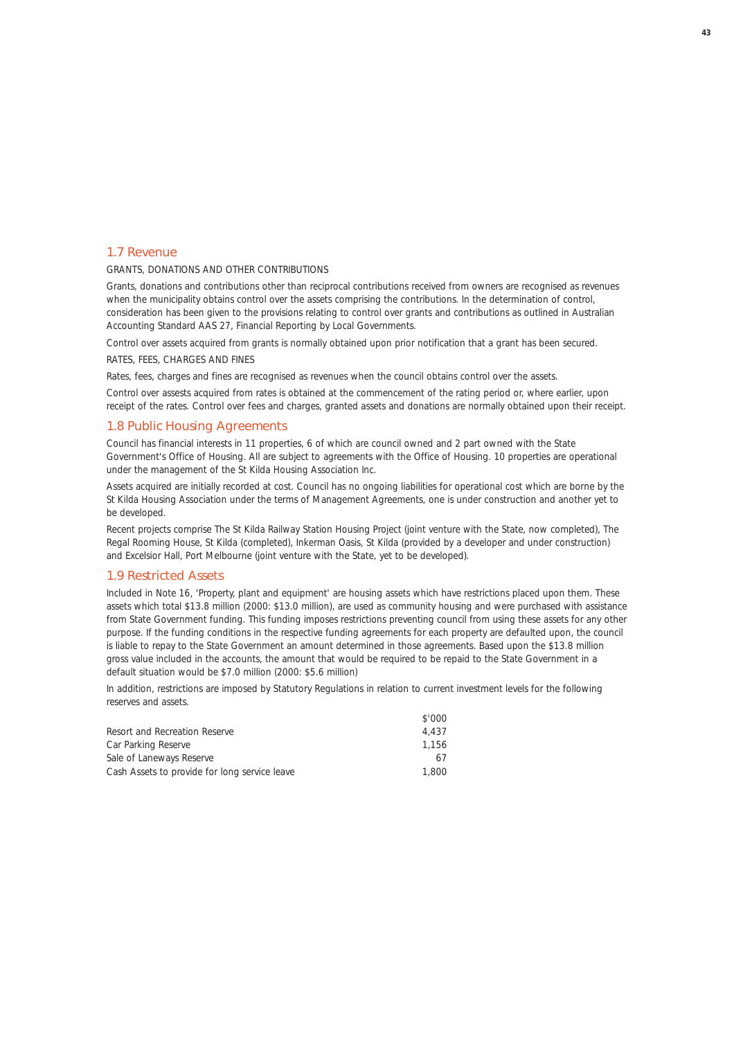## 1.7 Revenue

GRANTS, DONATIONS AND OTHER CONTRIBUTIONS

Grants, donations and contributions other than reciprocal contributions received from owners are recognised as revenues when the municipality obtains control over the assets comprising the contributions. In the determination of control, consideration has been given to the provisions relating to control over grants and contributions as outlined in Australian Accounting Standard AAS 27, Financial Reporting by Local Governments.

Control over assets acquired from grants is normally obtained upon prior notification that a grant has been secured.

RATES, FEES, CHARGES AND FINES

Rates, fees, charges and fines are recognised as revenues when the council obtains control over the assets.

Control over assests acquired from rates is obtained at the commencement of the rating period or, where earlier, upon receipt of the rates. Control over fees and charges, granted assets and donations are normally obtained upon their receipt.

## 1.8 Public Housing Agreements

Council has financial interests in 11 properties, 6 of which are council owned and 2 part owned with the State Government's Office of Housing. All are subject to agreements with the Office of Housing. 10 properties are operational under the management of the St Kilda Housing Association Inc.

Assets acquired are initially recorded at cost. Council has no ongoing liabilities for operational cost which are borne by the St Kilda Housing Association under the terms of Management Agreements, one is under construction and another yet to be developed.

Recent projects comprise The St Kilda Railway Station Housing Project (joint venture with the State, now completed), The Regal Rooming House, St Kilda (completed), Inkerman Oasis, St Kilda (provided by a developer and under construction) and Excelsior Hall, Port Melbourne (joint venture with the State, yet to be developed).

## 1.9 Restricted Assets

Included in Note 16, 'Property, plant and equipment' are housing assets which have restrictions placed upon them. These assets which total $13.8 million (2000: $13.0 million), are used as community housing and were purchased with assistance from State Government funding. This funding imposes restrictions preventing council from using these assets for any other purpose. If the funding conditions in the respective funding agreements for each property are defaulted upon, the council is liable to repay to the State Government an amount determined in those agreements. Based upon the $13.8 million gross value included in the accounts, the amount that would be required to be repaid to the State Government in a default situation would be $7.0 million (2000: $5.6 million)

In addition, restrictions are imposed by Statutory Regulations in relation to current investment levels for the following reserves and assets.

| | $'000 |
|---|---|
| Resort and Recreation Reserve | 4,437 |
| Car Parking Reserve | 1,156 |
| Sale of Laneways Reserve | 67 |
| Cash Assets to provide for long service leave | 1,800 |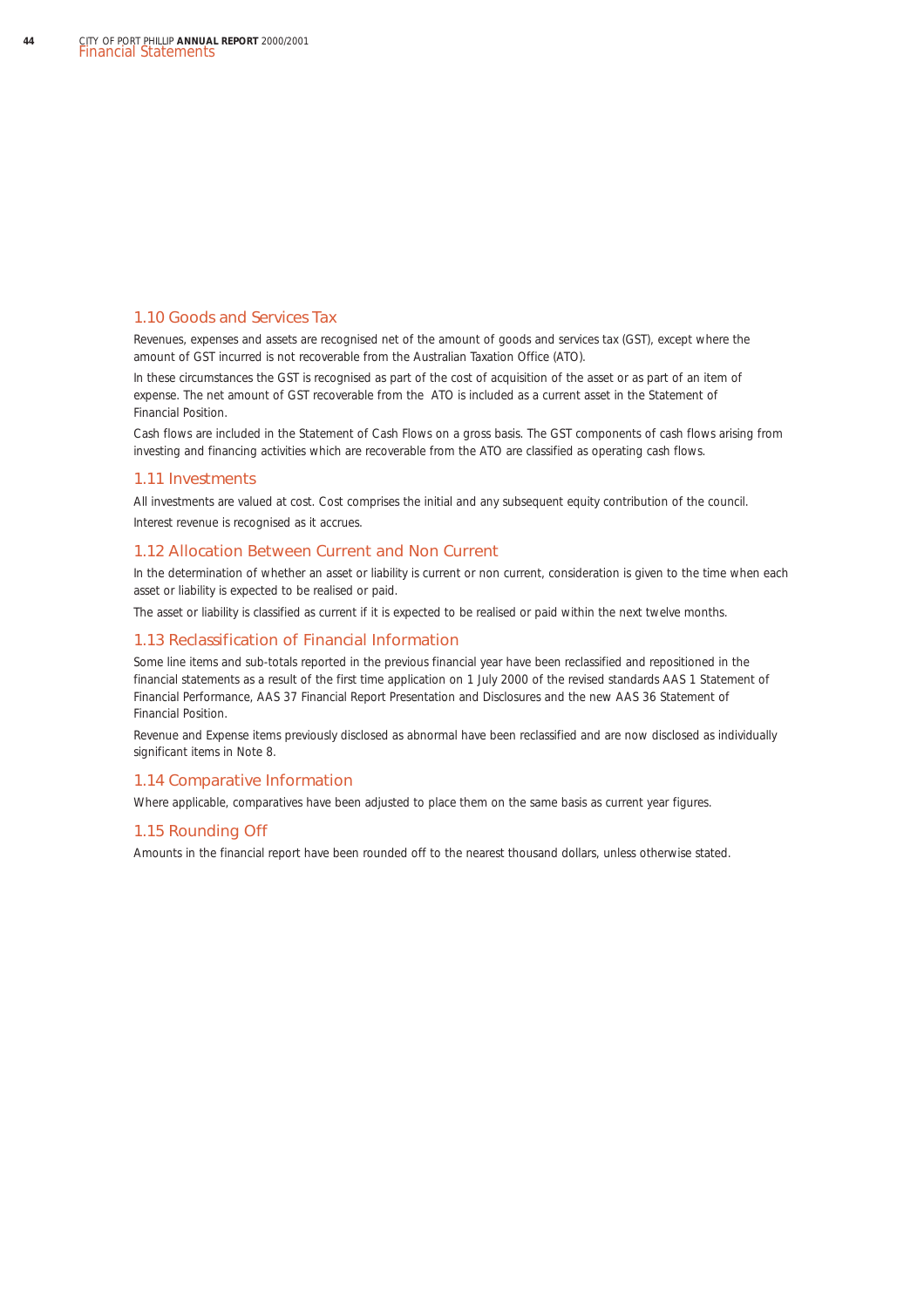## 1.10 Goods and Services Tax

Revenues, expenses and assets are recognised net of the amount of goods and services tax (GST), except where the amount of GST incurred is not recoverable from the Australian Taxation Office (ATO).

In these circumstances the GST is recognised as part of the cost of acquisition of the asset or as part of an item of expense. The net amount of GST recoverable from the ATO is included as a current asset in the Statement of Financial Position.

Cash flows are included in the Statement of Cash Flows on a gross basis. The GST components of cash flows arising from investing and financing activities which are recoverable from the ATO are classified as operating cash flows.

## 1.11 Investments

All investments are valued at cost. Cost comprises the initial and any subsequent equity contribution of the council.

Interest revenue is recognised as it accrues.

## 1.12 Allocation Between Current and Non Current

In the determination of whether an asset or liability is current or non current, consideration is given to the time when each asset or liability is expected to be realised or paid.

The asset or liability is classified as current if it is expected to be realised or paid within the next twelve months.

## 1.13 Reclassification of Financial Information

Some line items and sub-totals reported in the previous financial year have been reclassified and repositioned in the financial statements as a result of the first time application on 1 July 2000 of the revised standards AAS 1 Statement of Financial Performance, AAS 37 Financial Report Presentation and Disclosures and the new AAS 36 Statement of Financial Position.

Revenue and Expense items previously disclosed as abnormal have been reclassified and are now disclosed as individually significant items in Note 8.

## 1.14 Comparative Information

Where applicable, comparatives have been adjusted to place them on the same basis as current year figures.

## 1.15 Rounding Off

Amounts in the financial report have been rounded off to the nearest thousand dollars, unless otherwise stated.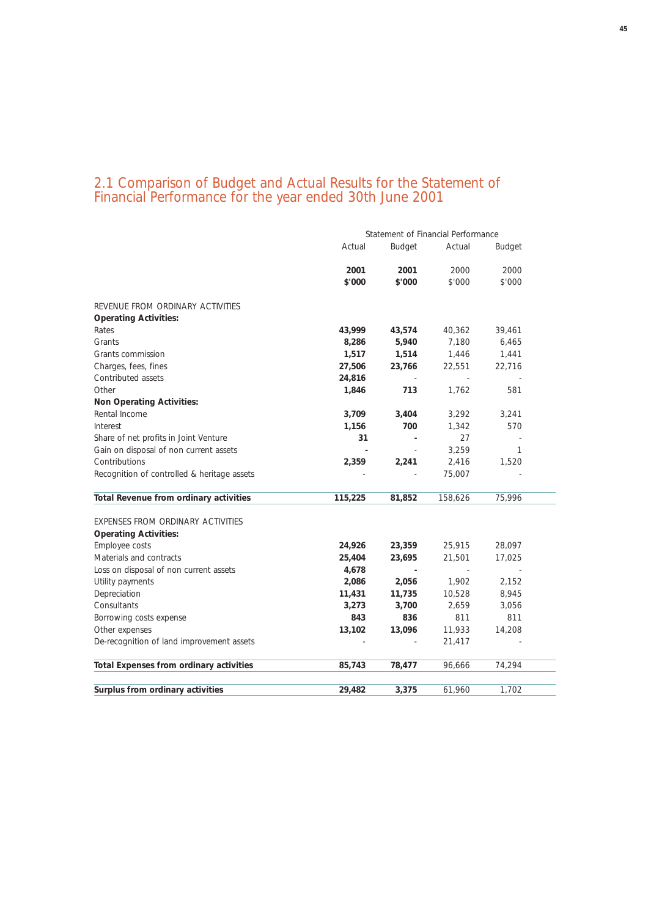## 2.1 Comparison of Budget and Actual Results for the Statement of Financial Performance for the year ended 30th June 2001

| | Statement of Financial Performance | | | |
|---|---|---|---|---|
| | Actual | Budget | Actual | Budget |
| | **2001** | **2001** | 2000 | 2000 |
| | **$'000** | **$'000** | $'000 | $'000 |
| REVENUE FROM ORDINARY ACTIVITIES | | | | |
| **Operating Activities:** | | | | |
| Rates | **43,999** | **43,574** | 40,362 | 39,461 |
| Grants | **8,286** | **5,940** | 7,180 | 6,465 |
| Grants commission | **1,517** | **1,514** | 1,446 | 1,441 |
| Charges, fees, fines | **27,506** | **23,766** | 22,551 | 22,716 |
| Contributed assets | **24,816** | - | - | - |
| Other | **1,846** | **713** | 1,762 | 581 |
| **Non Operating Activities:** | | | | |
| Rental Income | **3,709** | **3,404** | 3,292 | 3,241 |
| Interest | **1,156** | **700** | 1,342 | 570 |
| Share of net profits in Joint Venture | **31** | **-** | 27 | - |
| Gain on disposal of non current assets | **-** | - | 3,259 | 1 |
| Contributions | **2,359** | **2,241** | 2,416 | 1,520 |
| Recognition of controlled & heritage assets | - | - | 75,007 | - |
| **Total Revenue from ordinary activities** | **115,225** | **81,852** | 158,626 | 75,996 |
| EXPENSES FROM ORDINARY ACTIVITIES | | | | |
| **Operating Activities:** | | | | |
| Employee costs | **24,926** | **23,359** | 25,915 | 28,097 |
| Materials and contracts | **25,404** | **23,695** | 21,501 | 17,025 |
| Loss on disposal of non current assets | **4,678** | **-** | - | - |
| Utility payments | **2,086** | **2,056** | 1,902 | 2,152 |
| Depreciation | **11,431** | **11,735** | 10,528 | 8,945 |
| Consultants | **3,273** | **3,700** | 2,659 | 3,056 |
| Borrowing costs expense | **843** | **836** | 811 | 811 |
| Other expenses | **13,102** | **13,096** | 11,933 | 14,208 |
| De-recognition of land improvement assets | - | - | 21,417 | - |
| **Total Expenses from ordinary activities** | **85,743** | **78,477** | 96,666 | 74,294 |
| **Surplus from ordinary activities** | **29,482** | **3,375** | 61,960 | 1,702 |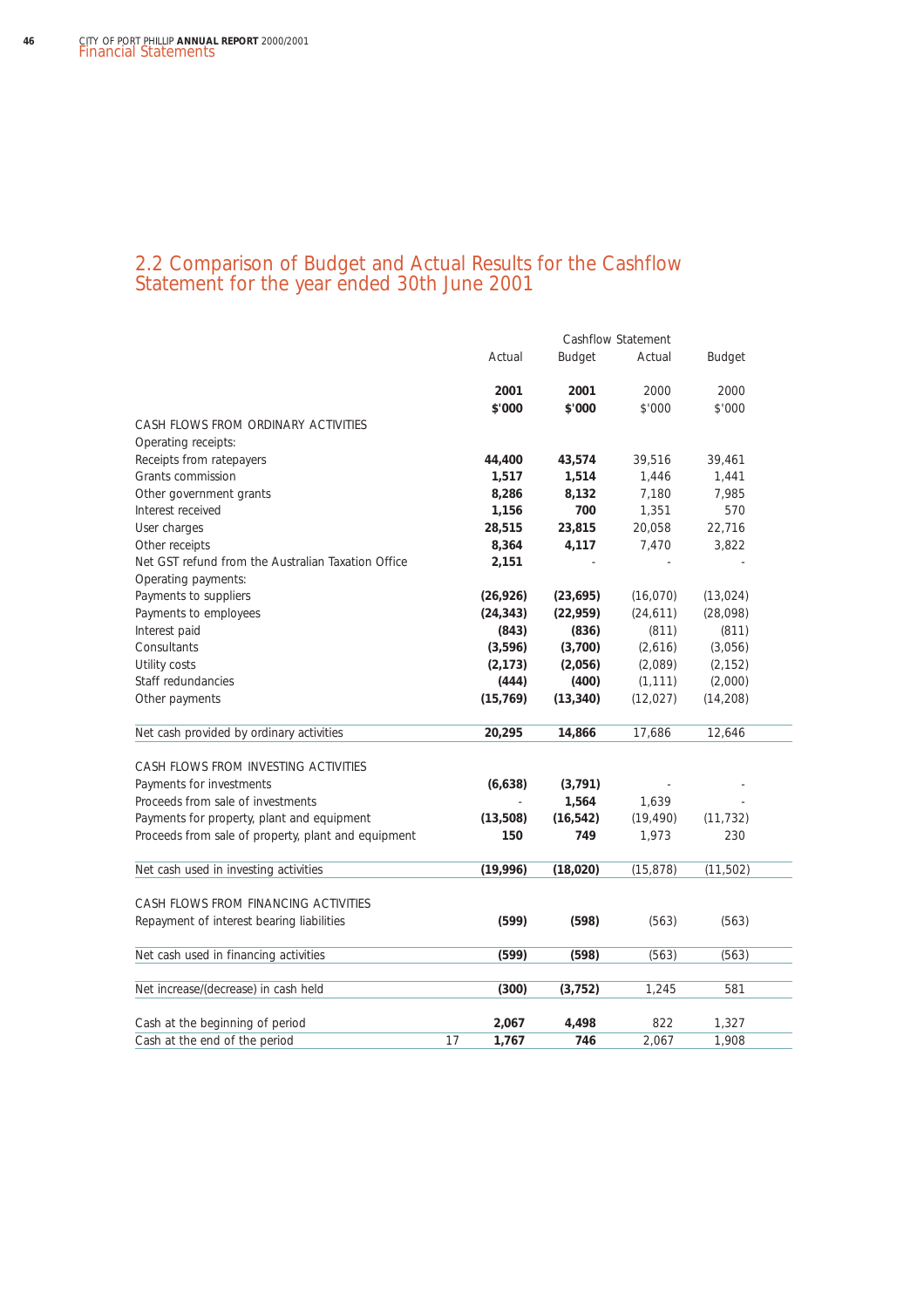## 2.2 Comparison of Budget and Actual Results for the Cashflow Statement for the year ended 30th June 2001

| | | Cashflow Statement | | | |
|---|---|---|---|---|---|
| | | Actual | Budget | Actual | Budget |
| | | **2001** | **2001** | 2000 | 2000 |
| | | **$'000** | **$'000** | $'000 | $'000 |
| CASH FLOWS FROM ORDINARY ACTIVITIES | | | | | |
| Operating receipts: | | | | | |
| Receipts from ratepayers | | **44,400** | **43,574** | 39,516 | 39,461 |
| Grants commission | | **1,517** | **1,514** | 1,446 | 1,441 |
| Other government grants | | **8,286** | **8,132** | 7,180 | 7,985 |
| Interest received | | **1,156** | **700** | 1,351 | 570 |
| User charges | | **28,515** | **23,815** | 20,058 | 22,716 |
| Other receipts | | **8,364** | **4,117** | 7,470 | 3,822 |
| Net GST refund from the Australian Taxation Office | | **2,151** | - | - | - |
| Operating payments: | | | | | |
| Payments to suppliers | | **(26,926)** | **(23,695)** | (16,070) | (13,024) |
| Payments to employees | | **(24,343)** | **(22,959)** | (24,611) | (28,098) |
| Interest paid | | **(843)** | **(836)** | (811) | (811) |
| Consultants | | **(3,596)** | **(3,700)** | (2,616) | (3,056) |
| Utility costs | | **(2,173)** | **(2,056)** | (2,089) | (2,152) |
| Staff redundancies | | **(444)** | **(400)** | (1,111) | (2,000) |
| Other payments | | **(15,769)** | **(13,340)** | (12,027) | (14,208) |
| Net cash provided by ordinary activities | | **20,295** | **14,866** | 17,686 | 12,646 |
| CASH FLOWS FROM INVESTING ACTIVITIES | | | | | |
| Payments for investments | | **(6,638)** | **(3,791)** | - | - |
| Proceeds from sale of investments | | - | **1,564** | 1,639 | - |
| Payments for property, plant and equipment | | **(13,508)** | **(16,542)** | (19,490) | (11,732) |
| Proceeds from sale of property, plant and equipment | | **150** | **749** | 1,973 | 230 |
| Net cash used in investing activities | | **(19,996)** | **(18,020)** | (15,878) | (11,502) |
| CASH FLOWS FROM FINANCING ACTIVITIES | | | | | |
| Repayment of interest bearing liabilities | | **(599)** | **(598)** | (563) | (563) |
| Net cash used in financing activities | | **(599)** | **(598)** | (563) | (563) |
| Net increase/(decrease) in cash held | | **(300)** | **(3,752)** | 1,245 | 581 |
| Cash at the beginning of period | | **2,067** | **4,498** | 822 | 1,327 |
| Cash at the end of the period | 17 | **1,767** | **746** | 2,067 | 1,908 |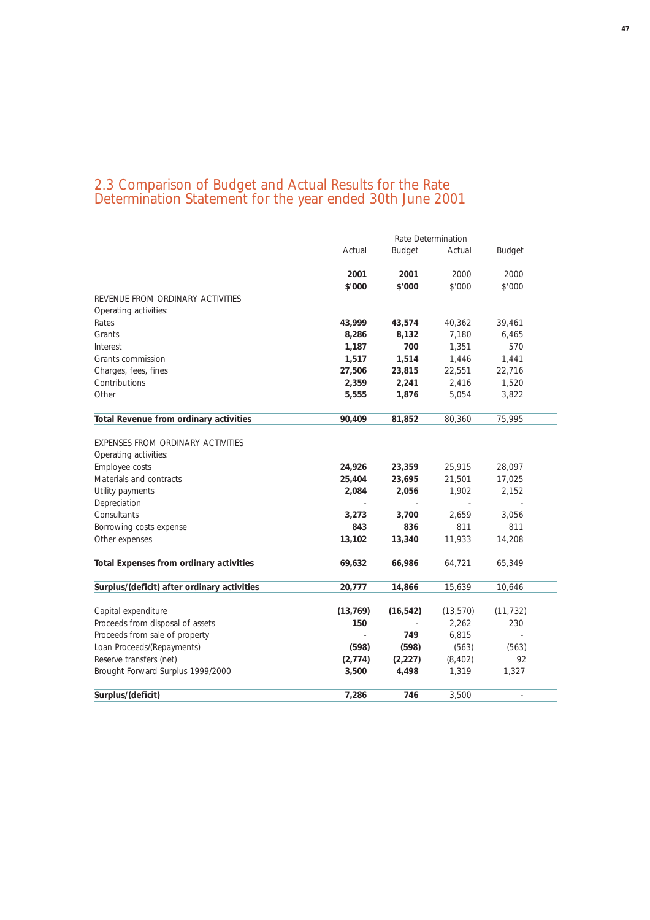## 2.3 Comparison of Budget and Actual Results for the Rate Determination Statement for the year ended 30th June 2001

| | Rate Determination | | | |
|---|---|---|---|---|
| | Actual | Budget | Actual | Budget |
| | **2001** | **2001** | 2000 | 2000 |
| | **$'000** | **$'000** | $'000 | $'000 |
| REVENUE FROM ORDINARY ACTIVITIES | | | | |
| Operating activities: | | | | |
| Rates | **43,999** | **43,574** | 40,362 | 39,461 |
| Grants | **8,286** | **8,132** | 7,180 | 6,465 |
| Interest | **1,187** | **700** | 1,351 | 570 |
| Grants commission | **1,517** | **1,514** | 1,446 | 1,441 |
| Charges, fees, fines | **27,506** | **23,815** | 22,551 | 22,716 |
| Contributions | **2,359** | **2,241** | 2,416 | 1,520 |
| Other | **5,555** | **1,876** | 5,054 | 3,822 |
| **Total Revenue from ordinary activities** | **90,409** | **81,852** | 80,360 | 75,995 |
| EXPENSES FROM ORDINARY ACTIVITIES | | | | |
| Operating activities: | | | | |
| Employee costs | **24,926** | **23,359** | 25,915 | 28,097 |
| Materials and contracts | **25,404** | **23,695** | 21,501 | 17,025 |
| Utility payments | **2,084** | **2,056** | 1,902 | 2,152 |
| Depreciation | - | - | - | - |
| Consultants | **3,273** | **3,700** | 2,659 | 3,056 |
| Borrowing costs expense | **843** | **836** | 811 | 811 |
| Other expenses | **13,102** | **13,340** | 11,933 | 14,208 |
| **Total Expenses from ordinary activities** | **69,632** | **66,986** | 64,721 | 65,349 |
| **Surplus/(deficit) after ordinary activities** | **20,777** | **14,866** | 15,639 | 10,646 |
| Capital expenditure | **(13,769)** | **(16,542)** | (13,570) | (11,732) |
| Proceeds from disposal of assets | **150** | - | 2,262 | 230 |
| Proceeds from sale of property | - | **749** | 6,815 | - |
| Loan Proceeds/(Repayments) | **(598)** | **(598)** | (563) | (563) |
| Reserve transfers (net) | **(2,774)** | **(2,227)** | (8,402) | 92 |
| Brought Forward Surplus 1999/2000 | **3,500** | **4,498** | 1,319 | 1,327 |
| **Surplus/(deficit)** | **7,286** | **746** | 3,500 | - |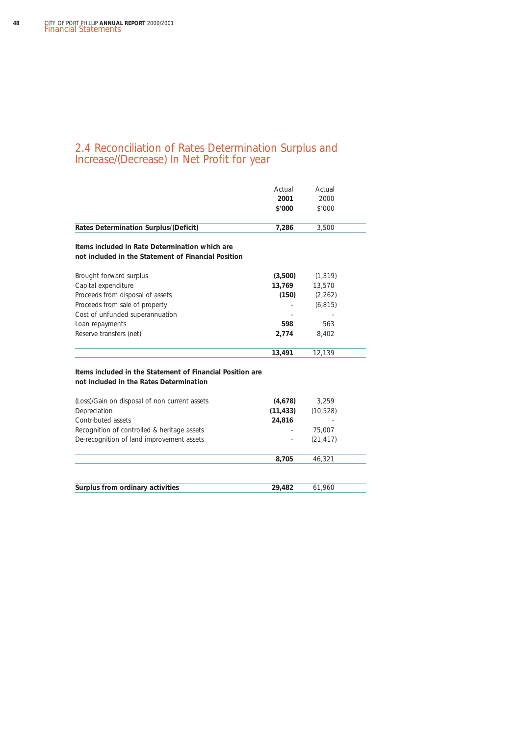## 2.4 Reconciliation of Rates Determination Surplus and Increase/(Decrease) In Net Profit for year

| | Actual **2001** **$'000** | Actual 2000 $'000 |
|---|---|---|
| **Rates Determination Surplus/(Deficit)** | **7,286** | 3,500 |
| **Items included in Rate Determination which are not included in the Statement of Financial Position** | | |
| Brought forward surplus | **(3,500)** | (1,319) |
| Capital expenditure | **13,769** | 13,570 |
| Proceeds from disposal of assets | **(150)** | (2,262) |
| Proceeds from sale of property | - | (6,815) |
| Cost of unfunded superannuation | - | - |
| Loan repayments | **598** | 563 |
| Reserve transfers (net) | **2,774** | 8,402 |
| | **13,491** | 12,139 |
| **Items included in the Statement of Financial Position are not included in the Rates Determination** | | |
| (Loss)/Gain on disposal of non current assets | **(4,678)** | 3,259 |
| Depreciation | **(11,433)** | (10,528) |
| Contributed assets | **24,816** | - |
| Recognition of controlled & heritage assets | - | 75,007 |
| De-recognition of land improvement assets | - | (21,417) |
| | **8,705** | 46,321 |
| **Surplus from ordinary activities** | **29,482** | 61,960 |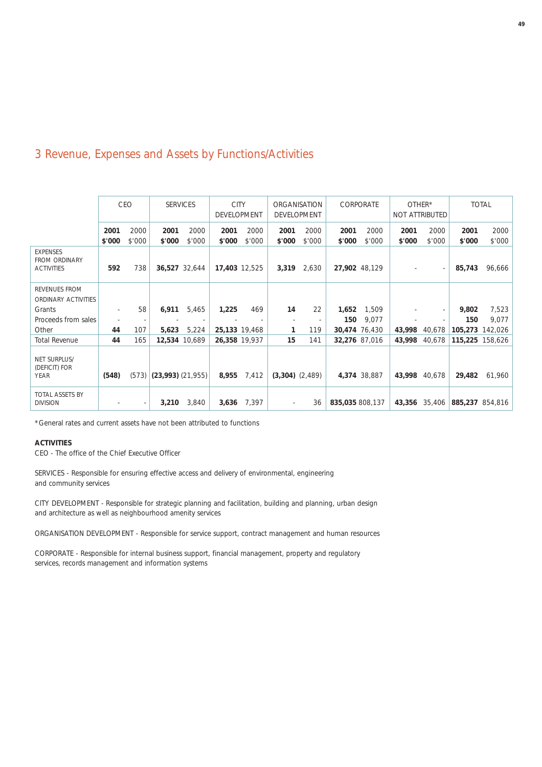# 3 Revenue, Expenses and Assets by Functions/Activities

| | CEO | | SERVICES | | CITY DEVELOPMENT | | ORGANISATION DEVELOPMENT | | CORPORATE | | OTHER* NOT ATTRIBUTED | | TOTAL | |
|---|---|---|---|---|---|---|---|---|---|---|---|---|---|---|
| | **2001 $'000** | 2000 $'000 | **2001 $'000** | 2000 $'000 | **2001 $'000** | 2000 $'000 | **2001 $'000** | 2000 $'000 | **2001 $'000** | 2000 $'000 | **2001 $'000** | 2000 $'000 | **2001 $'000** | 2000 $'000 |
| EXPENSES FROM ORDINARY ACTIVITIES | **592** | 738 | **36,527** | 32,644 | **17,403** | 12,525 | **3,319** | 2,630 | **27,902** | 48,129 | - | - | **85,743** | 96,666 |
| REVENUES FROM ORDINARY ACTIVITIES | | | | | | | | | | | | | | |
| Grants | - | 58 | **6,911** | 5,465 | **1,225** | 469 | **14** | 22 | **1,652** | 1,509 | - | - | **9,802** | 7,523 |
| Proceeds from sales | - | - | - | - | - | - | - | - | **150** | 9,077 | - | - | **150** | 9,077 |
| Other | **44** | 107 | **5,623** | 5,224 | **25,133** | 19,468 | **1** | 119 | **30,474** | 76,430 | **43,998** | 40,678 | **105,273** | 142,026 |
| Total Revenue | **44** | 165 | **12,534** | 10,689 | **26,358** | 19,937 | **15** | 141 | **32,276** | 87,016 | **43,998** | 40,678 | **115,225** | 158,626 |
| NET SURPLUS/ (DEFICIT) FOR YEAR | **(548)** | (573) | **(23,993)** | (21,955) | **8,955** | 7,412 | **(3,304)** | (2,489) | **4,374** | 38,887 | **43,998** | 40,678 | **29,482** | 61,960 |
| TOTAL ASSETS BY DIVISION | - | - | **3,210** | 3,840 | **3,636** | 7,397 | - | 36 | **835,035** | 808,137 | **43,356** | 35,406 | **885,237** | 854,816 |

*General rates and current assets have not been attributed to functions

**ACTIVITIES**

CEO - The office of the Chief Executive Officer

SERVICES - Responsible for ensuring effective access and delivery of environmental, engineering and community services

CITY DEVELOPMENT - Responsible for strategic planning and facilitation, building and planning, urban design and architecture as well as neighbourhood amenity services

ORGANISATION DEVELOPMENT - Responsible for service support, contract management and human resources

CORPORATE - Responsible for internal business support, financial management, property and regulatory services, records management and information systems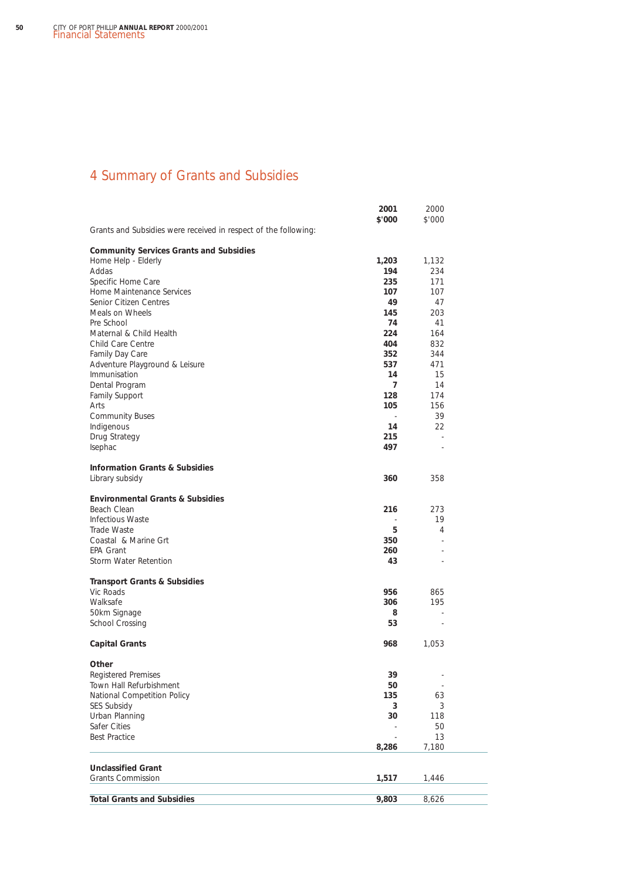## 4 Summary of Grants and Subsidies

| | 2001 $'000 | 2000 $'000 |
|---|---|---|
| Grants and Subsidies were received in respect of the following: | | |
| **Community Services Grants and Subsidies** | | |
| Home Help - Elderly | **1,203** | 1,132 |
| Addas | **194** | 234 |
| Specific Home Care | **235** | 171 |
| Home Maintenance Services | **107** | 107 |
| Senior Citizen Centres | **49** | 47 |
| Meals on Wheels | **145** | 203 |
| Pre School | **74** | 41 |
| Maternal & Child Health | **224** | 164 |
| Child Care Centre | **404** | 832 |
| Family Day Care | **352** | 344 |
| Adventure Playground & Leisure | **537** | 471 |
| Immunisation | **14** | 15 |
| Dental Program | **7** | 14 |
| Family Support | **128** | 174 |
| Arts | **105** | 156 |
| Community Buses | - | 39 |
| Indigenous | **14** | 22 |
| Drug Strategy | **215** | - |
| Isephac | **497** | - |
| **Information Grants & Subsidies** | | |
| Library subsidy | **360** | 358 |
| **Environmental Grants & Subsidies** | | |
| Beach Clean | **216** | 273 |
| Infectious Waste | - | 19 |
| Trade Waste | **5** | 4 |
| Coastal & Marine Grt | **350** | - |
| EPA Grant | **260** | - |
| Storm Water Retention | **43** | - |
| **Transport Grants & Subsidies** | | |
| Vic Roads | **956** | 865 |
| Walksafe | **306** | 195 |
| 50km Signage | **8** | - |
| School Crossing | **53** | - |
| **Capital Grants** | **968** | 1,053 |
| **Other** | | |
| Registered Premises | **39** | - |
| Town Hall Refurbishment | **50** | - |
| National Competition Policy | **135** | 63 |
| SES Subsidy | **3** | 3 |
| Urban Planning | **30** | 118 |
| Safer Cities | - | 50 |
| Best Practice | - | 13 |
| | **8,286** | 7,180 |
| **Unclassified Grant** | | |
| Grants Commission | **1,517** | 1,446 |
| **Total Grants and Subsidies** | **9,803** | 8,626 |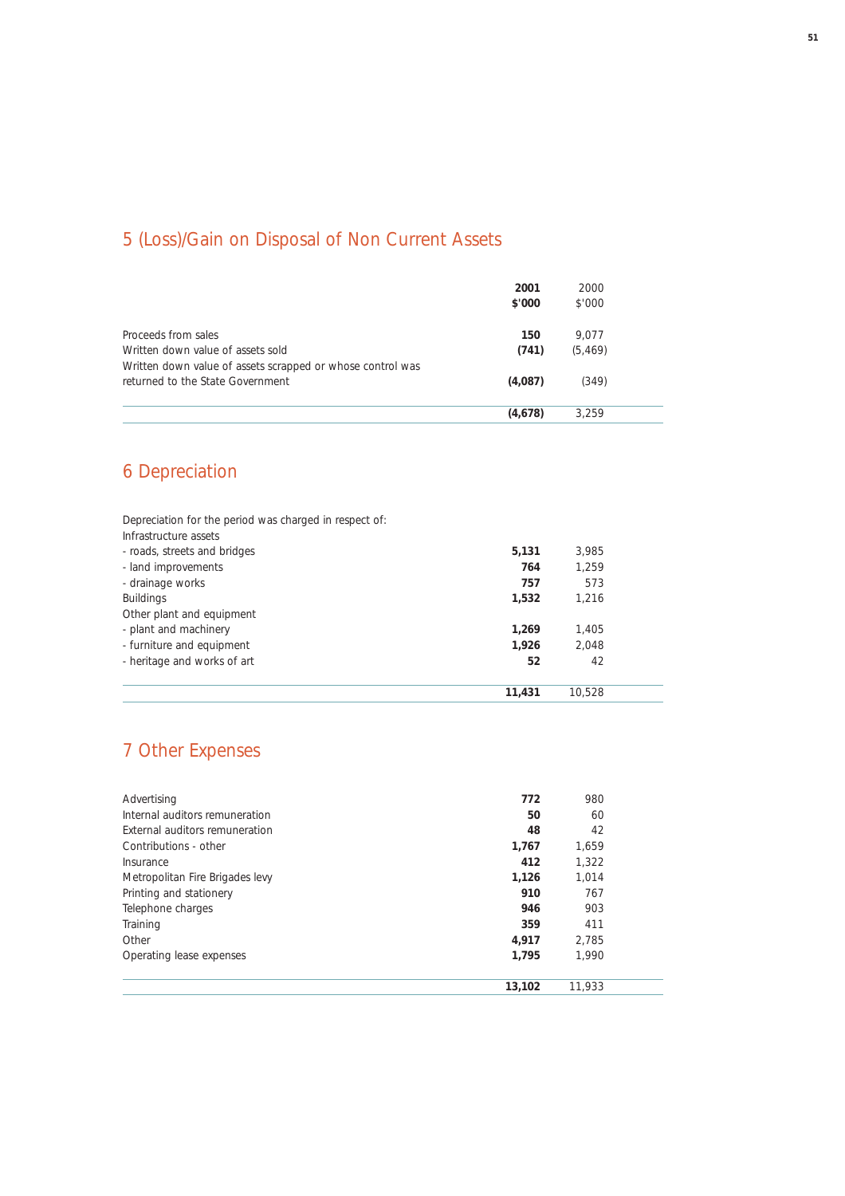## 5 (Loss)/Gain on Disposal of Non Current Assets

| | 2001 $'000 | 2000 $'000 |
|---|---|---|
| Proceeds from sales | **150** | 9,077 |
| Written down value of assets sold | **(741)** | (5,469) |
| Written down value of assets scrapped or whose control was returned to the State Government | **(4,087)** | (349) |
| | **(4,678)** | 3,259 |

## 6 Depreciation

| | 2001 $'000 | 2000 $'000 |
|---|---|---|
| Depreciation for the period was charged in respect of: | | |
| Infrastructure assets | | |
| - roads, streets and bridges | **5,131** | 3,985 |
| - land improvements | **764** | 1,259 |
| - drainage works | **757** | 573 |
| Buildings | **1,532** | 1,216 |
| Other plant and equipment | | |
| - plant and machinery | **1,269** | 1,405 |
| - furniture and equipment | **1,926** | 2,048 |
| - heritage and works of art | **52** | 42 |
| | **11,431** | 10,528 |

## 7 Other Expenses

| | 2001 $'000 | 2000 $'000 |
|---|---|---|
| Advertising | **772** | 980 |
| Internal auditors remuneration | **50** | 60 |
| External auditors remuneration | **48** | 42 |
| Contributions - other | **1,767** | 1,659 |
| Insurance | **412** | 1,322 |
| Metropolitan Fire Brigades levy | **1,126** | 1,014 |
| Printing and stationery | **910** | 767 |
| Telephone charges | **946** | 903 |
| Training | **359** | 411 |
| Other | **4,917** | 2,785 |
| Operating lease expenses | **1,795** | 1,990 |
| | **13,102** | 11,933 |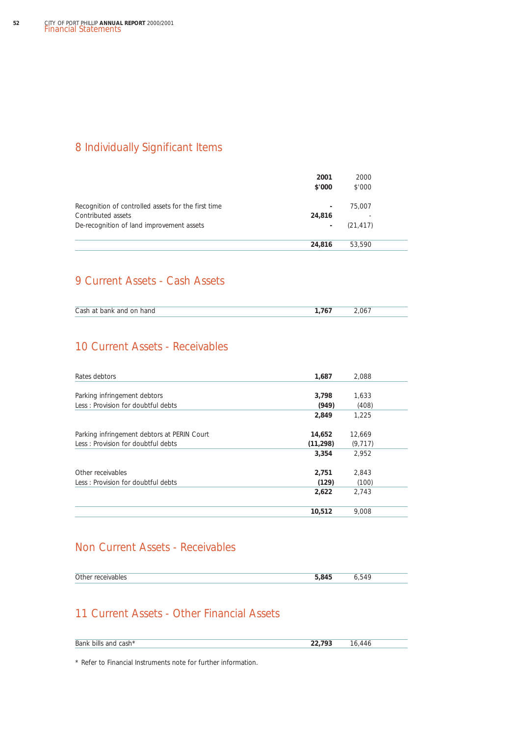## 8 Individually Significant Items

| | 2001 $'000 | 2000 $'000 |
|---|---|---|
| Recognition of controlled assets for the first time | - | 75,007 |
| Contributed assets | 24,816 | - |
| De-recognition of land improvement assets | - | (21,417) |
| | **24,816** | 53,590 |

## 9 Current Assets - Cash Assets

| | 2001 | 2000 |
|---|---|---|
| Cash at bank and on hand | **1,767** | 2,067 |

## 10 Current Assets - Receivables

| | 2001 | 2000 |
|---|---|---|
| Rates debtors | **1,687** | 2,088 |
| | | |
| Parking infringement debtors | **3,798** | 1,633 |
| Less : Provision for doubtful debts | **(949)** | (408) |
| | **2,849** | 1,225 |
| | | |
| Parking infringement debtors at PERIN Court | **14,652** | 12,669 |
| Less : Provision for doubtful debts | **(11,298)** | (9,717) |
| | **3,354** | 2,952 |
| | | |
| Other receivables | **2,751** | 2,843 |
| Less : Provision for doubtful debts | **(129)** | (100) |
| | **2,622** | 2,743 |
| | | |
| | **10,512** | 9,008 |

## Non Current Assets - Receivables

| | 2001 | 2000 |
|---|---|---|
| Other receivables | **5,845** | 6,549 |

## 11 Current Assets - Other Financial Assets

| | 2001 | 2000 |
|---|---|---|
| Bank bills and cash* | **22,793** | 16,446 |

\* Refer to Financial Instruments note for further information.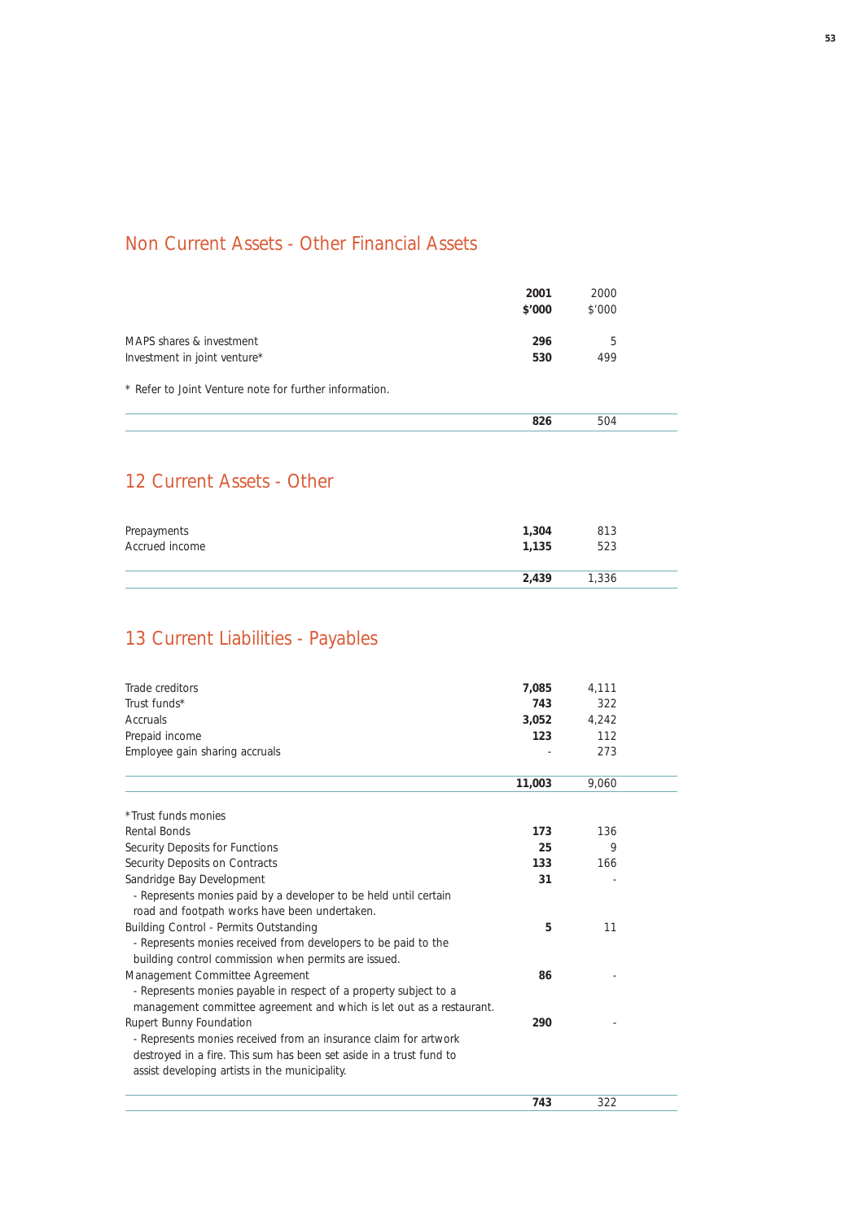## Non Current Assets - Other Financial Assets

| | 2001 $'000 | 2000 $'000 |
|---|---|---|
| MAPS shares & investment | **296** | 5 |
| Investment in joint venture* | **530** | 499 |
| | **826** | 504 |

\* Refer to Joint Venture note for further information.

## 12 Current Assets - Other

| | 2001 $'000 | 2000 $'000 |
|---|---|---|
| Prepayments | **1,304** | 813 |
| Accrued income | **1,135** | 523 |
| | **2,439** | 1,336 |

## 13 Current Liabilities - Payables

| | 2001 $'000 | 2000 $'000 |
|---|---|---|
| Trade creditors | **7,085** | 4,111 |
| Trust funds* | **743** | 322 |
| Accruals | **3,052** | 4,242 |
| Prepaid income | **123** | 112 |
| Employee gain sharing accruals | - | 273 |
| | **11,003** | 9,060 |

| *Trust funds monies | 2001 $'000 | 2000 $'000 |
|---|---|---|
| Rental Bonds | **173** | 136 |
| Security Deposits for Functions | **25** | 9 |
| Security Deposits on Contracts | **133** | 166 |
| Sandridge Bay Development<br>- Represents monies paid by a developer to be held until certain road and footpath works have been undertaken. | **31** | - |
| Building Control - Permits Outstanding<br>- Represents monies received from developers to be paid to the building control commission when permits are issued. | **5** | 11 |
| Management Committee Agreement<br>- Represents monies payable in respect of a property subject to a management committee agreement and which is let out as a restaurant. | **86** | - |
| Rupert Bunny Foundation<br>- Represents monies received from an insurance claim for artwork destroyed in a fire. This sum has been set aside in a trust fund to assist developing artists in the municipality. | **290** | - |
| | **743** | 322 |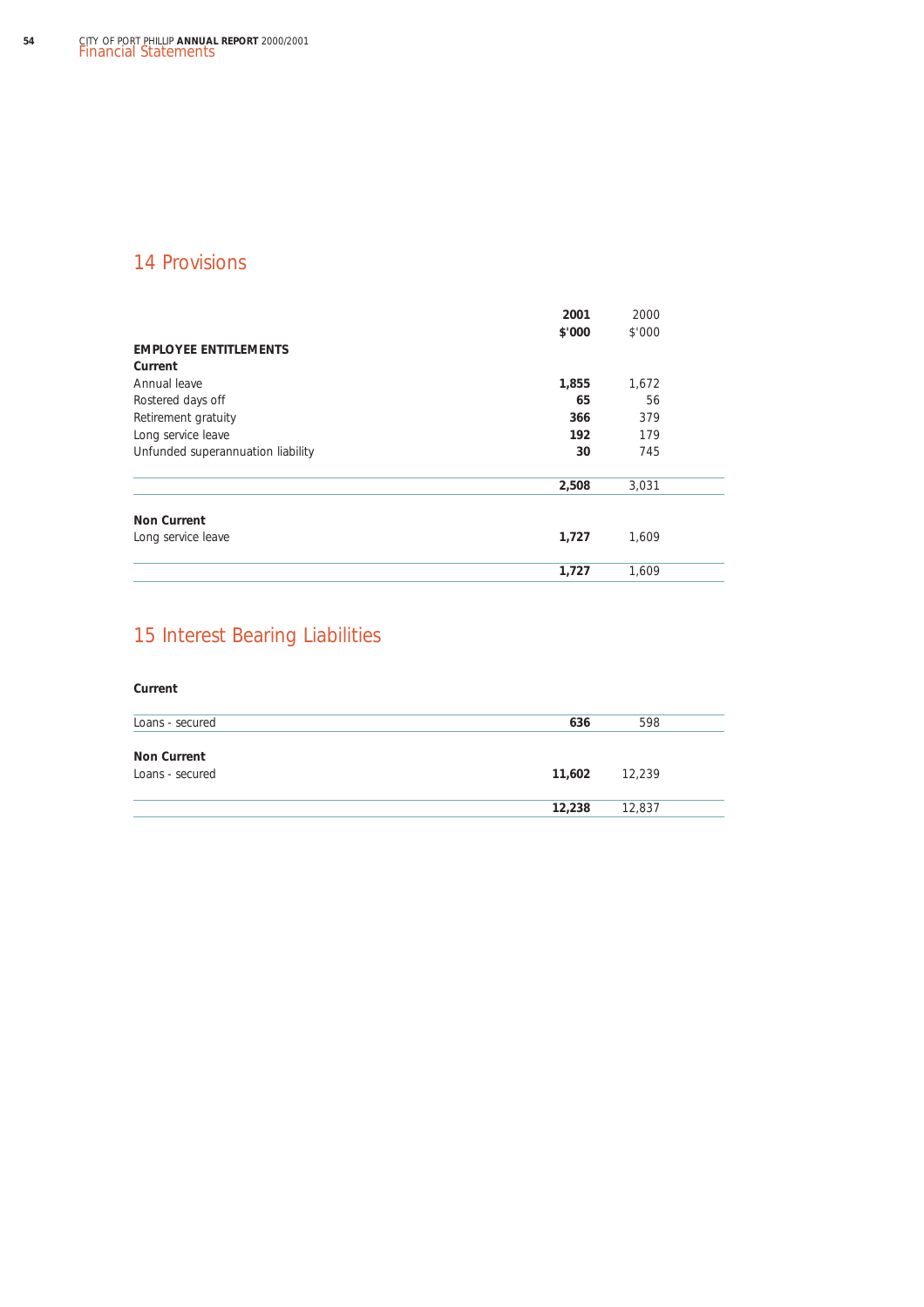## 14 Provisions

| | 2001 $'000 | 2000 $'000 |
|---|---|---|
| **EMPLOYEE ENTITLEMENTS** | | |
| **Current** | | |
| Annual leave | **1,855** | 1,672 |
| Rostered days off | **65** | 56 |
| Retirement gratuity | **366** | 379 |
| Long service leave | **192** | 179 |
| Unfunded superannuation liability | **30** | 745 |
| | **2,508** | 3,031 |
| **Non Current** | | |
| Long service leave | **1,727** | 1,609 |
| | **1,727** | 1,609 |

## 15 Interest Bearing Liabilities

| | 2001 $'000 | 2000 $'000 |
|---|---|---|
| **Current** | | |
| Loans - secured | **636** | 598 |
| **Non Current** | | |
| Loans - secured | **11,602** | 12,239 |
| | **12,238** | 12,837 |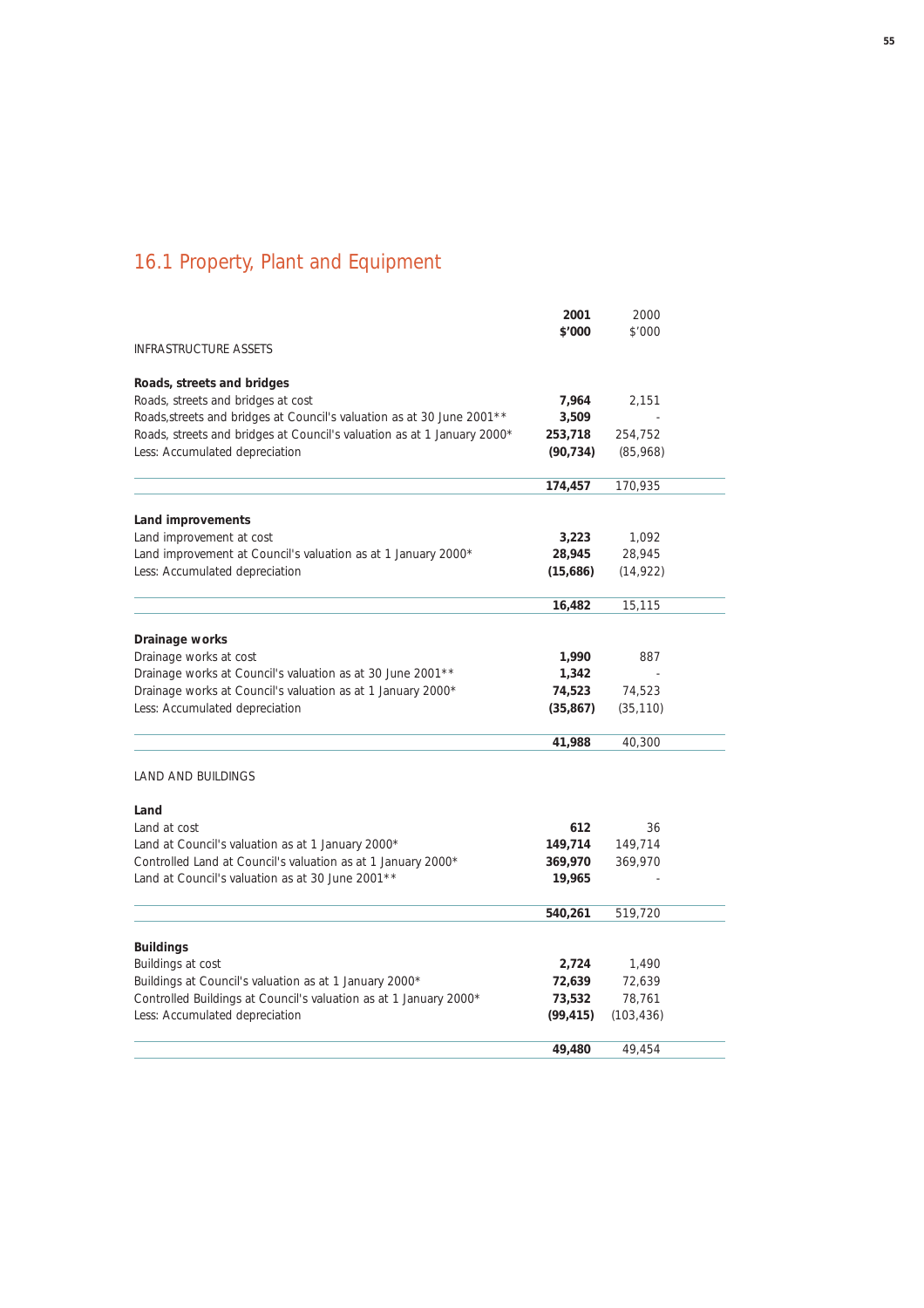## 16.1 Property, Plant and Equipment

| | 2001 $'000 | 2000 $'000 |
|---|---|---|
| INFRASTRUCTURE ASSETS | | |
| **Roads, streets and bridges** | | |
| Roads, streets and bridges at cost | **7,964** | 2,151 |
| Roads,streets and bridges at Council's valuation as at 30 June 2001** | **3,509** | - |
| Roads, streets and bridges at Council's valuation as at 1 January 2000* | **253,718** | 254,752 |
| Less: Accumulated depreciation | **(90,734)** | (85,968) |
| | **174,457** | 170,935 |
| **Land improvements** | | |
| Land improvement at cost | **3,223** | 1,092 |
| Land improvement at Council's valuation as at 1 January 2000* | **28,945** | 28,945 |
| Less: Accumulated depreciation | **(15,686)** | (14,922) |
| | **16,482** | 15,115 |
| **Drainage works** | | |
| Drainage works at cost | **1,990** | 887 |
| Drainage works at Council's valuation as at 30 June 2001** | **1,342** | - |
| Drainage works at Council's valuation as at 1 January 2000* | **74,523** | 74,523 |
| Less: Accumulated depreciation | **(35,867)** | (35,110) |
| | **41,988** | 40,300 |
| LAND AND BUILDINGS | | |
| **Land** | | |
| Land at cost | **612** | 36 |
| Land at Council's valuation as at 1 January 2000* | **149,714** | 149,714 |
| Controlled Land at Council's valuation as at 1 January 2000* | **369,970** | 369,970 |
| Land at Council's valuation as at 30 June 2001** | **19,965** | - |
| | **540,261** | 519,720 |
| **Buildings** | | |
| Buildings at cost | **2,724** | 1,490 |
| Buildings at Council's valuation as at 1 January 2000* | **72,639** | 72,639 |
| Controlled Buildings at Council's valuation as at 1 January 2000* | **73,532** | 78,761 |
| Less: Accumulated depreciation | **(99,415)** | (103,436) |
| | **49,480** | 49,454 |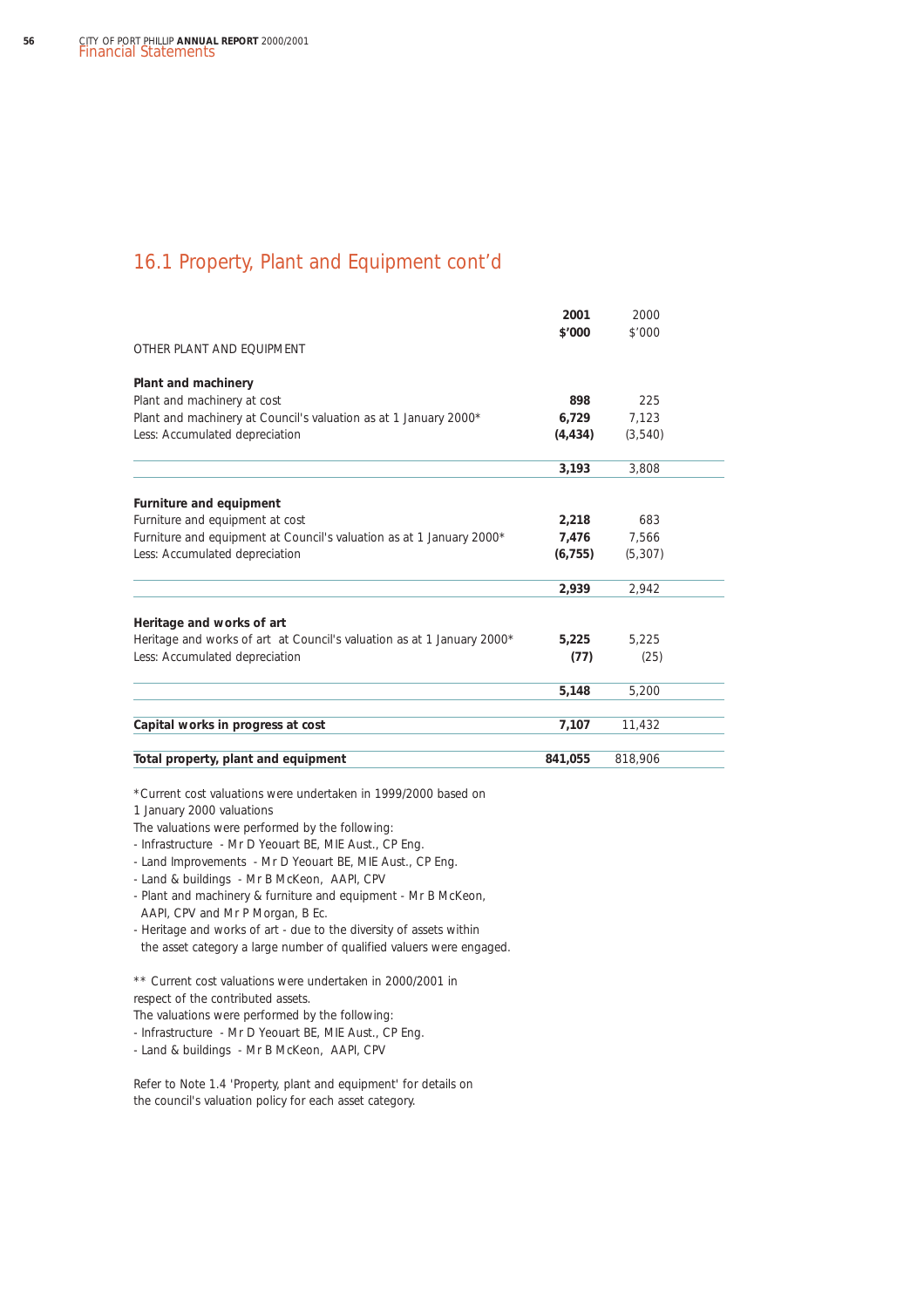## 16.1 Property, Plant and Equipment cont'd

| | 2001 $'000 | 2000 $'000 |
|---|---|---|
| OTHER PLANT AND EQUIPMENT | | |
| **Plant and machinery** | | |
| Plant and machinery at cost | **898** | 225 |
| Plant and machinery at Council's valuation as at 1 January 2000* | **6,729** | 7,123 |
| Less: Accumulated depreciation | **(4,434)** | (3,540) |
| | **3,193** | 3,808 |
| **Furniture and equipment** | | |
| Furniture and equipment at cost | **2,218** | 683 |
| Furniture and equipment at Council's valuation as at 1 January 2000* | **7,476** | 7,566 |
| Less: Accumulated depreciation | **(6,755)** | (5,307) |
| | **2,939** | 2,942 |
| **Heritage and works of art** | | |
| Heritage and works of art at Council's valuation as at 1 January 2000* | **5,225** | 5,225 |
| Less: Accumulated depreciation | **(77)** | (25) |
| | **5,148** | 5,200 |
| **Capital works in progress at cost** | **7,107** | 11,432 |
| **Total property, plant and equipment** | **841,055** | 818,906 |

*Current cost valuations were undertaken in 1999/2000 based on 1 January 2000 valuations

The valuations were performed by the following:

- Infrastructure - Mr D Yeouart BE, MIE Aust., CP Eng.
- Land Improvements - Mr D Yeouart BE, MIE Aust., CP Eng.
- Land & buildings - Mr B McKeon, AAPI, CPV
- Plant and machinery & furniture and equipment - Mr B McKeon, AAPI, CPV and Mr P Morgan, B Ec.
- Heritage and works of art - due to the diversity of assets within the asset category a large number of qualified valuers were engaged.

** Current cost valuations were undertaken in 2000/2001 in respect of the contributed assets.

The valuations were performed by the following:

- Infrastructure - Mr D Yeouart BE, MIE Aust., CP Eng.
- Land & buildings - Mr B McKeon, AAPI, CPV

Refer to Note 1.4 'Property, plant and equipment' for details on the council's valuation policy for each asset category.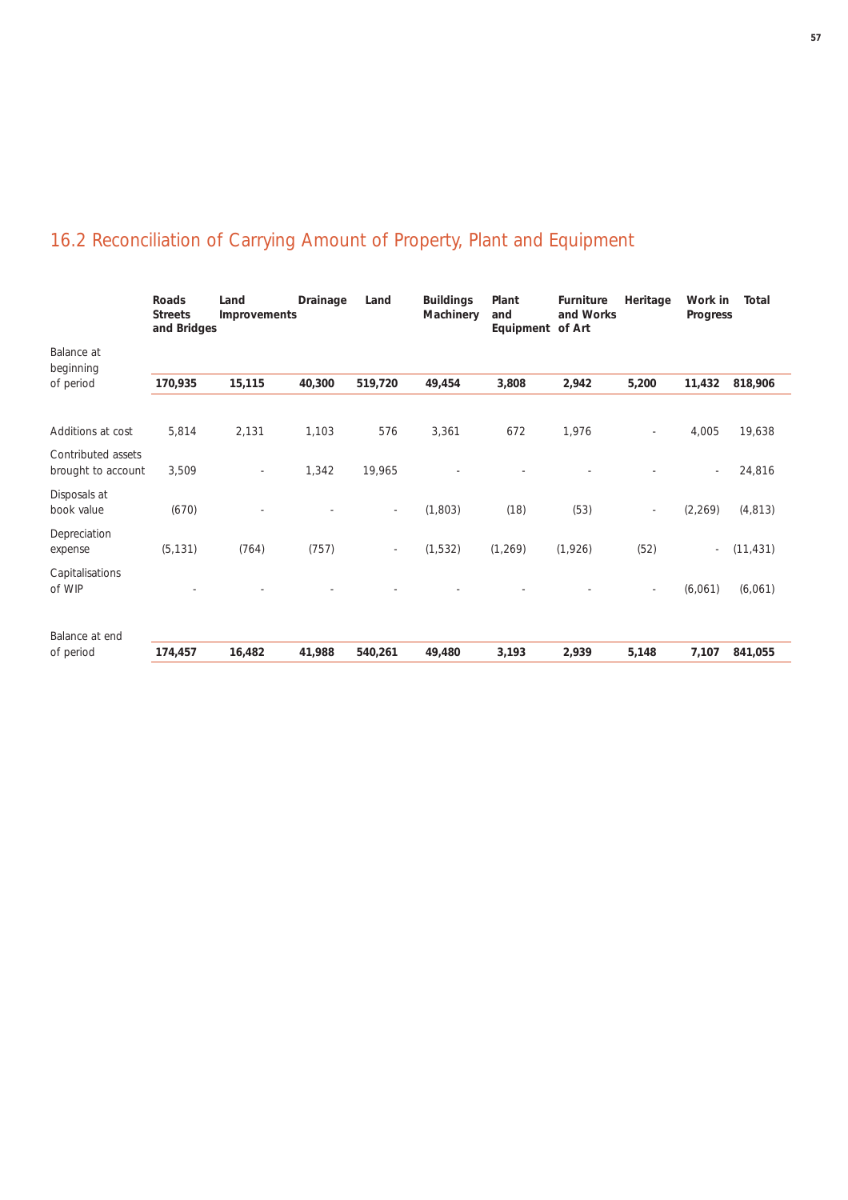## 16.2 Reconciliation of Carrying Amount of Property, Plant and Equipment

| | Roads Streets and Bridges | Land Improvements | Drainage | Land | Buildings Machinery | Plant and Equipment | Furniture and Works of Art | Heritage | Work in Progress | Total |
|---|---|---|---|---|---|---|---|---|---|---|
| Balance at beginning of period | **170,935** | **15,115** | **40,300** | **519,720** | **49,454** | **3,808** | **2,942** | **5,200** | **11,432** | **818,906** |
| Additions at cost | 5,814 | 2,131 | 1,103 | 576 | 3,361 | 672 | 1,976 | - | 4,005 | 19,638 |
| Contributed assets brought to account | 3,509 | - | 1,342 | 19,965 | - | - | - | - | - | 24,816 |
| Disposals at book value | (670) | - | - | - | (1,803) | (18) | (53) | - | (2,269) | (4,813) |
| Depreciation expense | (5,131) | (764) | (757) | - | (1,532) | (1,269) | (1,926) | (52) | - | (11,431) |
| Capitalisations of WIP | - | - | - | - | - | - | - | - | (6,061) | (6,061) |
| Balance at end of period | **174,457** | **16,482** | **41,988** | **540,261** | **49,480** | **3,193** | **2,939** | **5,148** | **7,107** | **841,055** |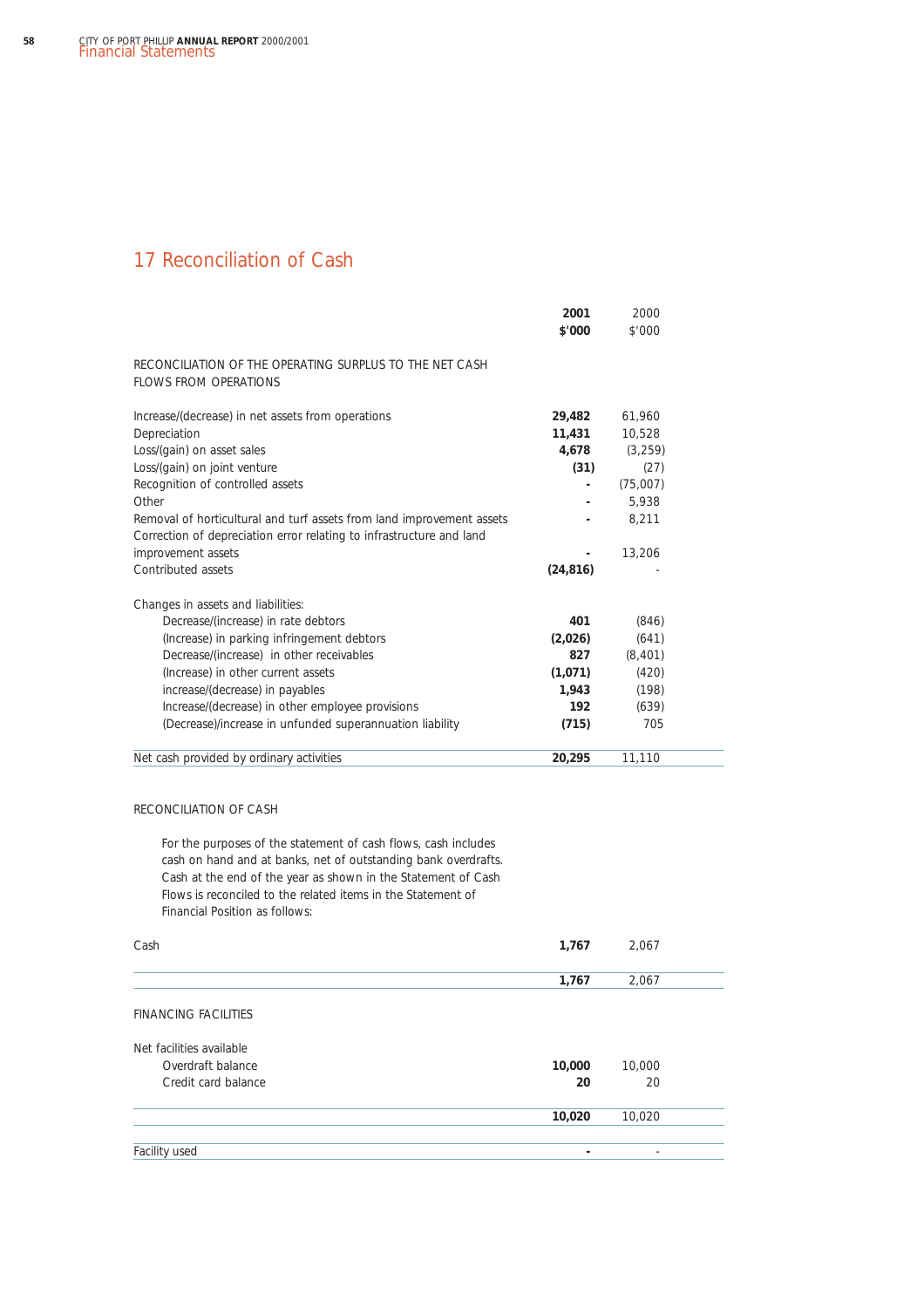# 17 Reconciliation of Cash

| | 2001 $'000 | 2000 $'000 |
|---|---|---|
| RECONCILIATION OF THE OPERATING SURPLUS TO THE NET CASH FLOWS FROM OPERATIONS | | |
| Increase/(decrease) in net assets from operations | **29,482** | 61,960 |
| Depreciation | **11,431** | 10,528 |
| Loss/(gain) on asset sales | **4,678** | (3,259) |
| Loss/(gain) on joint venture | **(31)** | (27) |
| Recognition of controlled assets | **-** | (75,007) |
| Other | **-** | 5,938 |
| Removal of horticultural and turf assets from land improvement assets | **-** | 8,211 |
| Correction of depreciation error relating to infrastructure and land improvement assets | **-** | 13,206 |
| Contributed assets | **(24,816)** | - |
| Changes in assets and liabilities: | | |
| Decrease/(increase) in rate debtors | **401** | (846) |
| (Increase) in parking infringement debtors | **(2,026)** | (641) |
| Decrease/(increase) in other receivables | **827** | (8,401) |
| (Increase) in other current assets | **(1,071)** | (420) |
| increase/(decrease) in payables | **1,943** | (198) |
| Increase/(decrease) in other employee provisions | **192** | (639) |
| (Decrease)/increase in unfunded superannuation liability | **(715)** | 705 |
| Net cash provided by ordinary activities | **20,295** | 11,110 |

RECONCILIATION OF CASH

For the purposes of the statement of cash flows, cash includes cash on hand and at banks, net of outstanding bank overdrafts. Cash at the end of the year as shown in the Statement of Cash Flows is reconciled to the related items in the Statement of Financial Position as follows:

| | 2001 $'000 | 2000 $'000 |
|---|---|---|
| Cash | **1,767** | 2,067 |
| | **1,767** | 2,067 |

FINANCING FACILITIES

| | 2001 $'000 | 2000 $'000 |
|---|---|---|
| Net facilities available | | |
| Overdraft balance | **10,000** | 10,000 |
| Credit card balance | **20** | 20 |
| | **10,020** | 10,020 |
| Facility used | **-** | - |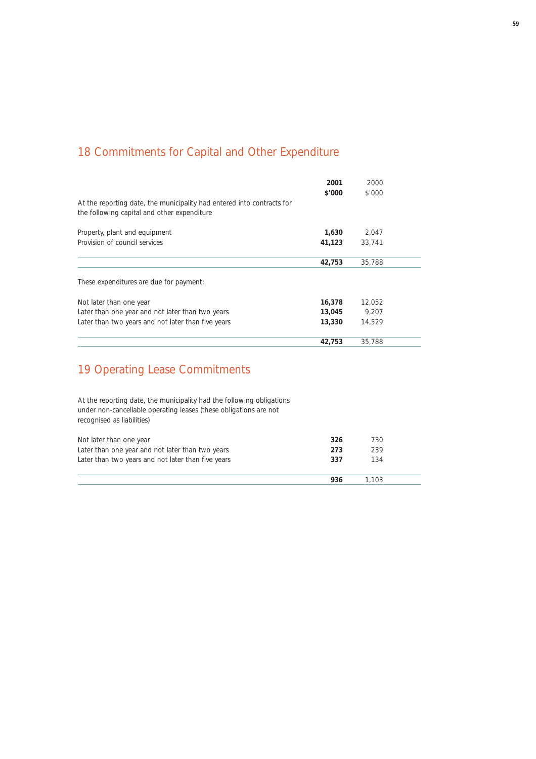## 18 Commitments for Capital and Other Expenditure

| | 2001 $'000 | 2000 $'000 |
|---|---|---|
| At the reporting date, the municipality had entered into contracts for the following capital and other expenditure | | |
| Property, plant and equipment | **1,630** | 2,047 |
| Provision of council services | **41,123** | 33,741 |
| | **42,753** | 35,788 |
| These expenditures are due for payment: | | |
| Not later than one year | **16,378** | 12,052 |
| Later than one year and not later than two years | **13,045** | 9,207 |
| Later than two years and not later than five years | **13,330** | 14,529 |
| | **42,753** | 35,788 |

## 19 Operating Lease Commitments

At the reporting date, the municipality had the following obligations under non-cancellable operating leases (these obligations are not recognised as liabilities)

| | 2001 $'000 | 2000 $'000 |
|---|---|---|
| Not later than one year | **326** | 730 |
| Later than one year and not later than two years | **273** | 239 |
| Later than two years and not later than five years | **337** | 134 |
| | **936** | 1,103 |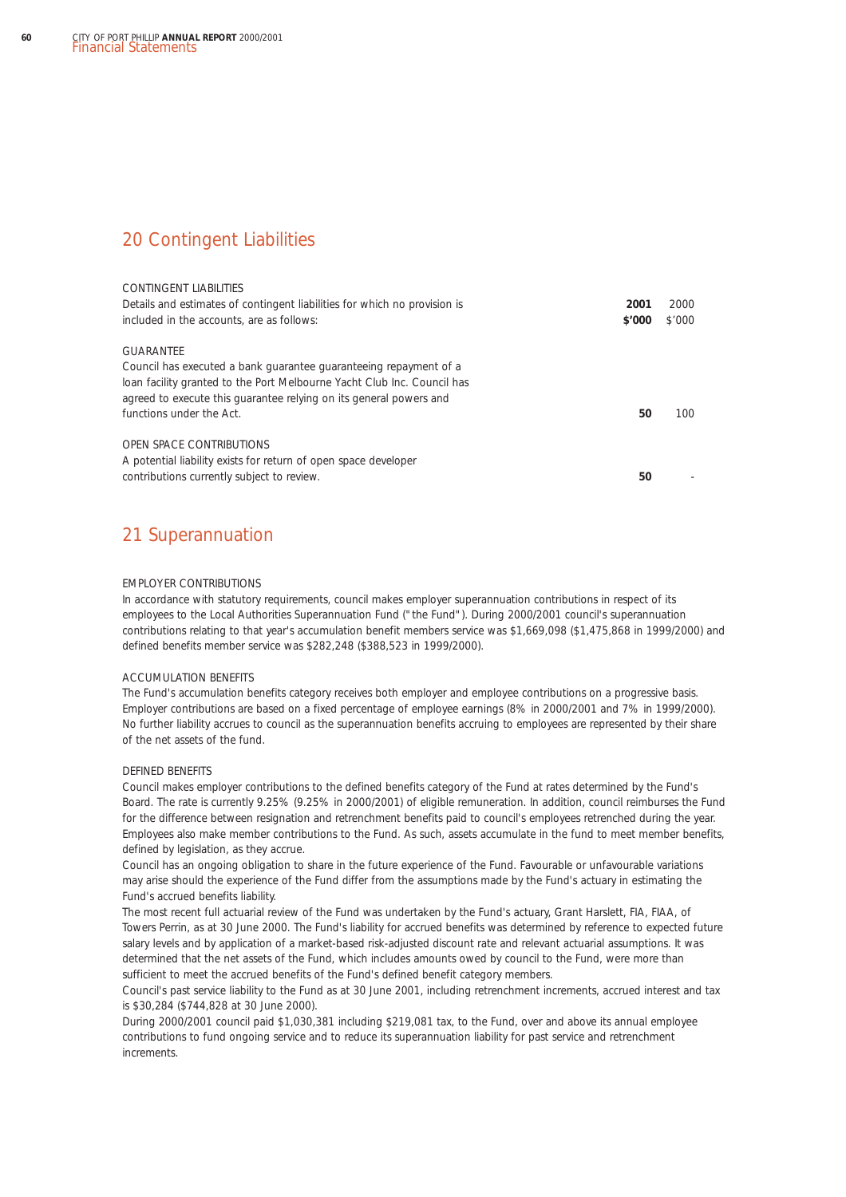## 20 Contingent Liabilities

| CONTINGENT LIABILITIES<br>Details and estimates of contingent liabilities for which no provision is included in the accounts, are as follows: | **2001**<br>**$'000** | 2000<br>$'000 |
|---|---|---|
| GUARANTEE<br>Council has executed a bank guarantee guaranteeing repayment of a loan facility granted to the Port Melbourne Yacht Club Inc. Council has agreed to execute this guarantee relying on its general powers and functions under the Act. | **50** | 100 |
| OPEN SPACE CONTRIBUTIONS<br>A potential liability exists for return of open space developer contributions currently subject to review. | **50** | - |

## 21 Superannuation

EMPLOYER CONTRIBUTIONS

In accordance with statutory requirements, council makes employer superannuation contributions in respect of its employees to the Local Authorities Superannuation Fund ("the Fund"). During 2000/2001 council's superannuation contributions relating to that year's accumulation benefit members service was $1,669,098 ($1,475,868 in 1999/2000) and defined benefits member service was $282,248 ($388,523 in 1999/2000).

ACCUMULATION BENEFITS

The Fund's accumulation benefits category receives both employer and employee contributions on a progressive basis. Employer contributions are based on a fixed percentage of employee earnings (8% in 2000/2001 and 7% in 1999/2000). No further liability accrues to council as the superannuation benefits accruing to employees are represented by their share of the net assets of the fund.

DEFINED BENEFITS

Council makes employer contributions to the defined benefits category of the Fund at rates determined by the Fund's Board. The rate is currently 9.25% (9.25% in 2000/2001) of eligible remuneration. In addition, council reimburses the Fund for the difference between resignation and retrenchment benefits paid to council's employees retrenched during the year. Employees also make member contributions to the Fund. As such, assets accumulate in the fund to meet member benefits, defined by legislation, as they accrue.

Council has an ongoing obligation to share in the future experience of the Fund. Favourable or unfavourable variations may arise should the experience of the Fund differ from the assumptions made by the Fund's actuary in estimating the Fund's accrued benefits liability.

The most recent full actuarial review of the Fund was undertaken by the Fund's actuary, Grant Harslett, FIA, FIAA, of Towers Perrin, as at 30 June 2000. The Fund's liability for accrued benefits was determined by reference to expected future salary levels and by application of a market-based risk-adjusted discount rate and relevant actuarial assumptions. It was determined that the net assets of the Fund, which includes amounts owed by council to the Fund, were more than sufficient to meet the accrued benefits of the Fund's defined benefit category members.

Council's past service liability to the Fund as at 30 June 2001, including retrenchment increments, accrued interest and tax is $30,284 ($744,828 at 30 June 2000).

During 2000/2001 council paid $1,030,381 including $219,081 tax, to the Fund, over and above its annual employee contributions to fund ongoing service and to reduce its superannuation liability for past service and retrenchment increments.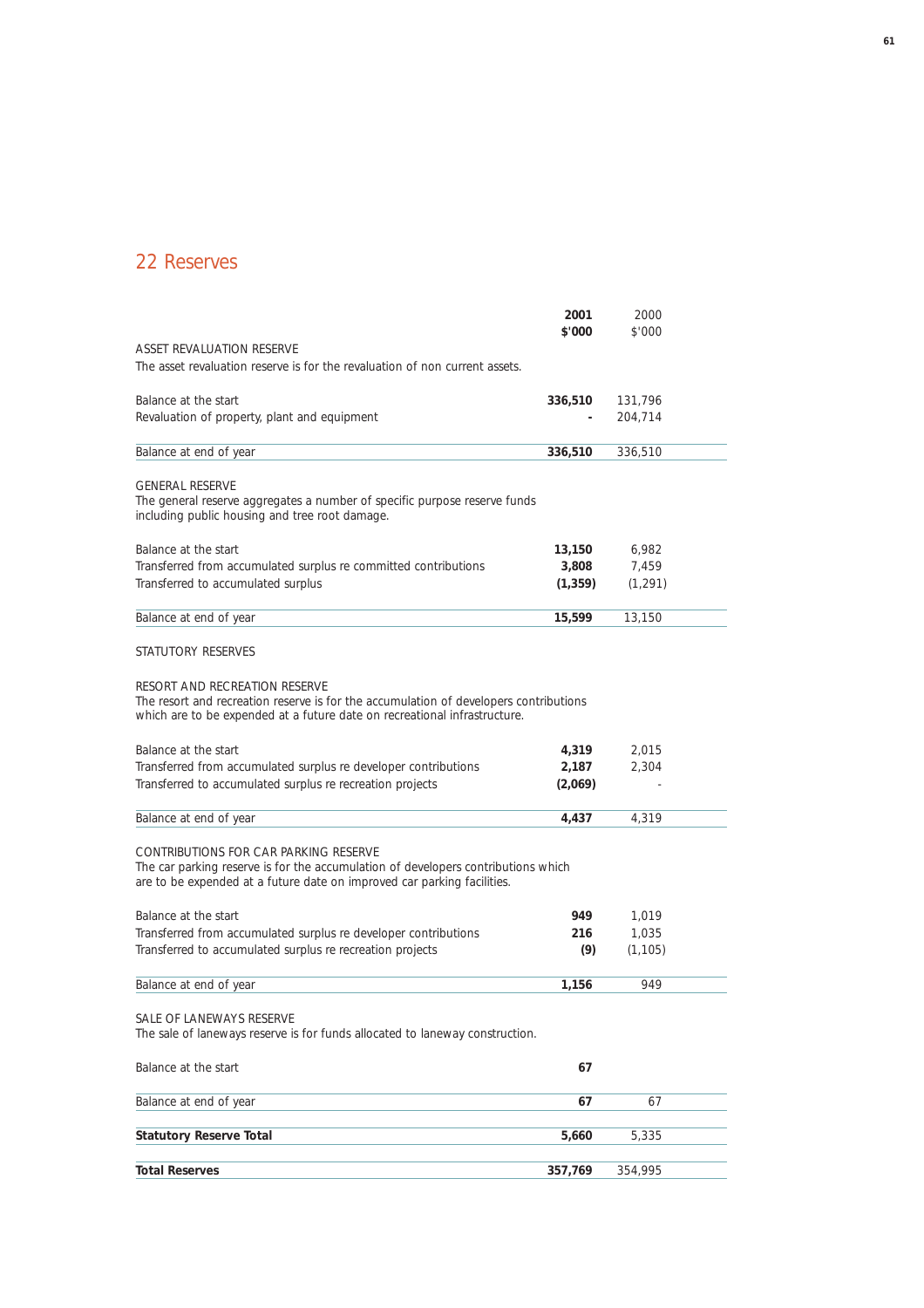## 22 Reserves

| | 2001<br>$'000 | 2000<br>$'000 |
|---|---|---|
| **ASSET REVALUATION RESERVE** | | |
| The asset revaluation reserve is for the revaluation of non current assets. | | |
| Balance at the start | **336,510** | 131,796 |
| Revaluation of property, plant and equipment | **-** | 204,714 |
| Balance at end of year | **336,510** | 336,510 |
| **GENERAL RESERVE** | | |
| The general reserve aggregates a number of specific purpose reserve funds including public housing and tree root damage. | | |
| Balance at the start | **13,150** | 6,982 |
| Transferred from accumulated surplus re committed contributions | **3,808** | 7,459 |
| Transferred to accumulated surplus | **(1,359)** | (1,291) |
| Balance at end of year | **15,599** | 13,150 |
| **STATUTORY RESERVES** | | |
| **RESORT AND RECREATION RESERVE** | | |
| The resort and recreation reserve is for the accumulation of developers contributions which are to be expended at a future date on recreational infrastructure. | | |
| Balance at the start | **4,319** | 2,015 |
| Transferred from accumulated surplus re developer contributions | **2,187** | 2,304 |
| Transferred to accumulated surplus re recreation projects | **(2,069)** | - |
| Balance at end of year | **4,437** | 4,319 |
| **CONTRIBUTIONS FOR CAR PARKING RESERVE** | | |
| The car parking reserve is for the accumulation of developers contributions which are to be expended at a future date on improved car parking facilities. | | |
| Balance at the start | **949** | 1,019 |
| Transferred from accumulated surplus re developer contributions | **216** | 1,035 |
| Transferred to accumulated surplus re recreation projects | **(9)** | (1,105) |
| Balance at end of year | **1,156** | 949 |
| **SALE OF LANEWAYS RESERVE** | | |
| The sale of laneways reserve is for funds allocated to laneway construction. | | |
| Balance at the start | **67** | |
| Balance at end of year | **67** | 67 |
| **Statutory Reserve Total** | **5,660** | 5,335 |
| **Total Reserves** | **357,769** | 354,995 |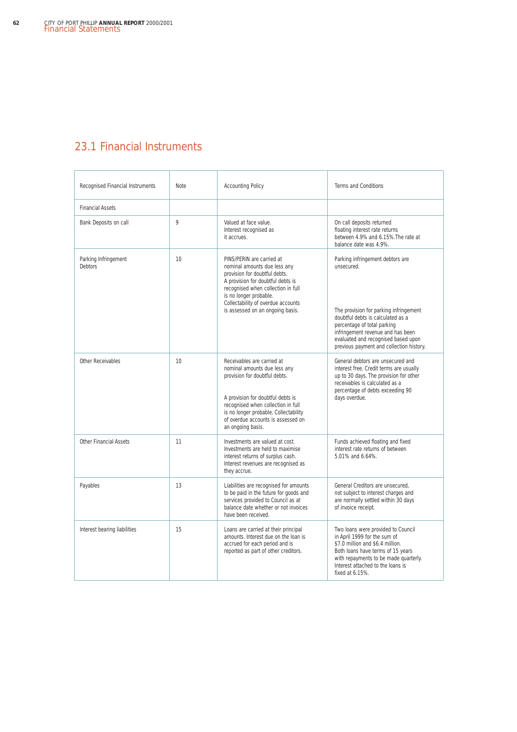## 23.1 Financial Instruments

| Recognised Financial Instruments | Note | Accounting Policy | Terms and Conditions |
|---|---|---|---|
| Financial Assets | | | |
| Bank Deposits on call | 9 | Valued at face value. Interest recognised as it accrues. | On call deposits returned floating interest rate returns between 4.9% and 6.15%.The rate at balance date was 4.9%. |
| Parking Infringement Debtors | 10 | PINS/PERIN are carried at nominal amounts due less any provision for doubtful debts. A provision for doubtful debts is recognised when collection in full is no longer probable. Collectability of overdue accounts is assessed on an ongoing basis. | Parking infringement debtors are unsecured. The provision for parking infringement doubtful debts is calculated as a percentage of total parking infringement revenue and has been evaluated and recognised based upon previous payment and collection history. |
| Other Receivables | 10 | Receivables are carried at nominal amounts due less any provision for doubtful debts. A provision for doubtful debts is recognised when collection in full is no longer probable. Collectability of overdue accounts is assessed on an ongoing basis. | General debtors are unsecured and interest free. Credit terms are usually up to 30 days. The provision for other receivables is calculated as a percentage of debts exceeding 90 days overdue. |
| Other Financial Assets | 11 | Investments are valued at cost. Investments are held to maximise interest returns of surplus cash. Interest revenues are recognised as they accrue. | Funds achieved floating and fixed interest rate returns of between 5.01% and 6.64%. |
| Payables | 13 | Liabilities are recognised for amounts to be paid in the future for goods and services provided to Council as at balance date whether or not invoices have been received. | General Creditors are unsecured, not subject to interest charges and are normally settled within 30 days of invoice receipt. |
| Interest bearing liabilities | 15 | Loans are carried at their principal amounts. Interest due on the loan is accrued for each period and is reported as part of other creditors. | Two loans were provided to Council in April 1999 for the sum of $7.0 million and $6.4 million. Both loans have terms of 15 years with repayments to be made quarterly. Interest attached to the loans is fixed at 6.15%. |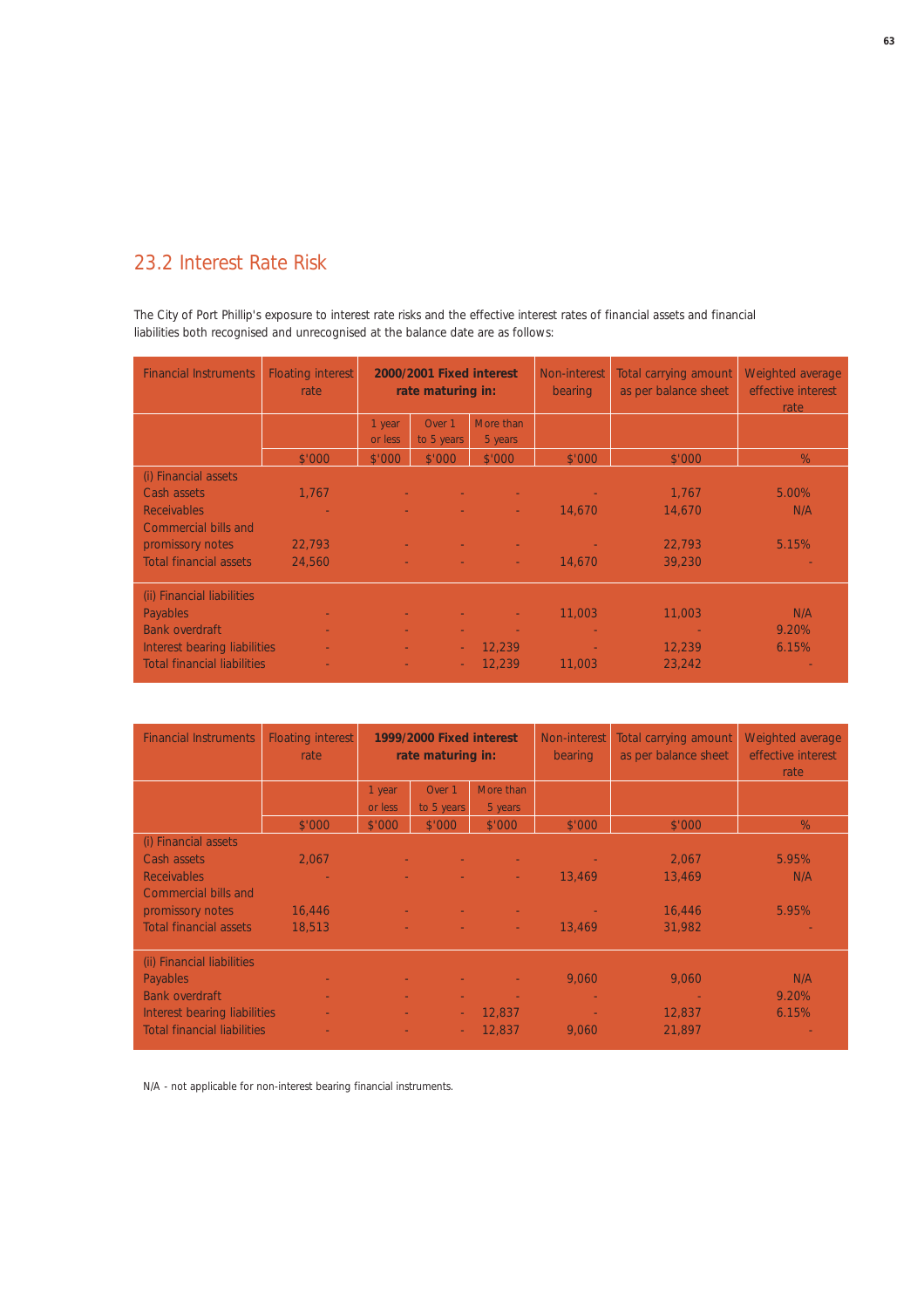## 23.2 Interest Rate Risk

The City of Port Phillip's exposure to interest rate risks and the effective interest rates of financial assets and financial liabilities both recognised and unrecognised at the balance date are as follows:

| Financial Instruments | Floating interest rate | 2000/2001 Fixed interest rate maturing in: | | | Non-interest bearing | Total carrying amount as per balance sheet | Weighted average effective interest rate |
|---|---|---|---|---|---|---|---|
| | | 1 year or less | Over 1 to 5 years | More than 5 years | | | |
| | $'000 | $'000 | $'000 | $'000 | $'000 | $'000 | % |
| (i) Financial assets | | | | | | | |
| Cash assets | 1,767 | - | - | - | - | 1,767 | 5.00% |
| Receivables | - | - | - | - | 14,670 | 14,670 | N/A |
| Commercial bills and promissory notes | 22,793 | - | - | - | - | 22,793 | 5.15% |
| Total financial assets | 24,560 | - | - | - | 14,670 | 39,230 | - |
| (ii) Financial liabilities | | | | | | | |
| Payables | - | - | - | - | 11,003 | 11,003 | N/A |
| Bank overdraft | - | - | - | - | - | - | 9.20% |
| Interest bearing liabilities | - | - | - | 12,239 | - | 12,239 | 6.15% |
| Total financial liabilities | - | - | - | 12,239 | 11,003 | 23,242 | - |

| Financial Instruments | Floating interest rate | 1999/2000 Fixed interest rate maturing in: | | | Non-interest bearing | Total carrying amount as per balance sheet | Weighted average effective interest rate |
|---|---|---|---|---|---|---|---|
| | | 1 year or less | Over 1 to 5 years | More than 5 years | | | |
| | $'000 | $'000 | $'000 | $'000 | $'000 | $'000 | % |
| (i) Financial assets | | | | | | | |
| Cash assets | 2,067 | - | - | - | - | 2,067 | 5.95% |
| Receivables | - | - | - | - | 13,469 | 13,469 | N/A |
| Commercial bills and promissory notes | 16,446 | - | - | - | - | 16,446 | 5.95% |
| Total financial assets | 18,513 | - | - | - | 13,469 | 31,982 | - |
| (ii) Financial liabilities | | | | | | | |
| Payables | - | - | - | - | 9,060 | 9,060 | N/A |
| Bank overdraft | - | - | - | - | - | - | 9.20% |
| Interest bearing liabilities | - | - | - | 12,837 | - | 12,837 | 6.15% |
| Total financial liabilities | - | - | - | 12,837 | 9,060 | 21,897 | - |

N/A - not applicable for non-interest bearing financial instruments.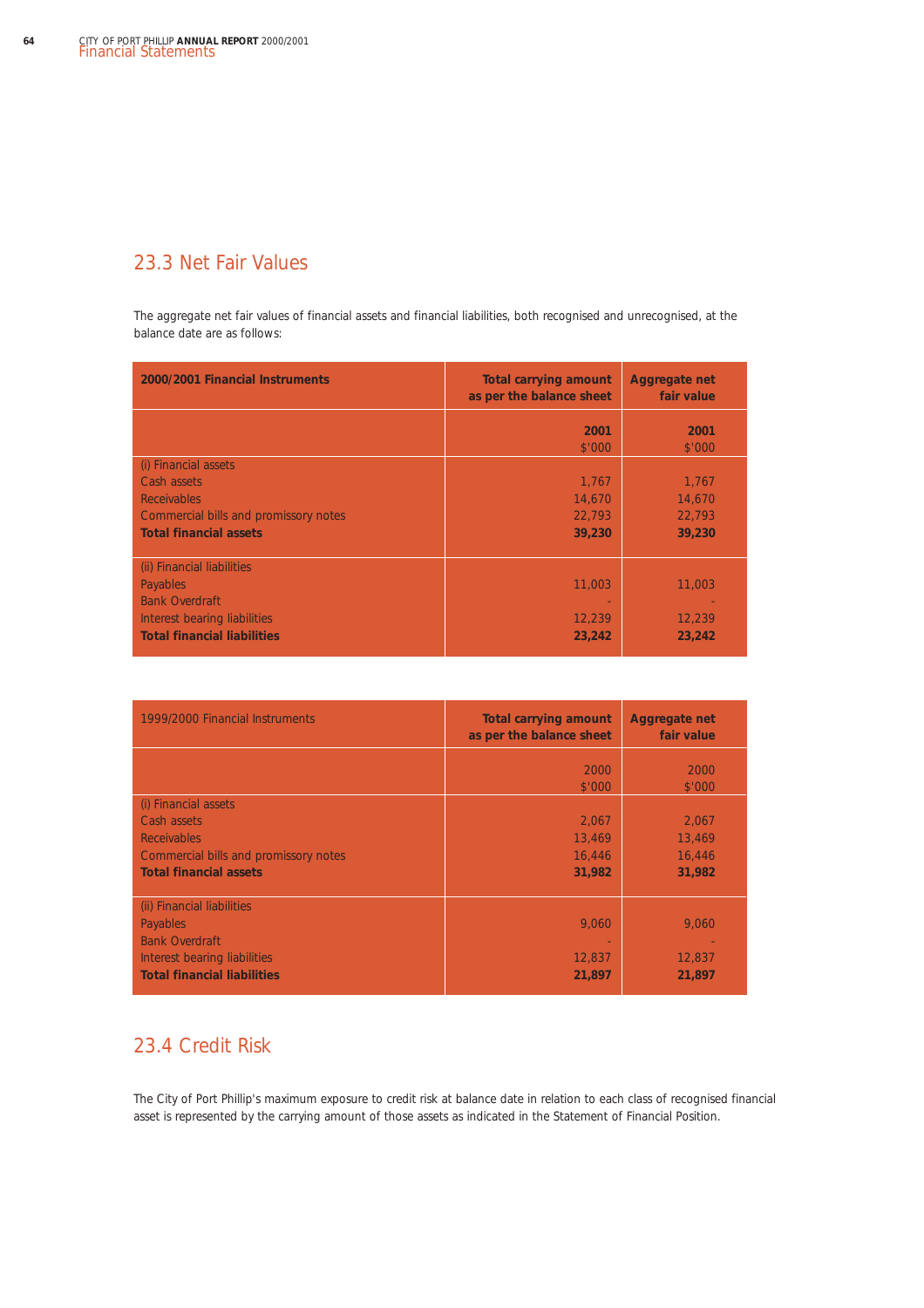## 23.3 Net Fair Values

The aggregate net fair values of financial assets and financial liabilities, both recognised and unrecognised, at the balance date are as follows:

| **2000/2001 Financial Instruments** | **Total carrying amount as per the balance sheet** | **Aggregate net fair value** |
|---|---|---|
| | **2001** $'000 | **2001** $'000 |
| (i) Financial assets | | |
| Cash assets | 1,767 | 1,767 |
| Receivables | 14,670 | 14,670 |
| Commercial bills and promissory notes | 22,793 | 22,793 |
| **Total financial assets** | **39,230** | **39,230** |
| (ii) Financial liabilities | | |
| Payables | 11,003 | 11,003 |
| Bank Overdraft | - | - |
| Interest bearing liabilities | 12,239 | 12,239 |
| **Total financial liabilities** | **23,242** | **23,242** |

| 1999/2000 Financial Instruments | **Total carrying amount as per the balance sheet** | **Aggregate net fair value** |
|---|---|---|
| | 2000 $'000 | 2000 $'000 |
| (i) Financial assets | | |
| Cash assets | 2,067 | 2,067 |
| Receivables | 13,469 | 13,469 |
| Commercial bills and promissory notes | 16,446 | 16,446 |
| **Total financial assets** | **31,982** | **31,982** |
| (ii) Financial liabilities | | |
| Payables | 9,060 | 9,060 |
| Bank Overdraft | - | - |
| Interest bearing liabilities | 12,837 | 12,837 |
| **Total financial liabilities** | **21,897** | **21,897** |

## 23.4 Credit Risk

The City of Port Phillip's maximum exposure to credit risk at balance date in relation to each class of recognised financial asset is represented by the carrying amount of those assets as indicated in the Statement of Financial Position.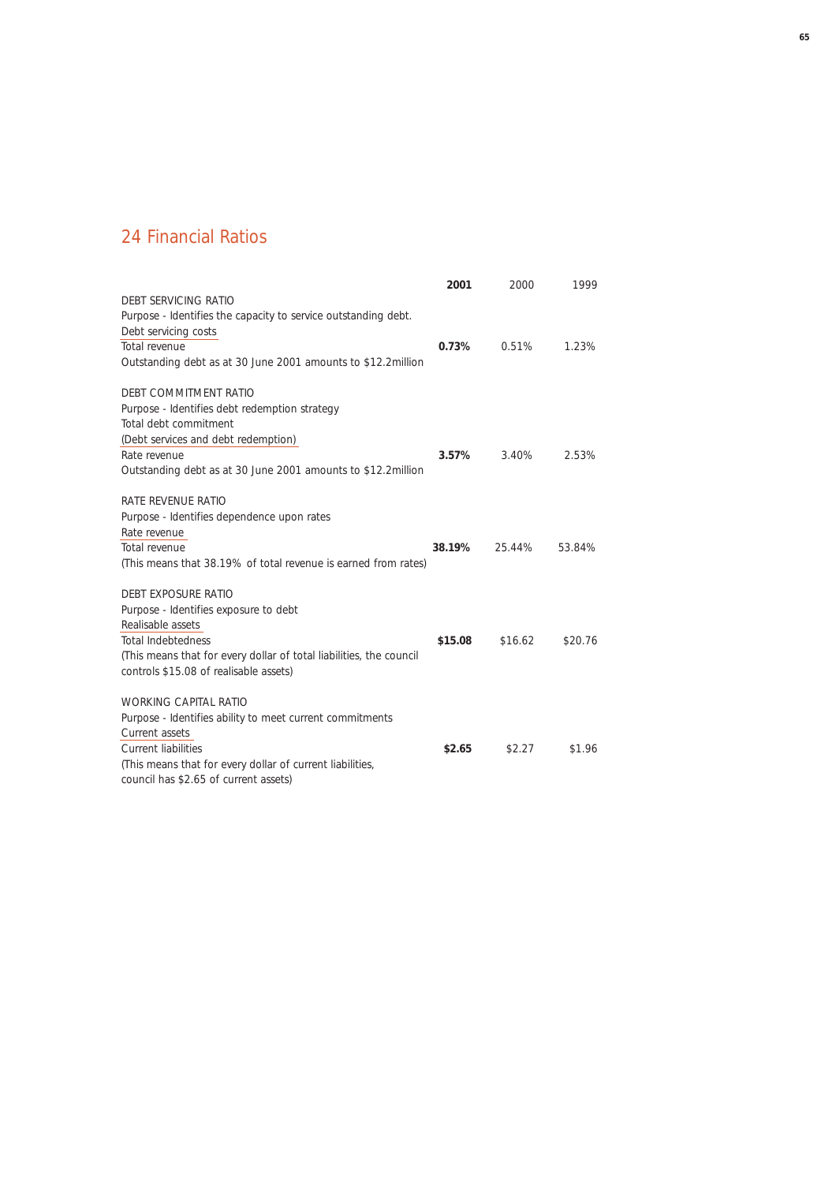## 24 Financial Ratios

| | **2001** | 2000 | 1999 |
|---|---|---|---|
| DEBT SERVICING RATIO | | | |
| Purpose - Identifies the capacity to service outstanding debt. | | | |
| Debt servicing costs / Total revenue | **0.73%** | 0.51% | 1.23% |
| Outstanding debt as at 30 June 2001 amounts to $12.2million | | | |
| DEBT COMMITMENT RATIO | | | |
| Purpose - Identifies debt redemption strategy | | | |
| Total debt commitment (Debt services and debt redemption) / Rate revenue | **3.57%** | 3.40% | 2.53% |
| Outstanding debt as at 30 June 2001 amounts to $12.2million | | | |
| RATE REVENUE RATIO | | | |
| Purpose - Identifies dependence upon rates | | | |
| Rate revenue / Total revenue | **38.19%** | 25.44% | 53.84% |
| (This means that 38.19% of total revenue is earned from rates) | | | |
| DEBT EXPOSURE RATIO | | | |
| Purpose - Identifies exposure to debt | | | |
| Realisable assets / Total Indebtedness | **$15.08** | $16.62 | $20.76 |
| (This means that for every dollar of total liabilities, the council controls $15.08 of realisable assets) | | | |
| WORKING CAPITAL RATIO | | | |
| Purpose - Identifies ability to meet current commitments | | | |
| Current assets / Current liabilities | **$2.65** | $2.27 | $1.96 |
| (This means that for every dollar of current liabilities, council has $2.65 of current assets) | | | |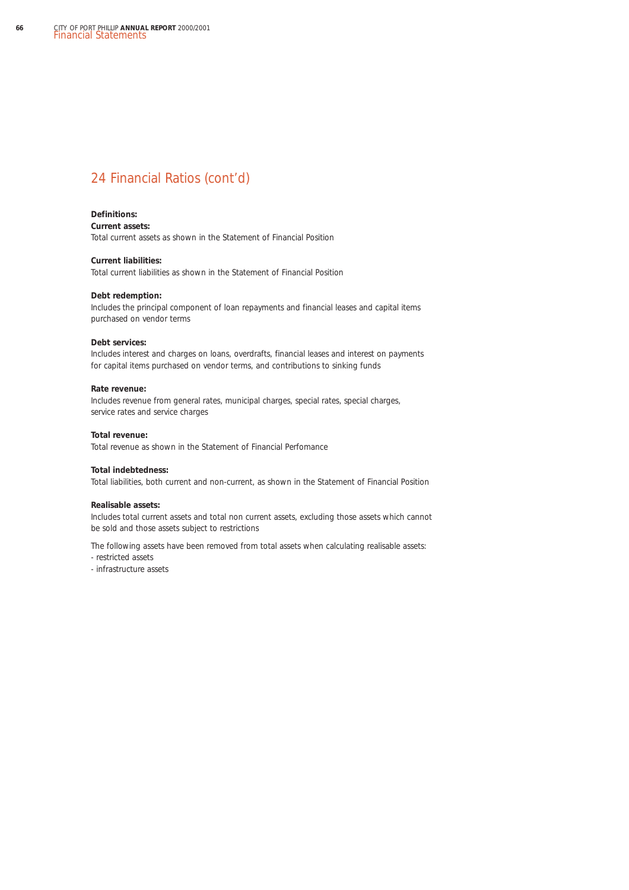## 24 Financial Ratios (cont'd)

**Definitions:**

**Current assets:**
Total current assets as shown in the Statement of Financial Position

**Current liabilities:**
Total current liabilities as shown in the Statement of Financial Position

**Debt redemption:**
Includes the principal component of loan repayments and financial leases and capital items purchased on vendor terms

**Debt services:**
Includes interest and charges on loans, overdrafts, financial leases and interest on payments for capital items purchased on vendor terms, and contributions to sinking funds

**Rate revenue:**
Includes revenue from general rates, municipal charges, special rates, special charges, service rates and service charges

**Total revenue:**
Total revenue as shown in the Statement of Financial Perfomance

**Total indebtedness:**
Total liabilities, both current and non-current, as shown in the Statement of Financial Position

**Realisable assets:**
Includes total current assets and total non current assets, excluding those assets which cannot be sold and those assets subject to restrictions

The following assets have been removed from total assets when calculating realisable assets:
- restricted assets
- infrastructure assets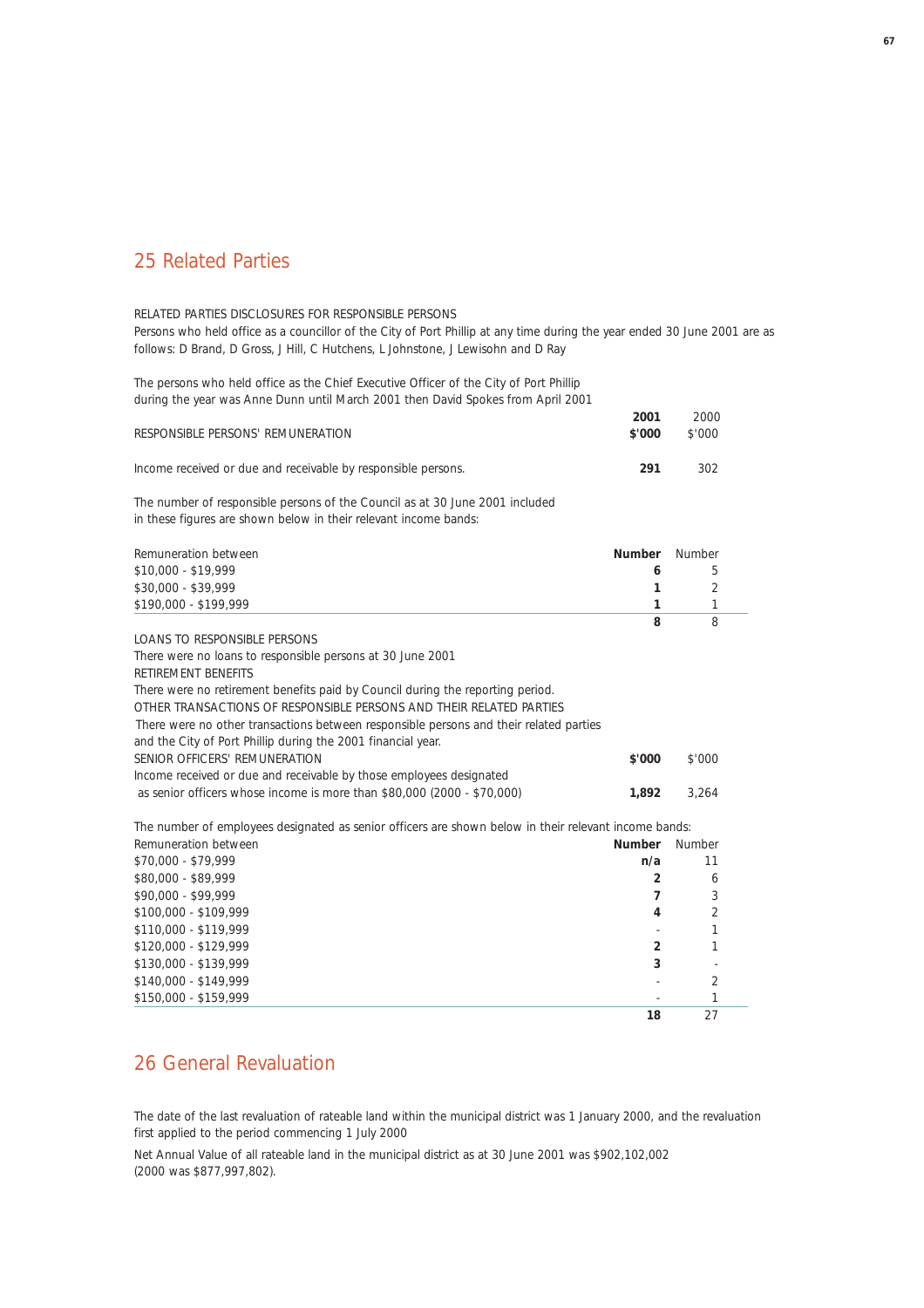## 25 Related Parties

RELATED PARTIES DISCLOSURES FOR RESPONSIBLE PERSONS

Persons who held office as a councillor of the City of Port Phillip at any time during the year ended 30 June 2001 are as follows: D Brand, D Gross, J Hill, C Hutchens, L Johnstone, J Lewisohn and D Ray

The persons who held office as the Chief Executive Officer of the City of Port Phillip during the year was Anne Dunn until March 2001 then David Spokes from April 2001

| RESPONSIBLE PERSONS' REMUNERATION | **2001 $'000** | 2000 $'000 |
|---|---|---|
| Income received or due and receivable by responsible persons. | **291** | 302 |

The number of responsible persons of the Council as at 30 June 2001 included in these figures are shown below in their relevant income bands:

| Remuneration between | **Number** | Number |
|---|---|---|
| $10,000 - $19,999 | **6** | 5 |
| $30,000 - $39,999 | **1** | 2 |
| $190,000 - $199,999 | **1** | 1 |
| | **8** | 8 |

LOANS TO RESPONSIBLE PERSONS

There were no loans to responsible persons at 30 June 2001

RETIREMENT BENEFITS

There were no retirement benefits paid by Council during the reporting period.

OTHER TRANSACTIONS OF RESPONSIBLE PERSONS AND THEIR RELATED PARTIES

There were no other transactions between responsible persons and their related parties and the City of Port Phillip during the 2001 financial year.

| SENIOR OFFICERS' REMUNERATION | **$'000** | $'000 |
|---|---|---|
| Income received or due and receivable by those employees designated as senior officers whose income is more than $80,000 (2000 - $70,000) | **1,892** | 3,264 |

The number of employees designated as senior officers are shown below in their relevant income bands:

| Remuneration between | **Number** | Number |
|---|---|---|
| $70,000 - $79,999 | **n/a** | 11 |
| $80,000 - $89,999 | **2** | 6 |
| $90,000 - $99,999 | **7** | 3 |
| $100,000 - $109,999 | **4** | 2 |
| $110,000 - $119,999 | - | 1 |
| $120,000 - $129,999 | **2** | 1 |
| $130,000 - $139,999 | **3** | - |
| $140,000 - $149,999 | - | 2 |
| $150,000 - $159,999 | - | 1 |
| | **18** | 27 |

## 26 General Revaluation

The date of the last revaluation of rateable land within the municipal district was 1 January 2000, and the revaluation first applied to the period commencing 1 July 2000

Net Annual Value of all rateable land in the municipal district as at 30 June 2001 was $902,102,002 (2000 was $877,997,802).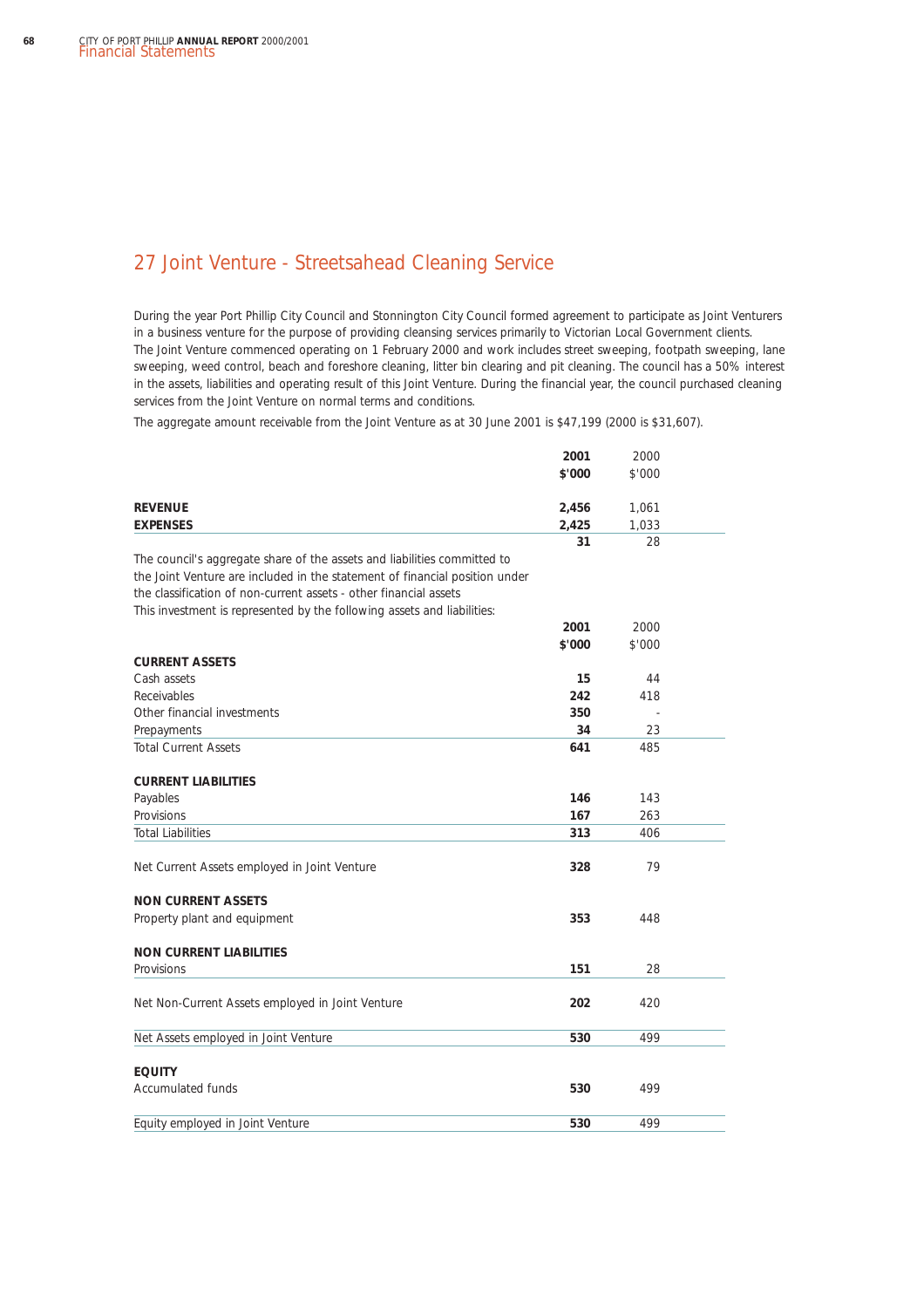## 27 Joint Venture - Streetsahead Cleaning Service

During the year Port Phillip City Council and Stonnington City Council formed agreement to participate as Joint Venturers in a business venture for the purpose of providing cleansing services primarily to Victorian Local Government clients. The Joint Venture commenced operating on 1 February 2000 and work includes street sweeping, footpath sweeping, lane sweeping, weed control, beach and foreshore cleaning, litter bin clearing and pit cleaning. The council has a 50% interest in the assets, liabilities and operating result of this Joint Venture. During the financial year, the council purchased cleaning services from the Joint Venture on normal terms and conditions.

The aggregate amount receivable from the Joint Venture as at 30 June 2001 is $47,199 (2000 is $31,607).

| | **2001** | 2000 |
|---|---|---|
| | **$'000** | $'000 |
| **REVENUE** | **2,456** | 1,061 |
| **EXPENSES** | **2,425** | 1,033 |
| | **31** | 28 |

The council's aggregate share of the assets and liabilities committed to the Joint Venture are included in the statement of financial position under the classification of non-current assets - other financial assets

This investment is represented by the following assets and liabilities:

| | **2001** | 2000 |
|---|---|---|
| | **$'000** | $'000 |
| **CURRENT ASSETS** | | |
| Cash assets | **15** | 44 |
| Receivables | **242** | 418 |
| Other financial investments | **350** | - |
| Prepayments | **34** | 23 |
| Total Current Assets | **641** | 485 |
| **CURRENT LIABILITIES** | | |
| Payables | **146** | 143 |
| Provisions | **167** | 263 |
| Total Liabilities | **313** | 406 |
| Net Current Assets employed in Joint Venture | **328** | 79 |
| **NON CURRENT ASSETS** | | |
| Property plant and equipment | **353** | 448 |
| **NON CURRENT LIABILITIES** | | |
| Provisions | **151** | 28 |
| Net Non-Current Assets employed in Joint Venture | **202** | 420 |
| Net Assets employed in Joint Venture | **530** | 499 |
| **EQUITY** | | |
| Accumulated funds | **530** | 499 |
| Equity employed in Joint Venture | **530** | 499 |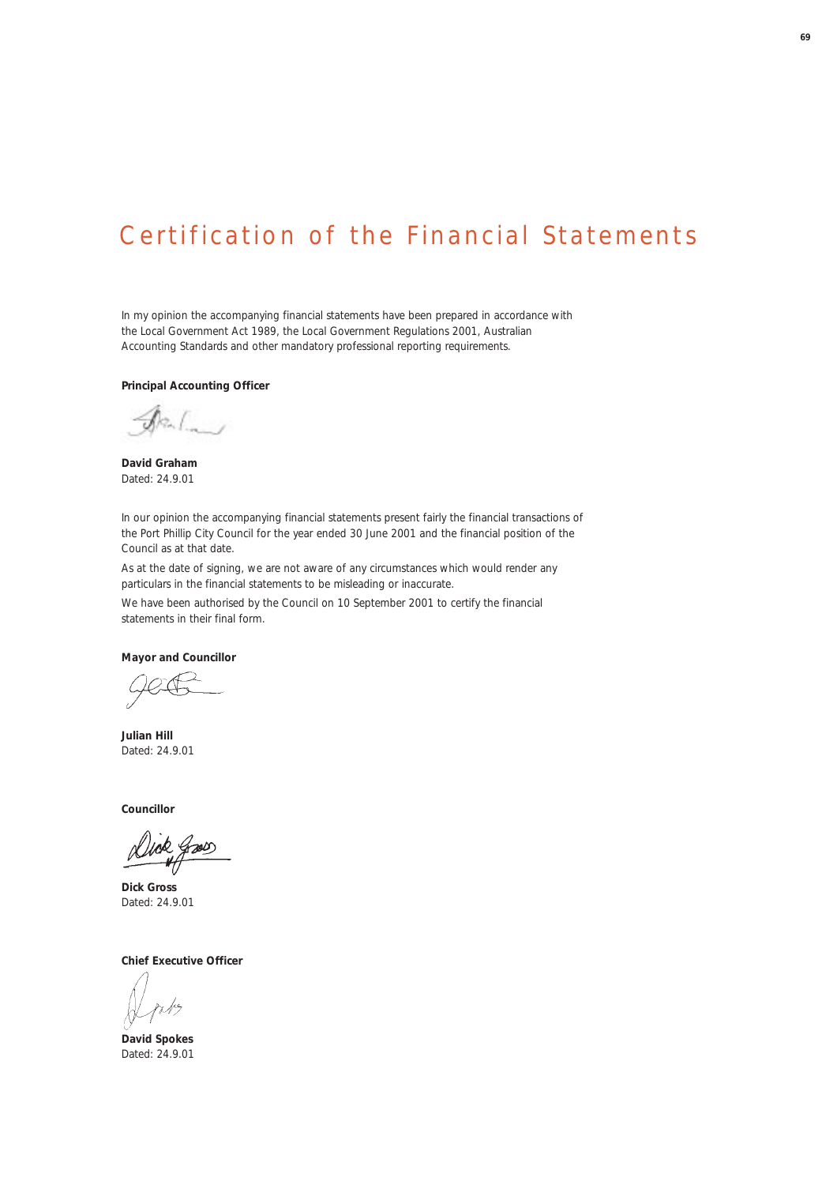# Certification of the Financial Statements

In my opinion the accompanying financial statements have been prepared in accordance with the Local Government Act 1989, the Local Government Regulations 2001, Australian Accounting Standards and other mandatory professional reporting requirements.

**Principal Accounting Officer**

**David Graham**
Dated: 24.9.01

In our opinion the accompanying financial statements present fairly the financial transactions of the Port Phillip City Council for the year ended 30 June 2001 and the financial position of the Council as at that date.

As at the date of signing, we are not aware of any circumstances which would render any particulars in the financial statements to be misleading or inaccurate.

We have been authorised by the Council on 10 September 2001 to certify the financial statements in their final form.

**Mayor and Councillor**

**Julian Hill**
Dated: 24.9.01

**Councillor**

**Dick Gross**
Dated: 24.9.01

**Chief Executive Officer**

**David Spokes**
Dated: 24.9.01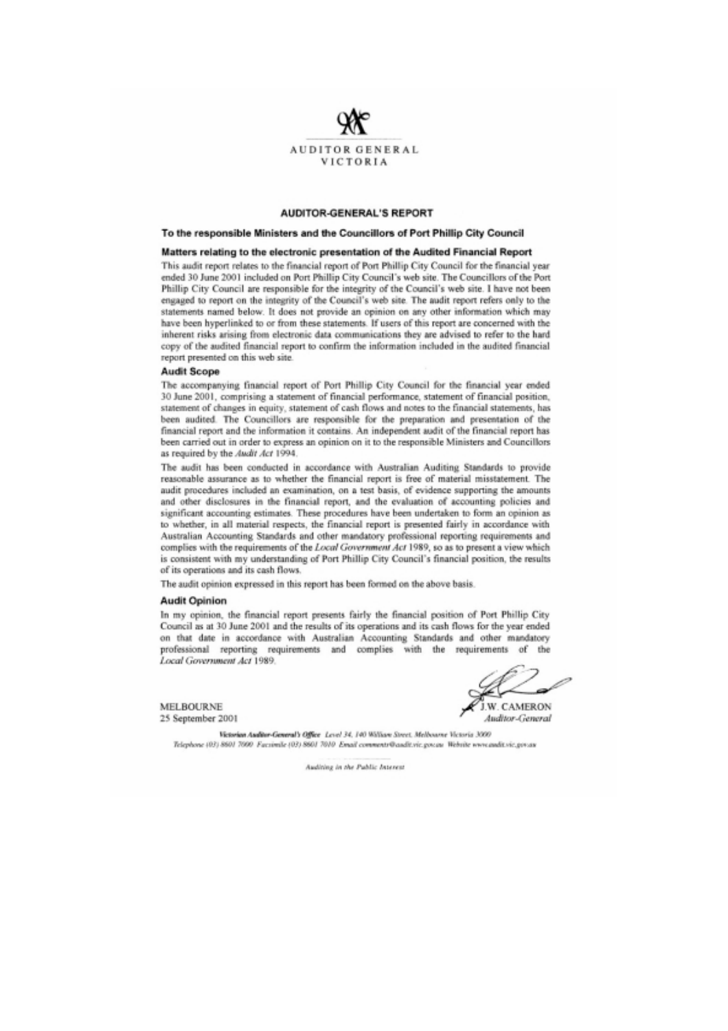AUDITOR GENERAL
VICTORIA

## AUDITOR-GENERAL'S REPORT

### To the responsible Ministers and the Councillors of Port Phillip City Council

### Matters relating to the electronic presentation of the Audited Financial Report

This audit report relates to the financial report of Port Phillip City Council for the financial year ended 30 June 2001 included on Port Phillip City Council's web site. The Councillors of the Port Phillip City Council are responsible for the integrity of the Council's web site. I have not been engaged to report on the integrity of the Council's web site. The audit report refers only to the statements named below. It does not provide an opinion on any other information which may have been hyperlinked to or from these statements. If users of this report are concerned with the inherent risks arising from electronic data communications they are advised to refer to the hard copy of the audited financial report to confirm the information included in the audited financial report presented on this web site.

### Audit Scope

The accompanying financial report of Port Phillip City Council for the financial year ended 30 June 2001, comprising a statement of financial performance, statement of financial position, statement of changes in equity, statement of cash flows and notes to the financial statements, has been audited. The Councillors are responsible for the preparation and presentation of the financial report and the information it contains. An independent audit of the financial report has been carried out in order to express an opinion on it to the responsible Ministers and Councillors as required by the *Audit Act* 1994.

The audit has been conducted in accordance with Australian Auditing Standards to provide reasonable assurance as to whether the financial report is free of material misstatement. The audit procedures included an examination, on a test basis, of evidence supporting the amounts and other disclosures in the financial report, and the evaluation of accounting policies and significant accounting estimates. These procedures have been undertaken to form an opinion as to whether, in all material respects, the financial report is presented fairly in accordance with Australian Accounting Standards and other mandatory professional reporting requirements and complies with the requirements of the *Local Government Act* 1989, so as to present a view which is consistent with my understanding of Port Phillip City Council's financial position, the results of its operations and its cash flows.

The audit opinion expressed in this report has been formed on the above basis.

### Audit Opinion

In my opinion, the financial report presents fairly the financial position of Port Phillip City Council as at 30 June 2001 and the results of its operations and its cash flows for the year ended on that date in accordance with Australian Accounting Standards and other mandatory professional reporting requirements and complies with the requirements of the *Local Government Act* 1989.

MELBOURNE
25 September 2001

J.W. CAMERON
*Auditor-General*

*Victorian Auditor-General's Office* Level 34, 140 William Street, Melbourne Victoria 3000
Telephone (03) 8601 7000 Facsimile (03) 8601 7010 Email comments@audit.vic.gov.au Website www.audit.vic.gov.au

*Auditing in the Public Interest*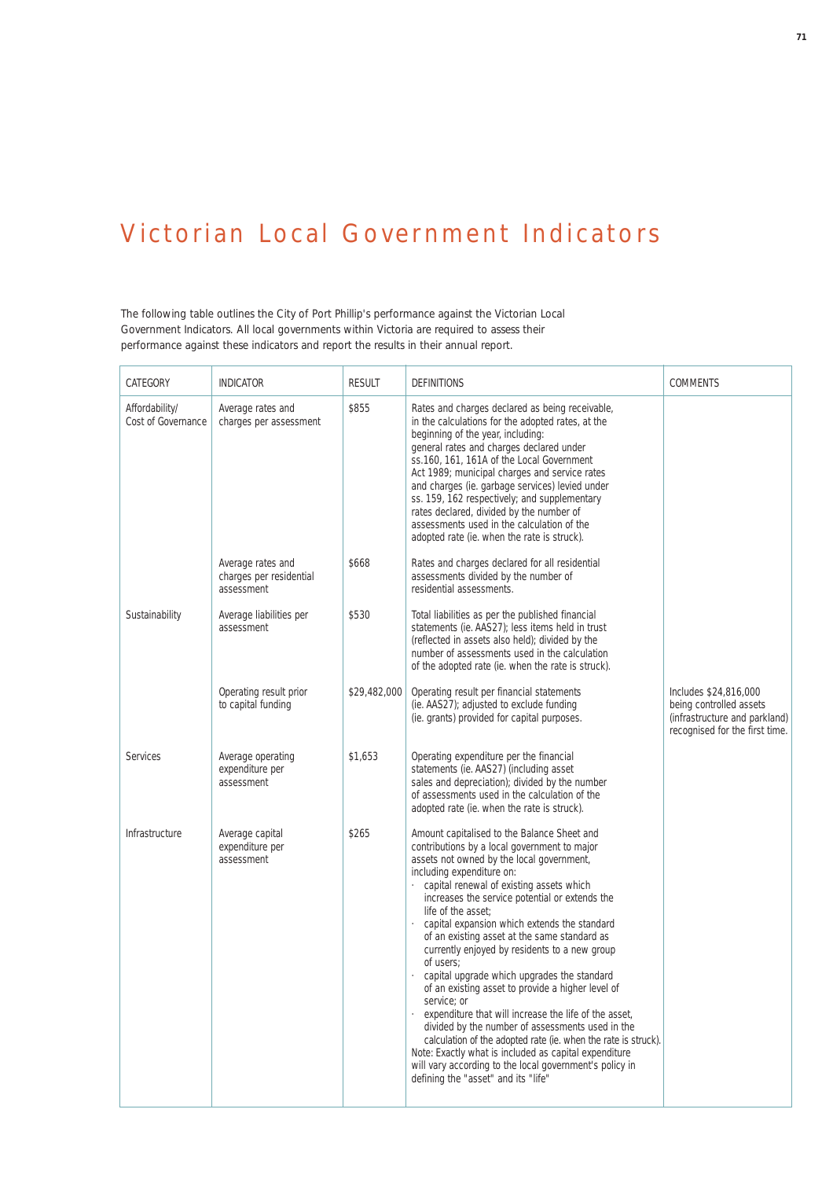# Victorian Local Government Indicators

The following table outlines the City of Port Phillip's performance against the Victorian Local Government Indicators. All local governments within Victoria are required to assess their performance against these indicators and report the results in their annual report.

| CATEGORY | INDICATOR | RESULT | DEFINITIONS | COMMENTS |
|---|---|---|---|---|
| Affordability/ Cost of Governance | Average rates and charges per assessment | $855 | Rates and charges declared as being receivable, in the calculations for the adopted rates, at the beginning of the year, including: general rates and charges declared under ss.160, 161, 161A of the Local Government Act 1989; municipal charges and service rates and charges (ie. garbage services) levied under ss. 159, 162 respectively; and supplementary rates declared, divided by the number of assessments used in the calculation of the adopted rate (ie. when the rate is struck). | |
| | Average rates and charges per residential assessment | $668 | Rates and charges declared for all residential assessments divided by the number of residential assessments. | |
| Sustainability | Average liabilities per assessment | $530 | Total liabilities as per the published financial statements (ie. AAS27); less items held in trust (reflected in assets also held); divided by the number of assessments used in the calculation of the adopted rate (ie. when the rate is struck). | |
| | Operating result prior to capital funding | $29,482,000 | Operating result per financial statements (ie. AAS27); adjusted to exclude funding (ie. grants) provided for capital purposes. | Includes $24,816,000 being controlled assets (infrastructure and parkland) recognised for the first time. |
| Services | Average operating expenditure per assessment | $1,653 | Operating expenditure per the financial statements (ie. AAS27) (including asset sales and depreciation); divided by the number of assessments used in the calculation of the adopted rate (ie. when the rate is struck). | |
| Infrastructure | Average capital expenditure per assessment | $265 | Amount capitalised to the Balance Sheet and contributions by a local government to major assets not owned by the local government, including expenditure on: · capital renewal of existing assets which increases the service potential or extends the life of the asset; · capital expansion which extends the standard of an existing asset at the same standard as currently enjoyed by residents to a new group of users; · capital upgrade which upgrades the standard of an existing asset to provide a higher level of service; or · expenditure that will increase the life of the asset, divided by the number of assessments used in the calculation of the adopted rate (ie. when the rate is struck). Note: Exactly what is included as capital expenditure will vary according to the local government's policy in defining the "asset" and its "life" | |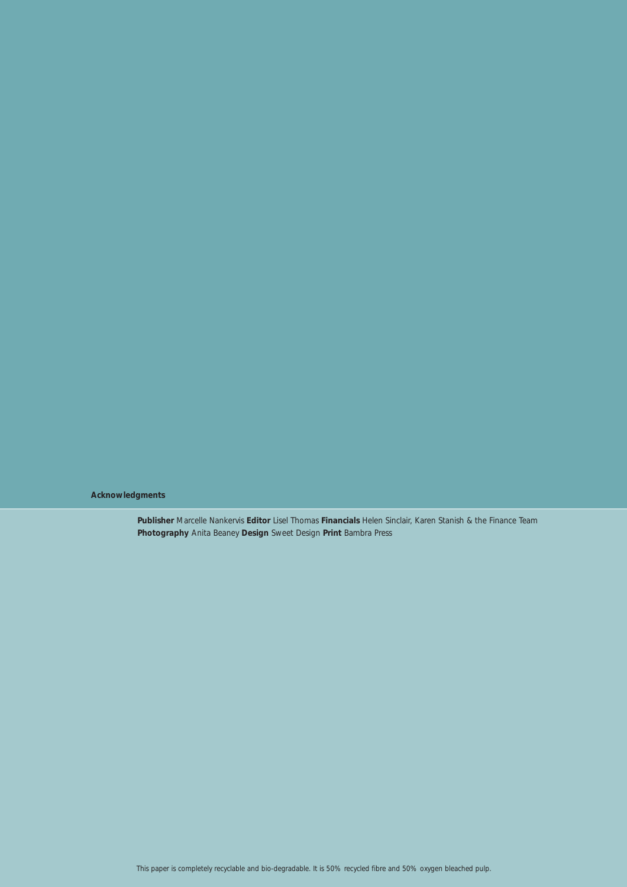## Acknowledgments

**Publisher** Marcelle Nankervis **Editor** Lisel Thomas **Financials** Helen Sinclair, Karen Stanish & the Finance Team **Photography** Anita Beaney **Design** Sweet Design **Print** Bambra Press

This paper is completely recyclable and bio-degradable. It is 50% recycled fibre and 50% oxygen bleached pulp.